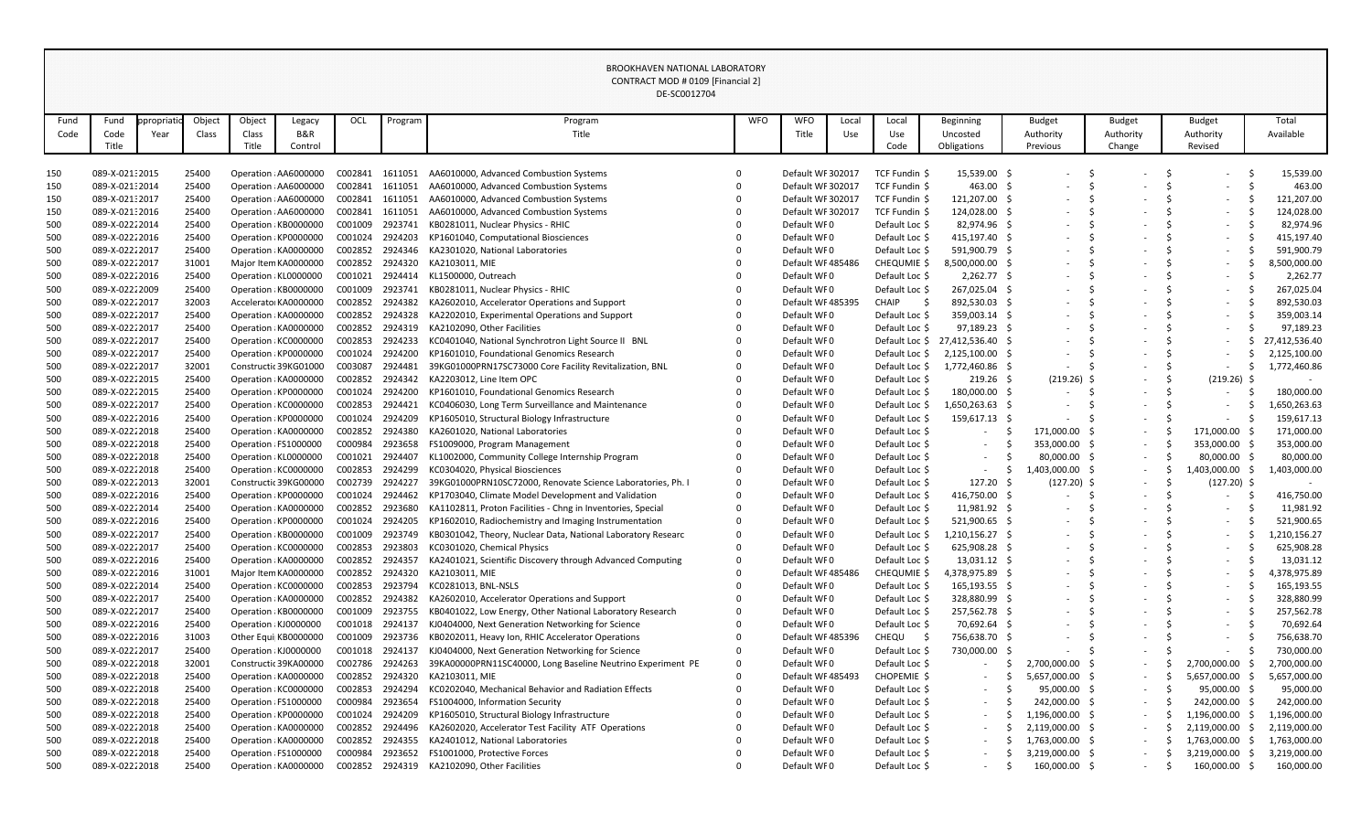BROOKHAVEN NATIONAL LABORATORY
CONTRACT MOD # 0109 [Financial 2]
DE-SC0012704

| Fund Code | Fund Code Title | Appropriation Year | Object Class | Object Class Title | Legacy B&R Control | OCL | Program | Program Title | WFO | WFO Title | Local Use | Local Use Code | Beginning Uncosted Obligations | Budget Authority Previous | Budget Authority Change | Budget Authority Revised | Total Available |
|---|---|---|---|---|---|---|---|---|---|---|---|---|---|---|---|---|---|
| 150 | 089-X-0213 | 2015 | 25400 | Operation | AA6000000 | C002841 | 1611051 | AA6010000, Advanced Combustion Systems | 0 | Default WF | 302017 | TCF Fundin | $ 15,539.00 | $ - | $ - | $ - | $ 15,539.00 |
| 150 | 089-X-0213 | 2014 | 25400 | Operation | AA6000000 | C002841 | 1611051 | AA6010000, Advanced Combustion Systems | 0 | Default WF | 302017 | TCF Fundin | $ 463.00 | $ - | $ - | $ - | $ 463.00 |
| 150 | 089-X-0213 | 2017 | 25400 | Operation | AA6000000 | C002841 | 1611051 | AA6010000, Advanced Combustion Systems | 0 | Default WF | 302017 | TCF Fundin | $ 121,207.00 | $ - | $ - | $ - | $ 121,207.00 |
| 150 | 089-X-0213 | 2016 | 25400 | Operation | AA6000000 | C002841 | 1611051 | AA6010000, Advanced Combustion Systems | 0 | Default WF | 302017 | TCF Fundin | $ 124,028.00 | $ - | $ - | $ - | $ 124,028.00 |
| 500 | 089-X-0222 | 2014 | 25400 | Operation | KB0000000 | C001009 | 2923741 | KB0281011, Nuclear Physics - RHIC | 0 | Default WF | 0 | Default Loc | $ 82,974.96 | $ - | $ - | $ - | $ 82,974.96 |
| 500 | 089-X-0222 | 2016 | 25400 | Operation | KP0000000 | C001024 | 2924203 | KP1601040, Computational Biosciences | 0 | Default WF | 0 | Default Loc | $ 415,197.40 | $ - | $ - | $ - | $ 415,197.40 |
| 500 | 089-X-0222 | 2017 | 25400 | Operation | KA0000000 | C002852 | 2924346 | KA2301020, National Laboratories | 0 | Default WF | 0 | Default Loc | $ 591,900.79 | $ - | $ - | $ - | $ 591,900.79 |
| 500 | 089-X-0222 | 2017 | 31001 | Major Item | KA0000000 | C002852 | 2924320 | KA2103011, MIE | 0 | Default WF | 485486 | CHEQUMIE | $ 8,500,000.00 | $ - | $ - | $ - | $ 8,500,000.00 |
| 500 | 089-X-0222 | 2016 | 25400 | Operation | KL0000000 | C001021 | 2924414 | KL1500000, Outreach | 0 | Default WF | 0 | Default Loc | $ 2,262.77 | $ - | $ - | $ - | $ 2,262.77 |
| 500 | 089-X-0222 | 2009 | 25400 | Operation | KB0000000 | C001009 | 2923741 | KB0281011, Nuclear Physics - RHIC | 0 | Default WF | 0 | Default Loc | $ 267,025.04 | $ - | $ - | $ - | $ 267,025.04 |
| 500 | 089-X-0222 | 2017 | 32003 | Accelerator | KA0000000 | C002852 | 2924382 | KA2602010, Accelerator Operations and Support | 0 | Default WF | 485395 | CHAIP | $ 892,530.03 | $ - | $ - | $ - | $ 892,530.03 |
| 500 | 089-X-0222 | 2017 | 25400 | Operation | KA0000000 | C002852 | 2924328 | KA2202010, Experimental Operations and Support | 0 | Default WF | 0 | Default Loc | $ 359,003.14 | $ - | $ - | $ - | $ 359,003.14 |
| 500 | 089-X-0222 | 2017 | 25400 | Operation | KA0000000 | C002852 | 2924319 | KA2102090, Other Facilities | 0 | Default WF | 0 | Default Loc | $ 97,189.23 | $ - | $ - | $ - | $ 97,189.23 |
| 500 | 089-X-0222 | 2017 | 25400 | Operation | KC0000000 | C002853 | 2924233 | KC0401040, National Synchrotron Light Source II BNL | 0 | Default WF | 0 | Default Loc | $ 27,412,536.40 | $ - | $ - | $ - | $ 27,412,536.40 |
| 500 | 089-X-0222 | 2017 | 25400 | Operation | KP0000000 | C001024 | 2924200 | KP1601010, Foundational Genomics Research | 0 | Default WF | 0 | Default Loc | $ 2,125,100.00 | $ - | $ - | $ - | $ 2,125,100.00 |
| 500 | 089-X-0222 | 2017 | 32001 | Constructic | 39KG01000 | C003087 | 2924481 | 39KG01000PRN17SC73000 Core Facility Revitalization, BNL | 0 | Default WF | 0 | Default Loc | $ 1,772,460.86 | $ - | $ - | $ - | $ 1,772,460.86 |
| 500 | 089-X-0222 | 2015 | 25400 | Operation | KA0000000 | C002852 | 2924342 | KA2203012, Line Item OPC | 0 | Default WF | 0 | Default Loc | $ 219.26 | $ (219.26) | $ - | $ (219.26) | $ - |
| 500 | 089-X-0222 | 2015 | 25400 | Operation | KP0000000 | C001024 | 2924200 | KP1601010, Foundational Genomics Research | 0 | Default WF | 0 | Default Loc | $ 180,000.00 | $ - | $ - | $ - | $ 180,000.00 |
| 500 | 089-X-0222 | 2017 | 25400 | Operation | KC0000000 | C002853 | 2924421 | KC0406030, Long Term Surveillance and Maintenance | 0 | Default WF | 0 | Default Loc | $ 1,650,263.63 | $ - | $ - | $ - | $ 1,650,263.63 |
| 500 | 089-X-0222 | 2016 | 25400 | Operation | KP0000000 | C001024 | 2924209 | KP1605010, Structural Biology Infrastructure | 0 | Default WF | 0 | Default Loc | $ 159,617.13 | $ - | $ - | $ - | $ 159,617.13 |
| 500 | 089-X-0222 | 2018 | 25400 | Operation | KA0000000 | C002852 | 2924380 | KA2601020, National Laboratories | 0 | Default WF | 0 | Default Loc | $ - | $ 171,000.00 | $ - | $ 171,000.00 | $ 171,000.00 |
| 500 | 089-X-0222 | 2018 | 25400 | Operation | FS1000000 | C000984 | 2923658 | FS1009000, Program Management | 0 | Default WF | 0 | Default Loc | $ - | $ 353,000.00 | $ - | $ 353,000.00 | $ 353,000.00 |
| 500 | 089-X-0222 | 2018 | 25400 | Operation | KL0000000 | C001021 | 2924407 | KL1002000, Community College Internship Program | 0 | Default WF | 0 | Default Loc | $ - | $ 80,000.00 | $ - | $ 80,000.00 | $ 80,000.00 |
| 500 | 089-X-0222 | 2018 | 25400 | Operation | KC0000000 | C002853 | 2924299 | KC0304020, Physical Biosciences | 0 | Default WF | 0 | Default Loc | $ - | $ 1,403,000.00 | $ - | $ 1,403,000.00 | $ 1,403,000.00 |
| 500 | 089-X-0222 | 2013 | 32001 | Constructic | 39KG00000 | C002739 | 2924227 | 39KG01000PRN10SC72000, Renovate Science Laboratories, Ph. I | 0 | Default WF | 0 | Default Loc | $ 127.20 | $ (127.20) | $ - | $ (127.20) | $ - |
| 500 | 089-X-0222 | 2016 | 25400 | Operation | KP0000000 | C001024 | 2924462 | KP1703040, Climate Model Development and Validation | 0 | Default WF | 0 | Default Loc | $ 416,750.00 | $ - | $ - | $ - | $ 416,750.00 |
| 500 | 089-X-0222 | 2014 | 25400 | Operation | KA0000000 | C002852 | 2923680 | KA1102811, Proton Facilities - Chng in Inventories, Special | 0 | Default WF | 0 | Default Loc | $ 11,981.92 | $ - | $ - | $ - | $ 11,981.92 |
| 500 | 089-X-0222 | 2016 | 25400 | Operation | KP0000000 | C001024 | 2924205 | KP1602010, Radiochemistry and Imaging Instrumentation | 0 | Default WF | 0 | Default Loc | $ 521,900.65 | $ - | $ - | $ - | $ 521,900.65 |
| 500 | 089-X-0222 | 2017 | 25400 | Operation | KB0000000 | C001009 | 2923749 | KB0301042, Theory, Nuclear Data, National Laboratory Researc | 0 | Default WF | 0 | Default Loc | $ 1,210,156.27 | $ - | $ - | $ - | $ 1,210,156.27 |
| 500 | 089-X-0222 | 2017 | 25400 | Operation | KC0000000 | C002853 | 2923803 | KC0301020, Chemical Physics | 0 | Default WF | 0 | Default Loc | $ 625,908.28 | $ - | $ - | $ - | $ 625,908.28 |
| 500 | 089-X-0222 | 2016 | 25400 | Operation | KA0000000 | C002852 | 2924357 | KA2401021, Scientific Discovery through Advanced Computing | 0 | Default WF | 0 | Default Loc | $ 13,031.12 | $ - | $ - | $ - | $ 13,031.12 |
| 500 | 089-X-0222 | 2016 | 31001 | Major Item | KA0000000 | C002852 | 2924320 | KA2103011, MIE | 0 | Default WF | 485486 | CHEQUMIE | $ 4,378,975.89 | $ - | $ - | $ - | $ 4,378,975.89 |
| 500 | 089-X-0222 | 2014 | 25400 | Operation | KC0000000 | C002853 | 2923794 | KC0281013, BNL-NSLS | 0 | Default WF | 0 | Default Loc | $ 165,193.55 | $ - | $ - | $ - | $ 165,193.55 |
| 500 | 089-X-0222 | 2017 | 25400 | Operation | KA0000000 | C002852 | 2924382 | KA2602010, Accelerator Operations and Support | 0 | Default WF | 0 | Default Loc | $ 328,880.99 | $ - | $ - | $ - | $ 328,880.99 |
| 500 | 089-X-0222 | 2017 | 25400 | Operation | KB0000000 | C001009 | 2923755 | KB0401022, Low Energy, Other National Laboratory Research | 0 | Default WF | 0 | Default Loc | $ 257,562.78 | $ - | $ - | $ - | $ 257,562.78 |
| 500 | 089-X-0222 | 2016 | 25400 | Operation | KJ0000000 | C001018 | 2924137 | KJ0404000, Next Generation Networking for Science | 0 | Default WF | 0 | Default Loc | $ 70,692.64 | $ - | $ - | $ - | $ 70,692.64 |
| 500 | 089-X-0222 | 2016 | 31003 | Other Equi | KB0000000 | C001009 | 2923736 | KB0202011, Heavy Ion, RHIC Accelerator Operations | 0 | Default WF | 485396 | CHEQU | $ 756,638.70 | $ - | $ - | $ - | $ 756,638.70 |
| 500 | 089-X-0222 | 2017 | 25400 | Operation | KJ0000000 | C001018 | 2924137 | KJ0404000, Next Generation Networking for Science | 0 | Default WF | 0 | Default Loc | $ 730,000.00 | $ - | $ - | $ - | $ 730,000.00 |
| 500 | 089-X-0222 | 2018 | 32001 | Constructic | 39KA00000 | C002786 | 2924263 | 39KA00000PRN11SC40000, Long Baseline Neutrino Experiment PE | 0 | Default WF | 0 | Default Loc | $ - | $ 2,700,000.00 | $ - | $ 2,700,000.00 | $ 2,700,000.00 |
| 500 | 089-X-0222 | 2018 | 25400 | Operation | KA0000000 | C002852 | 2924320 | KA2103011, MIE | 0 | Default WF | 485493 | CHOPEMIE | $ - | $ 5,657,000.00 | $ - | $ 5,657,000.00 | $ 5,657,000.00 |
| 500 | 089-X-0222 | 2018 | 25400 | Operation | KC0000000 | C002853 | 2924294 | KC0202040, Mechanical Behavior and Radiation Effects | 0 | Default WF | 0 | Default Loc | $ - | $ 95,000.00 | $ - | $ 95,000.00 | $ 95,000.00 |
| 500 | 089-X-0222 | 2018 | 25400 | Operation | FS1000000 | C000984 | 2923654 | FS1004000, Information Security | 0 | Default WF | 0 | Default Loc | $ - | $ 242,000.00 | $ - | $ 242,000.00 | $ 242,000.00 |
| 500 | 089-X-0222 | 2018 | 25400 | Operation | KP0000000 | C001024 | 2924209 | KP1605010, Structural Biology Infrastructure | 0 | Default WF | 0 | Default Loc | $ - | $ 1,196,000.00 | $ - | $ 1,196,000.00 | $ 1,196,000.00 |
| 500 | 089-X-0222 | 2018 | 25400 | Operation | KA0000000 | C002852 | 2924496 | KA2602020, Accelerator Test Facility ATF Operations | 0 | Default WF | 0 | Default Loc | $ - | $ 2,119,000.00 | $ - | $ 2,119,000.00 | $ 2,119,000.00 |
| 500 | 089-X-0222 | 2018 | 25400 | Operation | KA0000000 | C002852 | 2924355 | KA2401012, National Laboratories | 0 | Default WF | 0 | Default Loc | $ - | $ 1,763,000.00 | $ - | $ 1,763,000.00 | $ 1,763,000.00 |
| 500 | 089-X-0222 | 2018 | 25400 | Operation | FS1000000 | C000984 | 2923652 | FS1001000, Protective Forces | 0 | Default WF | 0 | Default Loc | $ - | $ 3,219,000.00 | $ - | $ 3,219,000.00 | $ 3,219,000.00 |
| 500 | 089-X-0222 | 2018 | 25400 | Operation | KA0000000 | C002852 | 2924319 | KA2102090, Other Facilities | 0 | Default WF | 0 | Default Loc | $ - | $ 160,000.00 | $ - | $ 160,000.00 | $ 160,000.00 |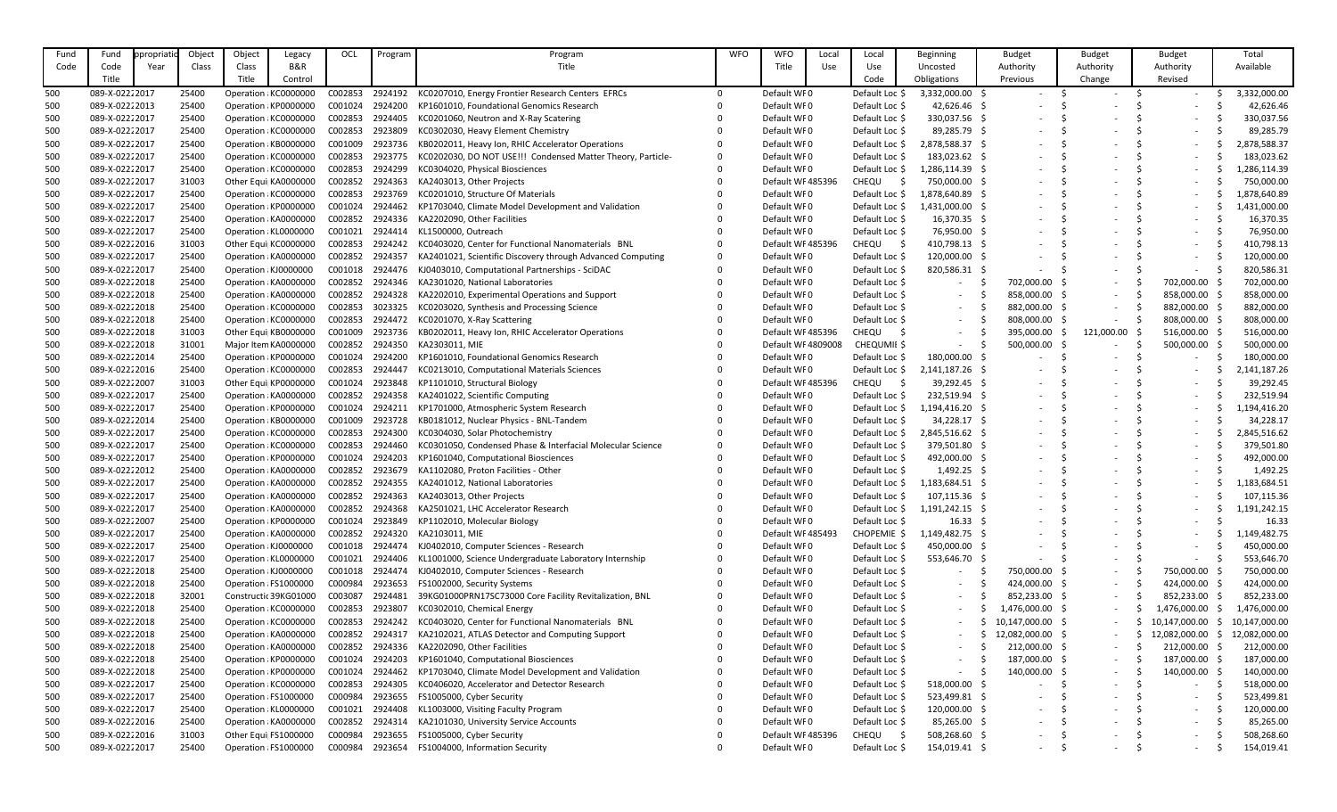| Fund Code | Fund Code Title | Appropriation Year | Object Class | Object Class Title | Legacy B&R Control | OCL | Program | Program Title | WFO | WFO Title | Local Use | Local Use Code | Beginning Uncosted Obligations | Budget Authority Previous | Budget Authority Change | Budget Authority Revised | Total Available |
|---|---|---|---|---|---|---|---|---|---|---|---|---|---|---|---|---|---|
| 500 | 089-X-0222 | 2017 | 25400 | Operation | KC0000000 | C002853 | 2924192 | KC0207010, Energy Frontier Research Centers EFRCs | 0 | Default WFO | 0 | Default Loc | $ 3,332,000.00 | $ - | $ - | $ - | $ 3,332,000.00 |
| 500 | 089-X-0222 | 2013 | 25400 | Operation | KP0000000 | C001024 | 2924200 | KP1601010, Foundational Genomics Research | 0 | Default WFO | 0 | Default Loc | $ 42,626.46 | $ - | $ - | $ - | $ 42,626.46 |
| 500 | 089-X-0222 | 2017 | 25400 | Operation | KC0000000 | C002853 | 2924405 | KC0201060, Neutron and X-Ray Scatering | 0 | Default WFO | 0 | Default Loc | $ 330,037.56 | $ - | $ - | $ - | $ 330,037.56 |
| 500 | 089-X-0222 | 2017 | 25400 | Operation | KC0000000 | C002853 | 2923809 | KC0302030, Heavy Element Chemistry | 0 | Default WFO | 0 | Default Loc | $ 89,285.79 | $ - | $ - | $ - | $ 89,285.79 |
| 500 | 089-X-0222 | 2017 | 25400 | Operation | KB0000000 | C001009 | 2923736 | KB0202011, Heavy Ion, RHIC Accelerator Operations | 0 | Default WFO | 0 | Default Loc | $ 2,878,588.37 | $ - | $ - | $ - | $ 2,878,588.37 |
| 500 | 089-X-0222 | 2017 | 25400 | Operation | KC0000000 | C002853 | 2923775 | KC0202030, DO NOT USE!!! Condensed Matter Theory, Particle- | 0 | Default WFO | 0 | Default Loc | $ 183,023.62 | $ - | $ - | $ - | $ 183,023.62 |
| 500 | 089-X-0222 | 2017 | 25400 | Operation | KC0000000 | C002853 | 2924299 | KC0304020, Physical Biosciences | 0 | Default WFO | 0 | Default Loc | $ 1,286,114.39 | $ - | $ - | $ - | $ 1,286,114.39 |
| 500 | 089-X-0222 | 2017 | 31003 | Other Equi | KA0000000 | C002852 | 2924363 | KA2403013, Other Projects | 0 | Default WF | 485396 | CHEQU | $ 750,000.00 | $ - | $ - | $ - | $ 750,000.00 |
| 500 | 089-X-0222 | 2017 | 25400 | Operation | KC0000000 | C002853 | 2923769 | KC0201010, Structure Of Materials | 0 | Default WFO | 0 | Default Loc | $ 1,878,640.89 | $ - | $ - | $ - | $ 1,878,640.89 |
| 500 | 089-X-0222 | 2017 | 25400 | Operation | KP0000000 | C001024 | 2924462 | KP1703040, Climate Model Development and Validation | 0 | Default WFO | 0 | Default Loc | $ 1,431,000.00 | $ - | $ - | $ - | $ 1,431,000.00 |
| 500 | 089-X-0222 | 2017 | 25400 | Operation | KA0000000 | C002852 | 2924336 | KA2202090, Other Facilities | 0 | Default WFO | 0 | Default Loc | $ 16,370.35 | $ - | $ - | $ - | $ 16,370.35 |
| 500 | 089-X-0222 | 2017 | 25400 | Operation | KL0000000 | C001021 | 2924414 | KL1500000, Outreach | 0 | Default WFO | 0 | Default Loc | $ 76,950.00 | $ - | $ - | $ - | $ 76,950.00 |
| 500 | 089-X-0222 | 2016 | 31003 | Other Equi | KC0000000 | C002853 | 2924242 | KC0403020, Center for Functional Nanomaterials BNL | 0 | Default WF | 485396 | CHEQU | $ 410,798.13 | $ - | $ - | $ - | $ 410,798.13 |
| 500 | 089-X-0222 | 2017 | 25400 | Operation | KA0000000 | C002852 | 2924357 | KA2401021, Scientific Discovery through Advanced Computing | 0 | Default WFO | 0 | Default Loc | $ 120,000.00 | $ - | $ - | $ - | $ 120,000.00 |
| 500 | 089-X-0222 | 2017 | 25400 | Operation | KJ0000000 | C001018 | 2924476 | KJ0403010, Computational Partnerships - SciDAC | 0 | Default WFO | 0 | Default Loc | $ 820,586.31 | $ - | $ - | $ - | $ 820,586.31 |
| 500 | 089-X-0222 | 2018 | 25400 | Operation | KA0000000 | C002852 | 2924346 | KA2301020, National Laboratories | 0 | Default WFO | 0 | Default Loc | $ - | $ 702,000.00 | $ - | $ 702,000.00 | $ 702,000.00 |
| 500 | 089-X-0222 | 2018 | 25400 | Operation | KA0000000 | C002852 | 2924328 | KA2202010, Experimental Operations and Support | 0 | Default WFO | 0 | Default Loc | $ - | $ 858,000.00 | $ - | $ 858,000.00 | $ 858,000.00 |
| 500 | 089-X-0222 | 2018 | 25400 | Operation | KC0000000 | C002853 | 3023325 | KC0203020, Synthesis and Processing Science | 0 | Default WFO | 0 | Default Loc | $ - | $ 882,000.00 | $ - | $ 882,000.00 | $ 882,000.00 |
| 500 | 089-X-0222 | 2018 | 25400 | Operation | KC0000000 | C002853 | 2924472 | KC0201070, X-Ray Scattering | 0 | Default WFO | 0 | Default Loc | $ - | $ 808,000.00 | $ - | $ 808,000.00 | $ 808,000.00 |
| 500 | 089-X-0222 | 2018 | 31003 | Other Equi | KB0000000 | C001009 | 2923736 | KB0202011, Heavy Ion, RHIC Accelerator Operations | 0 | Default WF | 485396 | CHEQU | $ - | $ 395,000.00 | $ 121,000.00 | $ 516,000.00 | $ 516,000.00 |
| 500 | 089-X-0222 | 2018 | 31001 | Major Item | KA0000000 | C002852 | 2924350 | KA2303011, MIE | 0 | Default WF | 4809008 | CHEQUMIE | $ - | $ 500,000.00 | $ - | $ 500,000.00 | $ 500,000.00 |
| 500 | 089-X-0222 | 2014 | 25400 | Operation | KP0000000 | C001024 | 2924200 | KP1601010, Foundational Genomics Research | 0 | Default WFO | 0 | Default Loc | $ 180,000.00 | $ - | $ - | $ - | $ 180,000.00 |
| 500 | 089-X-0222 | 2016 | 25400 | Operation | KC0000000 | C002853 | 2924447 | KC0213010, Computational Materials Sciences | 0 | Default WFO | 0 | Default Loc | $ 2,141,187.26 | $ - | $ - | $ - | $ 2,141,187.26 |
| 500 | 089-X-0222 | 2007 | 31003 | Other Equi | KP0000000 | C001024 | 2923848 | KP1101010, Structural Biology | 0 | Default WF | 485396 | CHEQU | $ 39,292.45 | $ - | $ - | $ - | $ 39,292.45 |
| 500 | 089-X-0222 | 2017 | 25400 | Operation | KA0000000 | C002852 | 2924358 | KA2401022, Scientific Computing | 0 | Default WFO | 0 | Default Loc | $ 232,519.94 | $ - | $ - | $ - | $ 232,519.94 |
| 500 | 089-X-0222 | 2017 | 25400 | Operation | KP0000000 | C001024 | 2924211 | KP1701000, Atmospheric System Research | 0 | Default WFO | 0 | Default Loc | $ 1,194,416.20 | $ - | $ - | $ - | $ 1,194,416.20 |
| 500 | 089-X-0222 | 2014 | 25400 | Operation | KB0000000 | C001009 | 2923728 | KB0181012, Nuclear Physics - BNL-Tandem | 0 | Default WFO | 0 | Default Loc | $ 34,228.17 | $ - | $ - | $ - | $ 34,228.17 |
| 500 | 089-X-0222 | 2017 | 25400 | Operation | KC0000000 | C002853 | 2924300 | KC0304030, Solar Photochemistry | 0 | Default WFO | 0 | Default Loc | $ 2,845,516.62 | $ - | $ - | $ - | $ 2,845,516.62 |
| 500 | 089-X-0222 | 2017 | 25400 | Operation | KC0000000 | C002853 | 2924460 | KC0301050, Condensed Phase & Interfacial Molecular Science | 0 | Default WFO | 0 | Default Loc | $ 379,501.80 | $ - | $ - | $ - | $ 379,501.80 |
| 500 | 089-X-0222 | 2017 | 25400 | Operation | KP0000000 | C001024 | 2924203 | KP1601040, Computational Biosciences | 0 | Default WFO | 0 | Default Loc | $ 492,000.00 | $ - | $ - | $ - | $ 492,000.00 |
| 500 | 089-X-0222 | 2012 | 25400 | Operation | KA0000000 | C002852 | 2923679 | KA1102080, Proton Facilities - Other | 0 | Default WFO | 0 | Default Loc | $ 1,492.25 | $ - | $ - | $ - | $ 1,492.25 |
| 500 | 089-X-0222 | 2017 | 25400 | Operation | KA0000000 | C002852 | 2924355 | KA2401012, National Laboratories | 0 | Default WFO | 0 | Default Loc | $ 1,183,684.51 | $ - | $ - | $ - | $ 1,183,684.51 |
| 500 | 089-X-0222 | 2017 | 25400 | Operation | KA0000000 | C002852 | 2924363 | KA2403013, Other Projects | 0 | Default WFO | 0 | Default Loc | $ 107,115.36 | $ - | $ - | $ - | $ 107,115.36 |
| 500 | 089-X-0222 | 2017 | 25400 | Operation | KA0000000 | C002852 | 2924368 | KA2501021, LHC Accelerator Research | 0 | Default WFO | 0 | Default Loc | $ 1,191,242.15 | $ - | $ - | $ - | $ 1,191,242.15 |
| 500 | 089-X-0222 | 2007 | 25400 | Operation | KP0000000 | C001024 | 2923849 | KP1102010, Molecular Biology | 0 | Default WFO | 0 | Default Loc | $ 16.33 | $ - | $ - | $ - | $ 16.33 |
| 500 | 089-X-0222 | 2017 | 25400 | Operation | KA0000000 | C002852 | 2924320 | KA2103011, MIE | 0 | Default WF | 485493 | CHOPEMIE | $ 1,149,482.75 | $ - | $ - | $ - | $ 1,149,482.75 |
| 500 | 089-X-0222 | 2017 | 25400 | Operation | KJ0000000 | C001018 | 2924474 | KJ0402010, Computer Sciences - Research | 0 | Default WFO | 0 | Default Loc | $ 450,000.00 | $ - | $ - | $ - | $ 450,000.00 |
| 500 | 089-X-0222 | 2017 | 25400 | Operation | KL0000000 | C001021 | 2924406 | KL1001000, Science Undergraduate Laboratory Internship | 0 | Default WFO | 0 | Default Loc | $ 553,646.70 | $ - | $ - | $ - | $ 553,646.70 |
| 500 | 089-X-0222 | 2018 | 25400 | Operation | KJ0000000 | C001018 | 2924474 | KJ0402010, Computer Sciences - Research | 0 | Default WFO | 0 | Default Loc | $ - | $ 750,000.00 | $ - | $ 750,000.00 | $ 750,000.00 |
| 500 | 089-X-0222 | 2018 | 25400 | Operation | FS1000000 | C000984 | 2923653 | FS1002000, Security Systems | 0 | Default WFO | 0 | Default Loc | $ - | $ 424,000.00 | $ - | $ 424,000.00 | $ 424,000.00 |
| 500 | 089-X-0222 | 2018 | 32001 | Constructio | 39KG01000 | C003087 | 2924481 | 39KG01000PRN17SC73000 Core Facility Revitalization, BNL | 0 | Default WFO | 0 | Default Loc | $ - | $ 852,233.00 | $ - | $ 852,233.00 | $ 852,233.00 |
| 500 | 089-X-0222 | 2018 | 25400 | Operation | KC0000000 | C002853 | 2923807 | KC0302010, Chemical Energy | 0 | Default WFO | 0 | Default Loc | $ - | $ 1,476,000.00 | $ - | $ 1,476,000.00 | $ 1,476,000.00 |
| 500 | 089-X-0222 | 2018 | 25400 | Operation | KC0000000 | C002853 | 2924242 | KC0403020, Center for Functional Nanomaterials BNL | 0 | Default WFO | 0 | Default Loc | $ - | $ 10,147,000.00 | $ - | $ 10,147,000.00 | $ 10,147,000.00 |
| 500 | 089-X-0222 | 2018 | 25400 | Operation | KA0000000 | C002852 | 2924317 | KA2102021, ATLAS Detector and Computing Support | 0 | Default WFO | 0 | Default Loc | $ - | $ 12,082,000.00 | $ - | $ 12,082,000.00 | $ 12,082,000.00 |
| 500 | 089-X-0222 | 2018 | 25400 | Operation | KA0000000 | C002852 | 2924336 | KA2202090, Other Facilities | 0 | Default WFO | 0 | Default Loc | $ - | $ 212,000.00 | $ - | $ 212,000.00 | $ 212,000.00 |
| 500 | 089-X-0222 | 2018 | 25400 | Operation | KP0000000 | C001024 | 2924203 | KP1601040, Computational Biosciences | 0 | Default WFO | 0 | Default Loc | $ - | $ 187,000.00 | $ - | $ 187,000.00 | $ 187,000.00 |
| 500 | 089-X-0222 | 2018 | 25400 | Operation | KP0000000 | C001024 | 2924462 | KP1703040, Climate Model Development and Validation | 0 | Default WFO | 0 | Default Loc | $ - | $ 140,000.00 | $ - | $ 140,000.00 | $ 140,000.00 |
| 500 | 089-X-0222 | 2017 | 25400 | Operation | KC0000000 | C002853 | 2924305 | KC0406020, Accelerator and Detector Research | 0 | Default WFO | 0 | Default Loc | $ 518,000.00 | $ - | $ - | $ - | $ 518,000.00 |
| 500 | 089-X-0222 | 2017 | 25400 | Operation | FS1000000 | C000984 | 2923655 | FS1005000, Cyber Security | 0 | Default WFO | 0 | Default Loc | $ 523,499.81 | $ - | $ - | $ - | $ 523,499.81 |
| 500 | 089-X-0222 | 2017 | 25400 | Operation | KL0000000 | C001021 | 2924408 | KL1003000, Visiting Faculty Program | 0 | Default WFO | 0 | Default Loc | $ 120,000.00 | $ - | $ - | $ - | $ 120,000.00 |
| 500 | 089-X-0222 | 2016 | 25400 | Operation | KA0000000 | C002852 | 2924314 | KA2101030, University Service Accounts | 0 | Default WFO | 0 | Default Loc | $ 85,265.00 | $ - | $ - | $ - | $ 85,265.00 |
| 500 | 089-X-0222 | 2016 | 31003 | Other Equi | FS1000000 | C000984 | 2923655 | FS1005000, Cyber Security | 0 | Default WF | 485396 | CHEQU | $ 508,268.60 | $ - | $ - | $ - | $ 508,268.60 |
| 500 | 089-X-0222 | 2017 | 25400 | Operation | FS1000000 | C000984 | 2923654 | FS1004000, Information Security | 0 | Default WFO | 0 | Default Loc | $ 154,019.41 | $ - | $ - | $ - | $ 154,019.41 |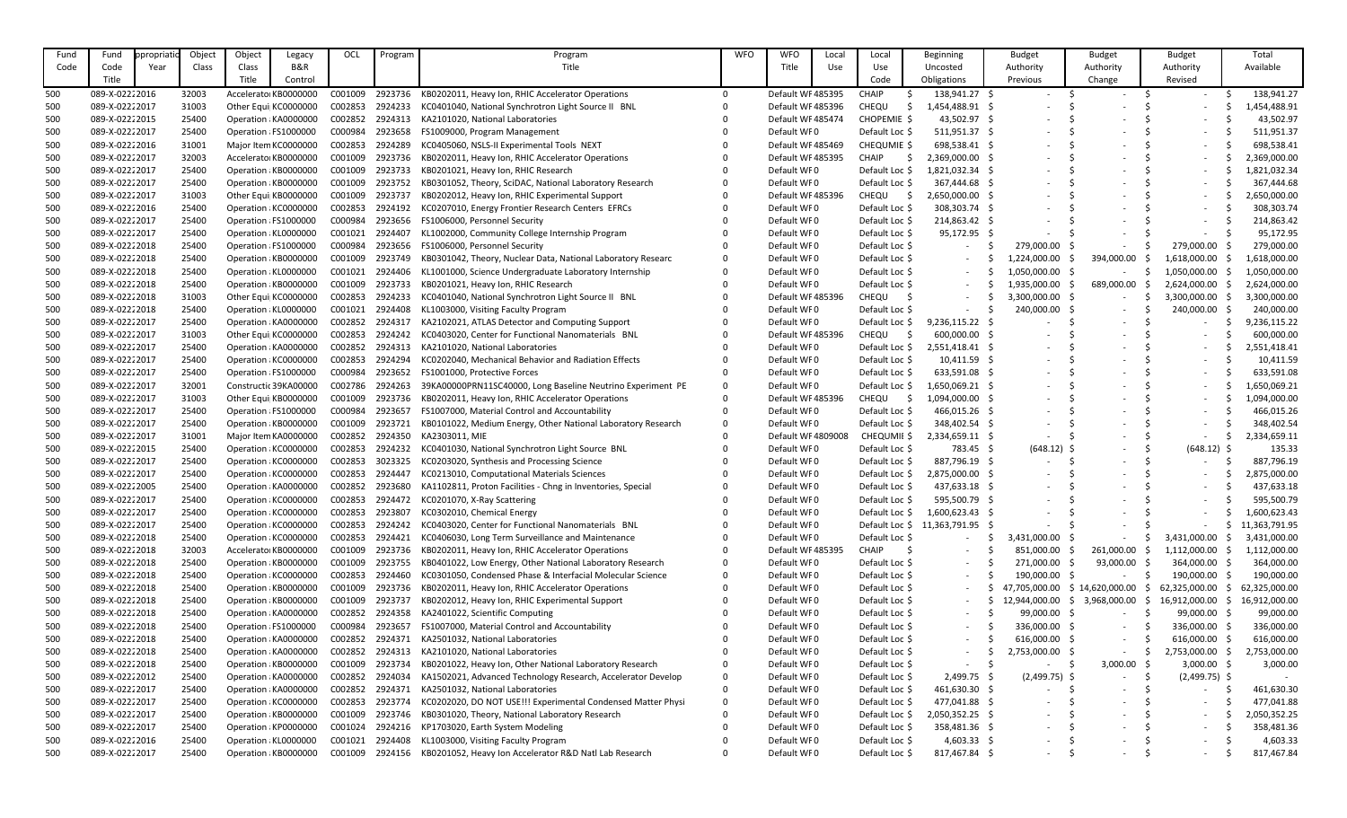| Fund Code | Fund Code Title | Appropriation Year | Object Class | Object Class Title | Legacy B&R Control | OCL | Program | Program Title | WFO | WFO Title | Local Use | Local Use Code | Beginning Uncosted Obligations | Budget Authority Previous | Budget Authority Change | Budget Authority Revised | Total Available |
|---|---|---|---|---|---|---|---|---|---|---|---|---|---|---|---|---|---|
| 500 | 089-X-0222 | 2016 | 32003 | Accelerator | KB0000000 | C001009 | 2923736 | KB0202011, Heavy Ion, RHIC Accelerator Operations | 0 | Default WF | 485395 | CHAIP | $ 138,941.27 | $ - | $ - | $ - | $ 138,941.27 |
| 500 | 089-X-0222 | 2017 | 31003 | Other Equi | KC0000000 | C002853 | 2924233 | KC0401040, National Synchrotron Light Source II BNL | 0 | Default WF | 485396 | CHEQU | $ 1,454,488.91 | $ - | $ - | $ - | $ 1,454,488.91 |
| 500 | 089-X-0222 | 2015 | 25400 | Operation | KA0000000 | C002852 | 2924313 | KA2101020, National Laboratories | 0 | Default WF | 485474 | CHOPEMIE | $ 43,502.97 | $ - | $ - | $ - | $ 43,502.97 |
| 500 | 089-X-0222 | 2017 | 25400 | Operation | FS1000000 | C000984 | 2923658 | FS1009000, Program Management | 0 | Default WF | 0 | Default Loc | $ 511,951.37 | $ - | $ - | $ - | $ 511,951.37 |
| 500 | 089-X-0222 | 2016 | 31001 | Major Item | KC0000000 | C002853 | 2924289 | KC0405060, NSLS-II Experimental Tools NEXT | 0 | Default WF | 485469 | CHEQUMIE | $ 698,538.41 | $ - | $ - | $ - | $ 698,538.41 |
| 500 | 089-X-0222 | 2017 | 32003 | Accelerator | KB0000000 | C001009 | 2923736 | KB0202011, Heavy Ion, RHIC Accelerator Operations | 0 | Default WF | 485395 | CHAIP | $ 2,369,000.00 | $ - | $ - | $ - | $ 2,369,000.00 |
| 500 | 089-X-0222 | 2017 | 25400 | Operation | KB0000000 | C001009 | 2923733 | KB0201021, Heavy Ion, RHIC Research | 0 | Default WF | 0 | Default Loc | $ 1,821,032.34 | $ - | $ - | $ - | $ 1,821,032.34 |
| 500 | 089-X-0222 | 2017 | 25400 | Operation | KB0000000 | C001009 | 2923752 | KB0301052, Theory, SciDAC, National Laboratory Research | 0 | Default WF | 0 | Default Loc | $ 367,444.68 | $ - | $ - | $ - | $ 367,444.68 |
| 500 | 089-X-0222 | 2017 | 31003 | Other Equi | KB0000000 | C001009 | 2923737 | KB0202012, Heavy Ion, RHIC Experimental Support | 0 | Default WF | 485396 | CHEQU | $ 2,650,000.00 | $ - | $ - | $ - | $ 2,650,000.00 |
| 500 | 089-X-0222 | 2016 | 25400 | Operation | KC0000000 | C002853 | 2924192 | KC0207010, Energy Frontier Research Centers EFRCs | 0 | Default WF | 0 | Default Loc | $ 308,303.74 | $ - | $ - | $ - | $ 308,303.74 |
| 500 | 089-X-0222 | 2017 | 25400 | Operation | FS1000000 | C000984 | 2923656 | FS1006000, Personnel Security | 0 | Default WF | 0 | Default Loc | $ 214,863.42 | $ - | $ - | $ - | $ 214,863.42 |
| 500 | 089-X-0222 | 2017 | 25400 | Operation | KL0000000 | C001021 | 2924407 | KL1002000, Community College Internship Program | 0 | Default WF | 0 | Default Loc | $ 95,172.95 | $ - | $ - | $ - | $ 95,172.95 |
| 500 | 089-X-0222 | 2018 | 25400 | Operation | FS1000000 | C000984 | 2923656 | FS1006000, Personnel Security | 0 | Default WF | 0 | Default Loc | $ - | $ 279,000.00 | $ - | $ 279,000.00 | $ 279,000.00 |
| 500 | 089-X-0222 | 2018 | 25400 | Operation | KB0000000 | C001009 | 2923749 | KB0301042, Theory, Nuclear Data, National Laboratory Researc | 0 | Default WF | 0 | Default Loc | $ - | $ 1,224,000.00 | $ 394,000.00 | $ 1,618,000.00 | $ 1,618,000.00 |
| 500 | 089-X-0222 | 2018 | 25400 | Operation | KL0000000 | C001021 | 2924406 | KL1001000, Science Undergraduate Laboratory Internship | 0 | Default WF | 0 | Default Loc | $ - | $ 1,050,000.00 | $ - | $ 1,050,000.00 | $ 1,050,000.00 |
| 500 | 089-X-0222 | 2018 | 25400 | Operation | KB0000000 | C001009 | 2923733 | KB0201021, Heavy Ion, RHIC Research | 0 | Default WF | 0 | Default Loc | $ - | $ 1,935,000.00 | $ 689,000.00 | $ 2,624,000.00 | $ 2,624,000.00 |
| 500 | 089-X-0222 | 2018 | 31003 | Other Equi | KC0000000 | C002853 | 2924233 | KC0401040, National Synchrotron Light Source II BNL | 0 | Default WF | 485396 | CHEQU | $ - | $ 3,300,000.00 | $ - | $ 3,300,000.00 | $ 3,300,000.00 |
| 500 | 089-X-0222 | 2018 | 25400 | Operation | KL0000000 | C001021 | 2924408 | KL1003000, Visiting Faculty Program | 0 | Default WF | 0 | Default Loc | $ - | $ 240,000.00 | $ - | $ 240,000.00 | $ 240,000.00 |
| 500 | 089-X-0222 | 2017 | 25400 | Operation | KA0000000 | C002852 | 2924317 | KA2102021, ATLAS Detector and Computing Support | 0 | Default WF | 0 | Default Loc | $ 9,236,115.22 | $ - | $ - | $ - | $ 9,236,115.22 |
| 500 | 089-X-0222 | 2017 | 31003 | Other Equi | KC0000000 | C002853 | 2924242 | KC0403020, Center for Functional Nanomaterials BNL | 0 | Default WF | 485396 | CHEQU | $ 600,000.00 | $ - | $ - | $ - | $ 600,000.00 |
| 500 | 089-X-0222 | 2017 | 25400 | Operation | KA0000000 | C002852 | 2924313 | KA2101020, National Laboratories | 0 | Default WF | 0 | Default Loc | $ 2,551,418.41 | $ - | $ - | $ - | $ 2,551,418.41 |
| 500 | 089-X-0222 | 2017 | 25400 | Operation | KC0000000 | C002853 | 2924294 | KC0202040, Mechanical Behavior and Radiation Effects | 0 | Default WF | 0 | Default Loc | $ 10,411.59 | $ - | $ - | $ - | $ 10,411.59 |
| 500 | 089-X-0222 | 2017 | 25400 | Operation | FS1000000 | C000984 | 2923652 | FS1001000, Protective Forces | 0 | Default WF | 0 | Default Loc | $ 633,591.08 | $ - | $ - | $ - | $ 633,591.08 |
| 500 | 089-X-0222 | 2017 | 32001 | Constructio | 39KA00000 | C002786 | 2924263 | 39KA00000PRN11SC40000, Long Baseline Neutrino Experiment PE | 0 | Default WF | 0 | Default Loc | $ 1,650,069.21 | $ - | $ - | $ - | $ 1,650,069.21 |
| 500 | 089-X-0222 | 2017 | 31003 | Other Equi | KB0000000 | C001009 | 2923736 | KB0202011, Heavy Ion, RHIC Accelerator Operations | 0 | Default WF | 485396 | CHEQU | $ 1,094,000.00 | $ - | $ - | $ - | $ 1,094,000.00 |
| 500 | 089-X-0222 | 2017 | 25400 | Operation | FS1000000 | C000984 | 2923657 | FS1007000, Material Control and Accountability | 0 | Default WF | 0 | Default Loc | $ 466,015.26 | $ - | $ - | $ - | $ 466,015.26 |
| 500 | 089-X-0222 | 2017 | 25400 | Operation | KB0000000 | C001009 | 2923721 | KB0101022, Medium Energy, Other National Laboratory Research | 0 | Default WF | 0 | Default Loc | $ 348,402.54 | $ - | $ - | $ - | $ 348,402.54 |
| 500 | 089-X-0222 | 2017 | 31001 | Major Item | KA0000000 | C002852 | 2924350 | KA2303011, MIE | 0 | Default WF | 4809008 | CHEQUMIE | $ 2,334,659.11 | $ - | $ - | $ - | $ 2,334,659.11 |
| 500 | 089-X-0222 | 2015 | 25400 | Operation | KC0000000 | C002853 | 2924232 | KC0401030, National Synchrotron Light Source BNL | 0 | Default WF | 0 | Default Loc | $ 783.45 | $ (648.12) | $ - | $ (648.12) | $ 135.33 |
| 500 | 089-X-0222 | 2017 | 25400 | Operation | KC0000000 | C002853 | 3023325 | KC0203020, Synthesis and Processing Science | 0 | Default WF | 0 | Default Loc | $ 887,796.19 | $ - | $ - | $ - | $ 887,796.19 |
| 500 | 089-X-0222 | 2017 | 25400 | Operation | KC0000000 | C002853 | 2924447 | KC0213010, Computational Materials Sciences | 0 | Default WF | 0 | Default Loc | $ 2,875,000.00 | $ - | $ - | $ - | $ 2,875,000.00 |
| 500 | 089-X-0222 | 2005 | 25400 | Operation | KA0000000 | C002852 | 2923680 | KA1102811, Proton Facilities - Chng in Inventories, Special | 0 | Default WF | 0 | Default Loc | $ 437,633.18 | $ - | $ - | $ - | $ 437,633.18 |
| 500 | 089-X-0222 | 2017 | 25400 | Operation | KC0000000 | C002853 | 2924472 | KC0201070, X-Ray Scattering | 0 | Default WF | 0 | Default Loc | $ 595,500.79 | $ - | $ - | $ - | $ 595,500.79 |
| 500 | 089-X-0222 | 2017 | 25400 | Operation | KC0000000 | C002853 | 2923807 | KC0302010, Chemical Energy | 0 | Default WF | 0 | Default Loc | $ 1,600,623.43 | $ - | $ - | $ - | $ 1,600,623.43 |
| 500 | 089-X-0222 | 2017 | 25400 | Operation | KC0000000 | C002853 | 2924242 | KC0403020, Center for Functional Nanomaterials BNL | 0 | Default WF | 0 | Default Loc | $ 11,363,791.95 | $ - | $ - | $ - | $ 11,363,791.95 |
| 500 | 089-X-0222 | 2018 | 25400 | Operation | KC0000000 | C002853 | 2924421 | KC0406030, Long Term Surveillance and Maintenance | 0 | Default WF | 0 | Default Loc | $ - | $ 3,431,000.00 | $ - | $ 3,431,000.00 | $ 3,431,000.00 |
| 500 | 089-X-0222 | 2018 | 32003 | Accelerator | KB0000000 | C001009 | 2923736 | KB0202011, Heavy Ion, RHIC Accelerator Operations | 0 | Default WF | 485395 | CHAIP | $ - | $ 851,000.00 | $ 261,000.00 | $ 1,112,000.00 | $ 1,112,000.00 |
| 500 | 089-X-0222 | 2018 | 25400 | Operation | KB0000000 | C001009 | 2923755 | KB0401022, Low Energy, Other National Laboratory Research | 0 | Default WF | 0 | Default Loc | $ - | $ 271,000.00 | $ 93,000.00 | $ 364,000.00 | $ 364,000.00 |
| 500 | 089-X-0222 | 2018 | 25400 | Operation | KC0000000 | C002853 | 2924460 | KC0301050, Condensed Phase & Interfacial Molecular Science | 0 | Default WF | 0 | Default Loc | $ - | $ 190,000.00 | $ - | $ 190,000.00 | $ 190,000.00 |
| 500 | 089-X-0222 | 2018 | 25400 | Operation | KB0000000 | C001009 | 2923736 | KB0202011, Heavy Ion, RHIC Accelerator Operations | 0 | Default WF | 0 | Default Loc | $ - | $ 47,705,000.00 | $ 14,620,000.00 | $ 62,325,000.00 | $ 62,325,000.00 |
| 500 | 089-X-0222 | 2018 | 25400 | Operation | KB0000000 | C001009 | 2923737 | KB0202012, Heavy Ion, RHIC Experimental Support | 0 | Default WF | 0 | Default Loc | $ - | $ 12,944,000.00 | $ 3,968,000.00 | $ 16,912,000.00 | $ 16,912,000.00 |
| 500 | 089-X-0222 | 2018 | 25400 | Operation | KA0000000 | C002852 | 2924358 | KA2401022, Scientific Computing | 0 | Default WF | 0 | Default Loc | $ - | $ 99,000.00 | $ - | $ 99,000.00 | $ 99,000.00 |
| 500 | 089-X-0222 | 2018 | 25400 | Operation | FS1000000 | C000984 | 2923657 | FS1007000, Material Control and Accountability | 0 | Default WF | 0 | Default Loc | $ - | $ 336,000.00 | $ - | $ 336,000.00 | $ 336,000.00 |
| 500 | 089-X-0222 | 2018 | 25400 | Operation | KA0000000 | C002852 | 2924371 | KA2501032, National Laboratories | 0 | Default WF | 0 | Default Loc | $ - | $ 616,000.00 | $ - | $ 616,000.00 | $ 616,000.00 |
| 500 | 089-X-0222 | 2018 | 25400 | Operation | KA0000000 | C002852 | 2924313 | KA2101020, National Laboratories | 0 | Default WF | 0 | Default Loc | $ - | $ 2,753,000.00 | $ - | $ 2,753,000.00 | $ 2,753,000.00 |
| 500 | 089-X-0222 | 2018 | 25400 | Operation | KB0000000 | C001009 | 2923734 | KB0201022, Heavy Ion, Other National Laboratory Research | 0 | Default WF | 0 | Default Loc | $ - | $ - | $ 3,000.00 | $ 3,000.00 | $ 3,000.00 |
| 500 | 089-X-0222 | 2012 | 25400 | Operation | KA0000000 | C002852 | 2924034 | KA1502021, Advanced Technology Research, Accelerator Develop | 0 | Default WF | 0 | Default Loc | $ 2,499.75 | $ (2,499.75) | $ - | $ (2,499.75) | $ - |
| 500 | 089-X-0222 | 2017 | 25400 | Operation | KA0000000 | C002852 | 2924371 | KA2501032, National Laboratories | 0 | Default WF | 0 | Default Loc | $ 461,630.30 | $ - | $ - | $ - | $ 461,630.30 |
| 500 | 089-X-0222 | 2017 | 25400 | Operation | KC0000000 | C002853 | 2923774 | KC0202020, DO NOT USE!!! Experimental Condensed Matter Physi | 0 | Default WF | 0 | Default Loc | $ 477,041.88 | $ - | $ - | $ - | $ 477,041.88 |
| 500 | 089-X-0222 | 2017 | 25400 | Operation | KB0000000 | C001009 | 2923746 | KB0301020, Theory, National Laboratory Research | 0 | Default WF | 0 | Default Loc | $ 2,050,352.25 | $ - | $ - | $ - | $ 2,050,352.25 |
| 500 | 089-X-0222 | 2017 | 25400 | Operation | KP0000000 | C001024 | 2924216 | KP1703020, Earth System Modeling | 0 | Default WF | 0 | Default Loc | $ 358,481.36 | $ - | $ - | $ - | $ 358,481.36 |
| 500 | 089-X-0222 | 2016 | 25400 | Operation | KL0000000 | C001021 | 2924408 | KL1003000, Visiting Faculty Program | 0 | Default WF | 0 | Default Loc | $ 4,603.33 | $ - | $ - | $ - | $ 4,603.33 |
| 500 | 089-X-0222 | 2017 | 25400 | Operation | KB0000000 | C001009 | 2924156 | KB0201052, Heavy Ion Accelerator R&D Natl Lab Research | 0 | Default WF | 0 | Default Loc | $ 817,467.84 | $ - | $ - | $ - | $ 817,467.84 |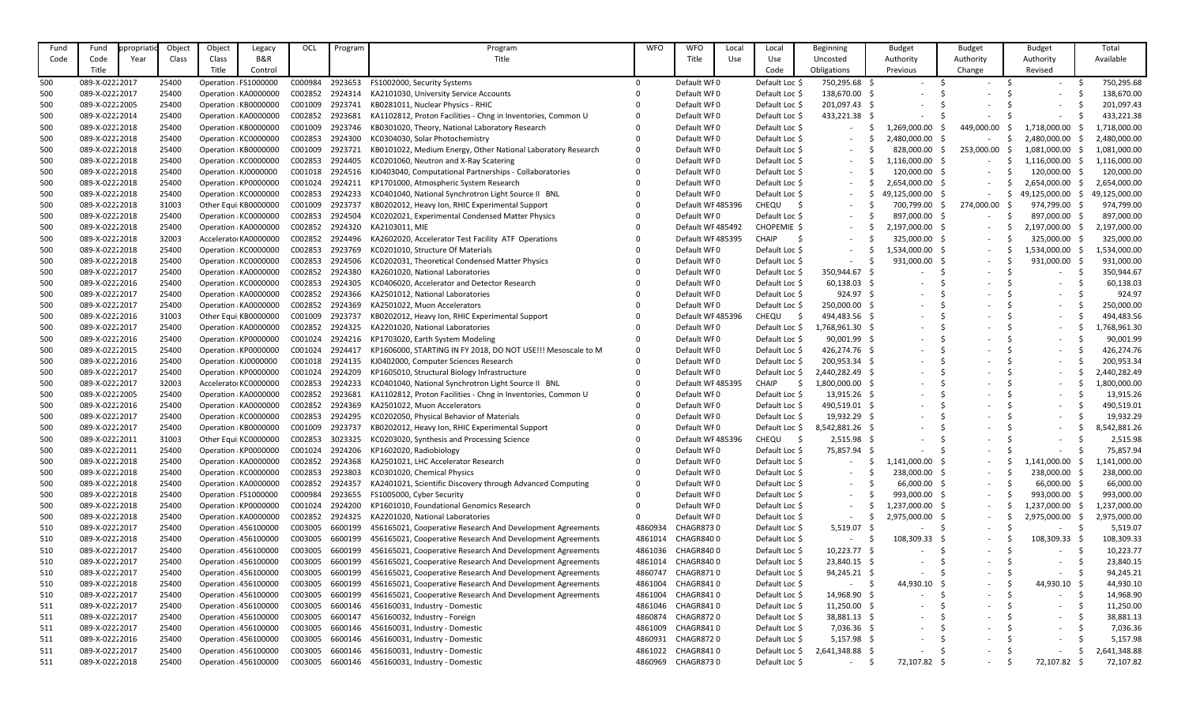| Fund Code | Fund Code Title | Appropriation Year | Object Class | Object Class Title | Legacy B&R Control | OCL | Program | Program Title | WFO | WFO Title | Local Use | Local Use Code | Beginning Uncosted Obligations | Budget Authority Previous | Budget Authority Change | Budget Authority Revised | Total Available |
|---|---|---|---|---|---|---|---|---|---|---|---|---|---|---|---|---|---|
| 500 | 089-X-0222 | 2017 | 25400 | Operation | FS1000000 | C000984 | 2923653 | FS1002000, Security Systems | 0 | Default WF | 0 | Default Loc | $ 750,295.68 | $ - | $ - | $ - | $ 750,295.68 |
| 500 | 089-X-0222 | 2017 | 25400 | Operation | KA0000000 | C002852 | 2924314 | KA2101030, University Service Accounts | 0 | Default WF | 0 | Default Loc | $ 138,670.00 | $ - | $ - | $ - | $ 138,670.00 |
| 500 | 089-X-0222 | 2005 | 25400 | Operation | KB0000000 | C001009 | 2923741 | KB0281011, Nuclear Physics - RHIC | 0 | Default WF | 0 | Default Loc | $ 201,097.43 | $ - | $ - | $ - | $ 201,097.43 |
| 500 | 089-X-0222 | 2014 | 25400 | Operation | KA0000000 | C002852 | 2923681 | KA1102812, Proton Facilities - Chng in Facilities, Common U | 0 | Default WF | 0 | Default Loc | $ 433,221.38 | $ - | $ - | $ - | $ 433,221.38 |
| 500 | 089-X-0222 | 2018 | 25400 | Operation | KB0000000 | C001009 | 2923746 | KB0301020, Theory, National Laboratory Research | 0 | Default WF | 0 | Default Loc | $ - | $ 1,269,000.00 | $ 449,000.00 | $ 1,718,000.00 | $ 1,718,000.00 |
| 500 | 089-X-0222 | 2018 | 25400 | Operation | KC0000000 | C002853 | 2924300 | KC0304030, Solar Photochemistry | 0 | Default WF | 0 | Default Loc | $ - | $ 2,480,000.00 | $ - | $ 2,480,000.00 | $ 2,480,000.00 |
| 500 | 089-X-0222 | 2018 | 25400 | Operation | KB0000000 | C001009 | 2923721 | KB0101022, Medium Energy, Other National Laboratory Research | 0 | Default WF | 0 | Default Loc | $ - | $ 828,000.00 | $ 253,000.00 | $ 1,081,000.00 | $ 1,081,000.00 |
| 500 | 089-X-0222 | 2018 | 25400 | Operation | KC0000000 | C002853 | 2924405 | KC0201060, Neutron and X-Ray Scatering | 0 | Default WF | 0 | Default Loc | $ - | $ 1,116,000.00 | $ - | $ 1,116,000.00 | $ 1,116,000.00 |
| 500 | 089-X-0222 | 2018 | 25400 | Operation | KJ0000000 | C001018 | 2924516 | KJ0403040, Computational Partnerships - Collaboratories | 0 | Default WF | 0 | Default Loc | $ - | $ 120,000.00 | $ - | $ 120,000.00 | $ 120,000.00 |
| 500 | 089-X-0222 | 2018 | 25400 | Operation | KP0000000 | C001024 | 2924211 | KP1701000, Atmospheric System Research | 0 | Default WF | 0 | Default Loc | $ - | $ 2,654,000.00 | $ - | $ 2,654,000.00 | $ 2,654,000.00 |
| 500 | 089-X-0222 | 2018 | 25400 | Operation | KC0000000 | C002853 | 2924233 | KC0401040, National Synchrotron Light Source II BNL | 0 | Default WF | 0 | Default Loc | $ - | $ 49,125,000.00 | $ - | $ 49,125,000.00 | $ 49,125,000.00 |
| 500 | 089-X-0222 | 2018 | 31003 | Other Equi | KB0000000 | C001009 | 2923737 | KB0202012, Heavy Ion, RHIC Experimental Support | 0 | Default WF | 485396 | CHEQU | $ - | $ 700,799.00 | $ 274,000.00 | $ 974,799.00 | $ 974,799.00 |
| 500 | 089-X-0222 | 2018 | 25400 | Operation | KC0000000 | C002853 | 2924504 | KC0202021, Experimental Condensed Matter Physics | 0 | Default WF | 0 | Default Loc | $ - | $ 897,000.00 | $ - | $ 897,000.00 | $ 897,000.00 |
| 500 | 089-X-0222 | 2018 | 25400 | Operation | KA0000000 | C002852 | 2924320 | KA2103011, MIE | 0 | Default WF | 485492 | CHOPEMIE | $ - | $ 2,197,000.00 | $ - | $ 2,197,000.00 | $ 2,197,000.00 |
| 500 | 089-X-0222 | 2018 | 32003 | Accelerator | KA0000000 | C002852 | 2924496 | KA2602020, Accelerator Test Facility ATF Operations | 0 | Default WF | 485395 | CHAIP | $ - | $ 325,000.00 | $ - | $ 325,000.00 | $ 325,000.00 |
| 500 | 089-X-0222 | 2018 | 25400 | Operation | KC0000000 | C002853 | 2923769 | KC0201010, Structure Of Materials | 0 | Default WF | 0 | Default Loc | $ - | $ 1,534,000.00 | $ - | $ 1,534,000.00 | $ 1,534,000.00 |
| 500 | 089-X-0222 | 2018 | 25400 | Operation | KC0000000 | C002853 | 2924506 | KC0202031, Theoretical Condensed Matter Physics | 0 | Default WF | 0 | Default Loc | $ - | $ 931,000.00 | $ - | $ 931,000.00 | $ 931,000.00 |
| 500 | 089-X-0222 | 2017 | 25400 | Operation | KA0000000 | C002852 | 2924380 | KA2601020, National Laboratories | 0 | Default WF | 0 | Default Loc | $ 350,944.67 | $ - | $ - | $ - | $ 350,944.67 |
| 500 | 089-X-0222 | 2016 | 25400 | Operation | KC0000000 | C002853 | 2924305 | KC0406020, Accelerator and Detector Research | 0 | Default WF | 0 | Default Loc | $ 60,138.03 | $ - | $ - | $ - | $ 60,138.03 |
| 500 | 089-X-0222 | 2017 | 25400 | Operation | KA0000000 | C002852 | 2924366 | KA2501012, National Laboratories | 0 | Default WF | 0 | Default Loc | $ 924.97 | $ - | $ - | $ - | $ 924.97 |
| 500 | 089-X-0222 | 2017 | 25400 | Operation | KA0000000 | C002852 | 2924369 | KA2501022, Muon Accelerators | 0 | Default WF | 0 | Default Loc | $ 250,000.00 | $ - | $ - | $ - | $ 250,000.00 |
| 500 | 089-X-0222 | 2016 | 31003 | Other Equi | KB0000000 | C001009 | 2923737 | KB0202012, Heavy Ion, RHIC Experimental Support | 0 | Default WF | 485396 | CHEQU | $ 494,483.56 | $ - | $ - | $ - | $ 494,483.56 |
| 500 | 089-X-0222 | 2017 | 25400 | Operation | KA0000000 | C002852 | 2924325 | KA2201020, National Laboratories | 0 | Default WF | 0 | Default Loc | $ 1,768,961.30 | $ - | $ - | $ - | $ 1,768,961.30 |
| 500 | 089-X-0222 | 2016 | 25400 | Operation | KP0000000 | C001024 | 2924216 | KP1703020, Earth System Modeling | 0 | Default WF | 0 | Default Loc | $ 90,001.99 | $ - | $ - | $ - | $ 90,001.99 |
| 500 | 089-X-0222 | 2015 | 25400 | Operation | KP0000000 | C001024 | 2924417 | KP1606000, STARTING IN FY 2018, DO NOT USE!!! Mesoscale to M | 0 | Default WF | 0 | Default Loc | $ 426,274.76 | $ - | $ - | $ - | $ 426,274.76 |
| 500 | 089-X-0222 | 2016 | 25400 | Operation | KJ0000000 | C001018 | 2924135 | KJ0402000, Computer Sciences Research | 0 | Default WF | 0 | Default Loc | $ 200,953.34 | $ - | $ - | $ - | $ 200,953.34 |
| 500 | 089-X-0222 | 2017 | 25400 | Operation | KP0000000 | C001024 | 2924209 | KP1605010, Structural Biology Infrastructure | 0 | Default WF | 0 | Default Loc | $ 2,440,282.49 | $ - | $ - | $ - | $ 2,440,282.49 |
| 500 | 089-X-0222 | 2017 | 32003 | Accelerator | KC0000000 | C002853 | 2924233 | KC0401040, National Synchrotron Light Source II BNL | 0 | Default WF | 485395 | CHAIP | $ 1,800,000.00 | $ - | $ - | $ - | $ 1,800,000.00 |
| 500 | 089-X-0222 | 2005 | 25400 | Operation | KA0000000 | C002852 | 2923681 | KA1102812, Proton Facilities - Chng in Facilities, Common U | 0 | Default WF | 0 | Default Loc | $ 13,915.26 | $ - | $ - | $ - | $ 13,915.26 |
| 500 | 089-X-0222 | 2016 | 25400 | Operation | KA0000000 | C002852 | 2924369 | KA2501022, Muon Accelerators | 0 | Default WF | 0 | Default Loc | $ 490,519.01 | $ - | $ - | $ - | $ 490,519.01 |
| 500 | 089-X-0222 | 2017 | 25400 | Operation | KC0000000 | C002853 | 2924295 | KC0202050, Physical Behavior of Materials | 0 | Default WF | 0 | Default Loc | $ 19,932.29 | $ - | $ - | $ - | $ 19,932.29 |
| 500 | 089-X-0222 | 2017 | 25400 | Operation | KB0000000 | C001009 | 2923737 | KB0202012, Heavy Ion, RHIC Experimental Support | 0 | Default WF | 0 | Default Loc | $ 8,542,881.26 | $ - | $ - | $ - | $ 8,542,881.26 |
| 500 | 089-X-0222 | 2011 | 31003 | Other Equi | KC0000000 | C002853 | 3023325 | KC0203020, Synthesis and Processing Science | 0 | Default WF | 485396 | CHEQU | $ 2,515.98 | $ - | $ - | $ - | $ 2,515.98 |
| 500 | 089-X-0222 | 2011 | 25400 | Operation | KP0000000 | C001024 | 2924206 | KP1602020, Radiobiology | 0 | Default WF | 0 | Default Loc | $ 75,857.94 | $ - | $ - | $ - | $ 75,857.94 |
| 500 | 089-X-0222 | 2018 | 25400 | Operation | KA0000000 | C002852 | 2924368 | KA2501021, LHC Accelerator Research | 0 | Default WF | 0 | Default Loc | $ - | $ 1,141,000.00 | $ - | $ 1,141,000.00 | $ 1,141,000.00 |
| 500 | 089-X-0222 | 2018 | 25400 | Operation | KC0000000 | C002853 | 2923803 | KC0301020, Chemical Physics | 0 | Default WF | 0 | Default Loc | $ - | $ 238,000.00 | $ - | $ 238,000.00 | $ 238,000.00 |
| 500 | 089-X-0222 | 2018 | 25400 | Operation | KA0000000 | C002852 | 2924357 | KA2401021, Scientific Discovery through Advanced Computing | 0 | Default WF | 0 | Default Loc | $ - | $ 66,000.00 | $ - | $ 66,000.00 | $ 66,000.00 |
| 500 | 089-X-0222 | 2018 | 25400 | Operation | FS1000000 | C000984 | 2923655 | FS1005000, Cyber Security | 0 | Default WF | 0 | Default Loc | $ - | $ 993,000.00 | $ - | $ 993,000.00 | $ 993,000.00 |
| 500 | 089-X-0222 | 2018 | 25400 | Operation | KP0000000 | C001024 | 2924200 | KP1601010, Foundational Genomics Research | 0 | Default WF | 0 | Default Loc | $ - | $ 1,237,000.00 | $ - | $ 1,237,000.00 | $ 1,237,000.00 |
| 500 | 089-X-0222 | 2018 | 25400 | Operation | KA0000000 | C002852 | 2924325 | KA2201020, National Laboratories | 0 | Default WF | 0 | Default Loc | $ - | $ 2,975,000.00 | $ - | $ 2,975,000.00 | $ 2,975,000.00 |
| 510 | 089-X-0222 | 2017 | 25400 | Operation | 456100000 | C003005 | 6600199 | 456165021, Cooperative Research And Development Agreements | 4860934 | CHAGR873 | 0 | Default Loc | $ 5,519.07 | $ - | $ - | $ - | $ 5,519.07 |
| 510 | 089-X-0222 | 2018 | 25400 | Operation | 456100000 | C003005 | 6600199 | 456165021, Cooperative Research And Development Agreements | 4861014 | CHAGR840 | 0 | Default Loc | $ - | $ 108,309.33 | $ - | $ 108,309.33 | $ 108,309.33 |
| 510 | 089-X-0222 | 2017 | 25400 | Operation | 456100000 | C003005 | 6600199 | 456165021, Cooperative Research And Development Agreements | 4861036 | CHAGR840 | 0 | Default Loc | $ 10,223.77 | $ - | $ - | $ - | $ 10,223.77 |
| 510 | 089-X-0222 | 2017 | 25400 | Operation | 456100000 | C003005 | 6600199 | 456165021, Cooperative Research And Development Agreements | 4861014 | CHAGR840 | 0 | Default Loc | $ 23,840.15 | $ - | $ - | $ - | $ 23,840.15 |
| 510 | 089-X-0222 | 2017 | 25400 | Operation | 456100000 | C003005 | 6600199 | 456165021, Cooperative Research And Development Agreements | 4860747 | CHAGR871 | 0 | Default Loc | $ 94,245.21 | $ - | $ - | $ - | $ 94,245.21 |
| 510 | 089-X-0222 | 2018 | 25400 | Operation | 456100000 | C003005 | 6600199 | 456165021, Cooperative Research And Development Agreements | 4861004 | CHAGR841 | 0 | Default Loc | $ - | $ 44,930.10 | $ - | $ 44,930.10 | $ 44,930.10 |
| 510 | 089-X-0222 | 2017 | 25400 | Operation | 456100000 | C003005 | 6600199 | 456165021, Cooperative Research And Development Agreements | 4861004 | CHAGR841 | 0 | Default Loc | $ 14,968.90 | $ - | $ - | $ - | $ 14,968.90 |
| 511 | 089-X-0222 | 2017 | 25400 | Operation | 456100000 | C003005 | 6600146 | 456160031, Industry - Domestic | 4861046 | CHAGR841 | 0 | Default Loc | $ 11,250.00 | $ - | $ - | $ - | $ 11,250.00 |
| 511 | 089-X-0222 | 2017 | 25400 | Operation | 456100000 | C003005 | 6600147 | 456160032, Industry - Foreign | 4860874 | CHAGR872 | 0 | Default Loc | $ 38,881.13 | $ - | $ - | $ - | $ 38,881.13 |
| 511 | 089-X-0222 | 2017 | 25400 | Operation | 456100000 | C003005 | 6600146 | 456160031, Industry - Domestic | 4861009 | CHAGR841 | 0 | Default Loc | $ 7,036.36 | $ - | $ - | $ - | $ 7,036.36 |
| 511 | 089-X-0222 | 2016 | 25400 | Operation | 456100000 | C003005 | 6600146 | 456160031, Industry - Domestic | 4860931 | CHAGR872 | 0 | Default Loc | $ 5,157.98 | $ - | $ - | $ - | $ 5,157.98 |
| 511 | 089-X-0222 | 2017 | 25400 | Operation | 456100000 | C003005 | 6600146 | 456160031, Industry - Domestic | 4861022 | CHAGR841 | 0 | Default Loc | $ 2,641,348.88 | $ - | $ - | $ - | $ 2,641,348.88 |
| 511 | 089-X-0222 | 2018 | 25400 | Operation | 456100000 | C003005 | 6600146 | 456160031, Industry - Domestic | 4860969 | CHAGR873 | 0 | Default Loc | $ - | $ 72,107.82 | $ - | $ 72,107.82 | $ 72,107.82 |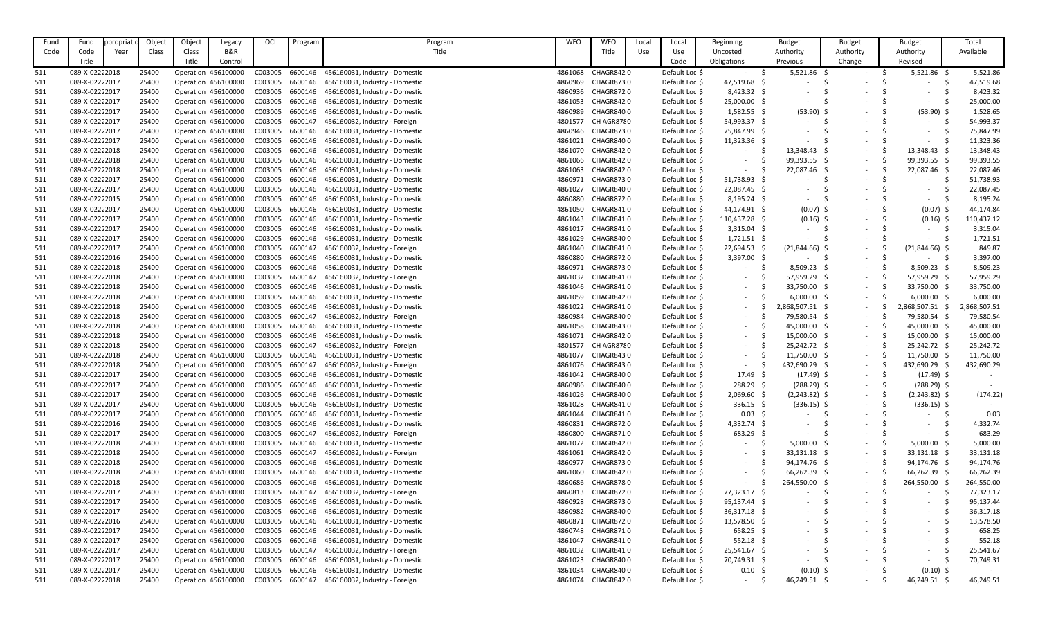| Fund Code | Fund Code Title | Appropriation Year | Object Class | Object Class Title | Legacy B&R Control | OCL | Program | Program Title | WFO | WFO Title | Local Use | Local Use Code | Beginning Uncosted Obligations | Budget Authority Previous | Budget Authority Change | Budget Authority Revised | Total Available |
|---|---|---|---|---|---|---|---|---|---|---|---|---|---|---|---|---|---|
| 511 | 089-X-0222 | 2018 | 25400 | Operation : | 456100000 | C003005 | 6600146 | 456160031, Industry - Domestic | 4861068 | CHAGR842 | 0 | Default Loc | $ - | $ 5,521.86 | $ - | $ 5,521.86 | $ 5,521.86 |
| 511 | 089-X-0222 | 2017 | 25400 | Operation : | 456100000 | C003005 | 6600146 | 456160031, Industry - Domestic | 4860969 | CHAGR873 | 0 | Default Loc | $ 47,519.68 | $ - | $ - | $ - | $ 47,519.68 |
| 511 | 089-X-0222 | 2017 | 25400 | Operation : | 456100000 | C003005 | 6600146 | 456160031, Industry - Domestic | 4860936 | CHAGR872 | 0 | Default Loc | $ 8,423.32 | $ - | $ - | $ - | $ 8,423.32 |
| 511 | 089-X-0222 | 2017 | 25400 | Operation : | 456100000 | C003005 | 6600146 | 456160031, Industry - Domestic | 4861053 | CHAGR842 | 0 | Default Loc | $ 25,000.00 | $ - | $ - | $ - | $ 25,000.00 |
| 511 | 089-X-0222 | 2017 | 25400 | Operation : | 456100000 | C003005 | 6600146 | 456160031, Industry - Domestic | 4860989 | CHAGR840 | 0 | Default Loc | $ 1,582.55 | $ (53.90) | $ - | $ (53.90) | $ 1,528.65 |
| 511 | 089-X-0222 | 2017 | 25400 | Operation : | 456100000 | C003005 | 6600147 | 456160032, Industry - Foreign | 4801577 | CH AGR878 | 0 | Default Loc | $ 54,993.37 | $ - | $ - | $ - | $ 54,993.37 |
| 511 | 089-X-0222 | 2017 | 25400 | Operation : | 456100000 | C003005 | 6600146 | 456160031, Industry - Domestic | 4860946 | CHAGR873 | 0 | Default Loc | $ 75,847.99 | $ - | $ - | $ - | $ 75,847.99 |
| 511 | 089-X-0222 | 2017 | 25400 | Operation : | 456100000 | C003005 | 6600146 | 456160031, Industry - Domestic | 4861021 | CHAGR840 | 0 | Default Loc | $ 11,323.36 | $ - | $ - | $ - | $ 11,323.36 |
| 511 | 089-X-0222 | 2018 | 25400 | Operation : | 456100000 | C003005 | 6600146 | 456160031, Industry - Domestic | 4861070 | CHAGR842 | 0 | Default Loc | $ - | $ 13,348.43 | $ - | $ 13,348.43 | $ 13,348.43 |
| 511 | 089-X-0222 | 2018 | 25400 | Operation : | 456100000 | C003005 | 6600146 | 456160031, Industry - Domestic | 4861066 | CHAGR842 | 0 | Default Loc | $ - | $ 99,393.55 | $ - | $ 99,393.55 | $ 99,393.55 |
| 511 | 089-X-0222 | 2018 | 25400 | Operation : | 456100000 | C003005 | 6600146 | 456160031, Industry - Domestic | 4861063 | CHAGR842 | 0 | Default Loc | $ - | $ 22,087.46 | $ - | $ 22,087.46 | $ 22,087.46 |
| 511 | 089-X-0222 | 2017 | 25400 | Operation : | 456100000 | C003005 | 6600146 | 456160031, Industry - Domestic | 4860971 | CHAGR873 | 0 | Default Loc | $ 51,738.93 | $ - | $ - | $ - | $ 51,738.93 |
| 511 | 089-X-0222 | 2017 | 25400 | Operation : | 456100000 | C003005 | 6600146 | 456160031, Industry - Domestic | 4861027 | CHAGR840 | 0 | Default Loc | $ 22,087.45 | $ - | $ - | $ - | $ 22,087.45 |
| 511 | 089-X-0222 | 2015 | 25400 | Operation : | 456100000 | C003005 | 6600146 | 456160031, Industry - Domestic | 4860880 | CHAGR872 | 0 | Default Loc | $ 8,195.24 | $ - | $ - | $ - | $ 8,195.24 |
| 511 | 089-X-0222 | 2017 | 25400 | Operation : | 456100000 | C003005 | 6600146 | 456160031, Industry - Domestic | 4861050 | CHAGR841 | 0 | Default Loc | $ 44,174.91 | $ (0.07) | $ - | $ (0.07) | $ 44,174.84 |
| 511 | 089-X-0222 | 2017 | 25400 | Operation : | 456100000 | C003005 | 6600146 | 456160031, Industry - Domestic | 4861043 | CHAGR841 | 0 | Default Loc | $ 110,437.28 | $ (0.16) | $ - | $ (0.16) | $ 110,437.12 |
| 511 | 089-X-0222 | 2017 | 25400 | Operation : | 456100000 | C003005 | 6600146 | 456160031, Industry - Domestic | 4861017 | CHAGR841 | 0 | Default Loc | $ 3,315.04 | $ - | $ - | $ - | $ 3,315.04 |
| 511 | 089-X-0222 | 2017 | 25400 | Operation : | 456100000 | C003005 | 6600146 | 456160031, Industry - Domestic | 4861029 | CHAGR840 | 0 | Default Loc | $ 1,721.51 | $ - | $ - | $ - | $ 1,721.51 |
| 511 | 089-X-0222 | 2017 | 25400 | Operation : | 456100000 | C003005 | 6600147 | 456160032, Industry - Foreign | 4861040 | CHAGR841 | 0 | Default Loc | $ 22,694.53 | $ (21,844.66) | $ - | $ (21,844.66) | $ 849.87 |
| 511 | 089-X-0222 | 2016 | 25400 | Operation : | 456100000 | C003005 | 6600146 | 456160031, Industry - Domestic | 4860880 | CHAGR872 | 0 | Default Loc | $ 3,397.00 | $ - | $ - | $ - | $ 3,397.00 |
| 511 | 089-X-0222 | 2018 | 25400 | Operation : | 456100000 | C003005 | 6600146 | 456160031, Industry - Domestic | 4860971 | CHAGR873 | 0 | Default Loc | $ - | $ 8,509.23 | $ - | $ 8,509.23 | $ 8,509.23 |
| 511 | 089-X-0222 | 2018 | 25400 | Operation : | 456100000 | C003005 | 6600147 | 456160032, Industry - Foreign | 4861032 | CHAGR841 | 0 | Default Loc | $ - | $ 57,959.29 | $ - | $ 57,959.29 | $ 57,959.29 |
| 511 | 089-X-0222 | 2018 | 25400 | Operation : | 456100000 | C003005 | 6600146 | 456160031, Industry - Domestic | 4861046 | CHAGR841 | 0 | Default Loc | $ - | $ 33,750.00 | $ - | $ 33,750.00 | $ 33,750.00 |
| 511 | 089-X-0222 | 2018 | 25400 | Operation : | 456100000 | C003005 | 6600146 | 456160031, Industry - Domestic | 4861059 | CHAGR842 | 0 | Default Loc | $ - | $ 6,000.00 | $ - | $ 6,000.00 | $ 6,000.00 |
| 511 | 089-X-0222 | 2018 | 25400 | Operation : | 456100000 | C003005 | 6600146 | 456160031, Industry - Domestic | 4861022 | CHAGR841 | 0 | Default Loc | $ - | $ 2,868,507.51 | $ - | $ 2,868,507.51 | $ 2,868,507.51 |
| 511 | 089-X-0222 | 2018 | 25400 | Operation : | 456100000 | C003005 | 6600147 | 456160032, Industry - Foreign | 4860984 | CHAGR840 | 0 | Default Loc | $ - | $ 79,580.54 | $ - | $ 79,580.54 | $ 79,580.54 |
| 511 | 089-X-0222 | 2018 | 25400 | Operation : | 456100000 | C003005 | 6600146 | 456160031, Industry - Domestic | 4861058 | CHAGR843 | 0 | Default Loc | $ - | $ 45,000.00 | $ - | $ 45,000.00 | $ 45,000.00 |
| 511 | 089-X-0222 | 2018 | 25400 | Operation : | 456100000 | C003005 | 6600146 | 456160031, Industry - Domestic | 4861071 | CHAGR842 | 0 | Default Loc | $ - | $ 15,000.00 | $ - | $ 15,000.00 | $ 15,000.00 |
| 511 | 089-X-0222 | 2018 | 25400 | Operation : | 456100000 | C003005 | 6600147 | 456160032, Industry - Foreign | 4801577 | CH AGR878 | 0 | Default Loc | $ - | $ 25,242.72 | $ - | $ 25,242.72 | $ 25,242.72 |
| 511 | 089-X-0222 | 2018 | 25400 | Operation : | 456100000 | C003005 | 6600146 | 456160031, Industry - Domestic | 4861077 | CHAGR843 | 0 | Default Loc | $ - | $ 11,750.00 | $ - | $ 11,750.00 | $ 11,750.00 |
| 511 | 089-X-0222 | 2018 | 25400 | Operation : | 456100000 | C003005 | 6600147 | 456160032, Industry - Foreign | 4861076 | CHAGR843 | 0 | Default Loc | $ - | $ 432,690.29 | $ - | $ 432,690.29 | $ 432,690.29 |
| 511 | 089-X-0222 | 2017 | 25400 | Operation : | 456100000 | C003005 | 6600146 | 456160031, Industry - Domestic | 4861042 | CHAGR840 | 0 | Default Loc | $ 17.49 | $ (17.49) | $ - | $ (17.49) | $ - |
| 511 | 089-X-0222 | 2017 | 25400 | Operation : | 456100000 | C003005 | 6600146 | 456160031, Industry - Domestic | 4860986 | CHAGR840 | 0 | Default Loc | $ 288.29 | $ (288.29) | $ - | $ (288.29) | $ - |
| 511 | 089-X-0222 | 2017 | 25400 | Operation : | 456100000 | C003005 | 6600146 | 456160031, Industry - Domestic | 4861026 | CHAGR840 | 0 | Default Loc | $ 2,069.60 | $ (2,243.82) | $ - | $ (2,243.82) | $ (174.22) |
| 511 | 089-X-0222 | 2017 | 25400 | Operation : | 456100000 | C003005 | 6600146 | 456160031, Industry - Domestic | 4861028 | CHAGR841 | 0 | Default Loc | $ 336.15 | $ (336.15) | $ - | $ (336.15) | $ - |
| 511 | 089-X-0222 | 2017 | 25400 | Operation : | 456100000 | C003005 | 6600146 | 456160031, Industry - Domestic | 4861044 | CHAGR841 | 0 | Default Loc | $ 0.03 | $ - | $ - | $ - | $ 0.03 |
| 511 | 089-X-0222 | 2016 | 25400 | Operation : | 456100000 | C003005 | 6600146 | 456160031, Industry - Domestic | 4860831 | CHAGR872 | 0 | Default Loc | $ 4,332.74 | $ - | $ - | $ - | $ 4,332.74 |
| 511 | 089-X-0222 | 2017 | 25400 | Operation : | 456100000 | C003005 | 6600147 | 456160032, Industry - Foreign | 4860800 | CHAGR871 | 0 | Default Loc | $ 683.29 | $ - | $ - | $ - | $ 683.29 |
| 511 | 089-X-0222 | 2018 | 25400 | Operation : | 456100000 | C003005 | 6600146 | 456160031, Industry - Domestic | 4861072 | CHAGR842 | 0 | Default Loc | $ - | $ 5,000.00 | $ - | $ 5,000.00 | $ 5,000.00 |
| 511 | 089-X-0222 | 2018 | 25400 | Operation : | 456100000 | C003005 | 6600147 | 456160032, Industry - Foreign | 4861061 | CHAGR842 | 0 | Default Loc | $ - | $ 33,131.18 | $ - | $ 33,131.18 | $ 33,131.18 |
| 511 | 089-X-0222 | 2018 | 25400 | Operation : | 456100000 | C003005 | 6600146 | 456160031, Industry - Domestic | 4860977 | CHAGR873 | 0 | Default Loc | $ - | $ 94,174.76 | $ - | $ 94,174.76 | $ 94,174.76 |
| 511 | 089-X-0222 | 2018 | 25400 | Operation : | 456100000 | C003005 | 6600146 | 456160031, Industry - Domestic | 4861060 | CHAGR842 | 0 | Default Loc | $ - | $ 66,262.39 | $ - | $ 66,262.39 | $ 66,262.39 |
| 511 | 089-X-0222 | 2018 | 25400 | Operation : | 456100000 | C003005 | 6600146 | 456160031, Industry - Domestic | 4860686 | CHAGR878 | 0 | Default Loc | $ - | $ 264,550.00 | $ - | $ 264,550.00 | $ 264,550.00 |
| 511 | 089-X-0222 | 2017 | 25400 | Operation : | 456100000 | C003005 | 6600147 | 456160032, Industry - Foreign | 4860813 | CHAGR872 | 0 | Default Loc | $ 77,323.17 | $ - | $ - | $ - | $ 77,323.17 |
| 511 | 089-X-0222 | 2017 | 25400 | Operation : | 456100000 | C003005 | 6600146 | 456160031, Industry - Domestic | 4860928 | CHAGR873 | 0 | Default Loc | $ 95,137.44 | $ - | $ - | $ - | $ 95,137.44 |
| 511 | 089-X-0222 | 2017 | 25400 | Operation : | 456100000 | C003005 | 6600146 | 456160031, Industry - Domestic | 4860982 | CHAGR840 | 0 | Default Loc | $ 36,317.18 | $ - | $ - | $ - | $ 36,317.18 |
| 511 | 089-X-0222 | 2016 | 25400 | Operation : | 456100000 | C003005 | 6600146 | 456160031, Industry - Domestic | 4860871 | CHAGR872 | 0 | Default Loc | $ 13,578.50 | $ - | $ - | $ - | $ 13,578.50 |
| 511 | 089-X-0222 | 2017 | 25400 | Operation : | 456100000 | C003005 | 6600146 | 456160031, Industry - Domestic | 4860748 | CHAGR871 | 0 | Default Loc | $ 658.25 | $ - | $ - | $ - | $ 658.25 |
| 511 | 089-X-0222 | 2017 | 25400 | Operation : | 456100000 | C003005 | 6600146 | 456160031, Industry - Domestic | 4861047 | CHAGR841 | 0 | Default Loc | $ 552.18 | $ - | $ - | $ - | $ 552.18 |
| 511 | 089-X-0222 | 2017 | 25400 | Operation : | 456100000 | C003005 | 6600147 | 456160032, Industry - Foreign | 4861032 | CHAGR841 | 0 | Default Loc | $ 25,541.67 | $ - | $ - | $ - | $ 25,541.67 |
| 511 | 089-X-0222 | 2017 | 25400 | Operation : | 456100000 | C003005 | 6600146 | 456160031, Industry - Domestic | 4861023 | CHAGR840 | 0 | Default Loc | $ 70,749.31 | $ - | $ - | $ - | $ 70,749.31 |
| 511 | 089-X-0222 | 2017 | 25400 | Operation : | 456100000 | C003005 | 6600146 | 456160031, Industry - Domestic | 4861034 | CHAGR840 | 0 | Default Loc | $ 0.10 | $ (0.10) | $ - | $ (0.10) | $ - |
| 511 | 089-X-0222 | 2018 | 25400 | Operation : | 456100000 | C003005 | 6600147 | 456160032, Industry - Foreign | 4861074 | CHAGR842 | 0 | Default Loc | $ - | $ 46,249.51 | $ - | $ 46,249.51 | $ 46,249.51 |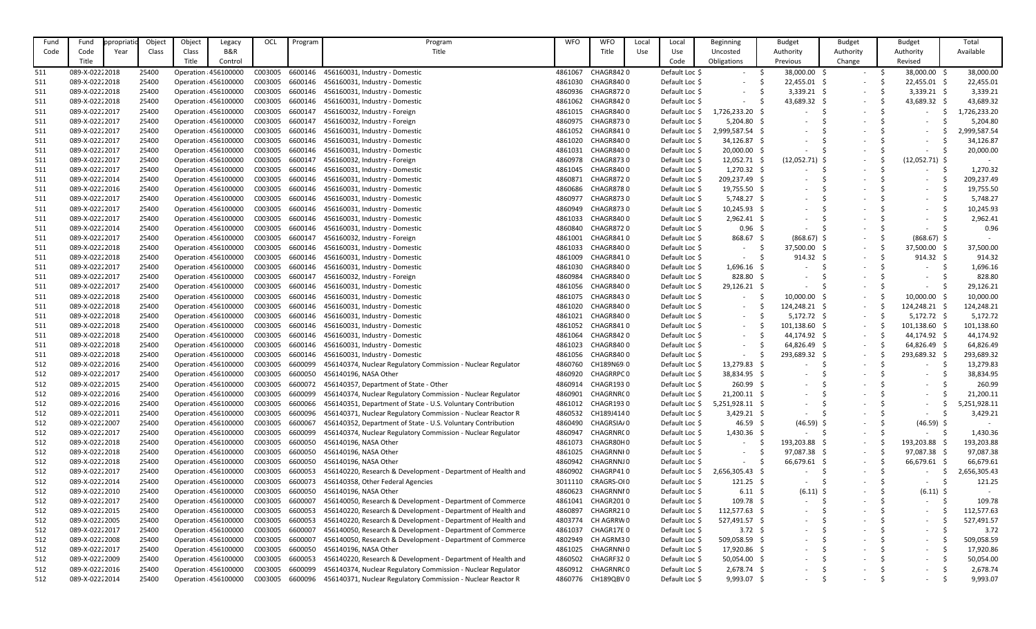| Fund Code | Fund Code Title | Appropriation Year | Object Class | Object Class Title | Legacy B&R Control | OCL | Program | Program Title | WFO | WFO Title | Local Use | Local Use Code | Beginning Uncosted Obligations | Budget Authority Previous | Budget Authority Change | Budget Authority Revised | Total Available |
|---|---|---|---|---|---|---|---|---|---|---|---|---|---|---|---|---|---|
| 511 | 089-X-0222 | 2018 | 25400 | Operation | 456100000 | C003005 | 6600146 | 456160031, Industry - Domestic | 4861067 | CHAGR842 | 0 | Default Loc | $ - | $ 38,000.00 | $ - | $ 38,000.00 | $ 38,000.00 |
| 511 | 089-X-0222 | 2018 | 25400 | Operation | 456100000 | C003005 | 6600146 | 456160031, Industry - Domestic | 4861030 | CHAGR840 | 0 | Default Loc | $ - | $ 22,455.01 | $ - | $ 22,455.01 | $ 22,455.01 |
| 511 | 089-X-0222 | 2018 | 25400 | Operation | 456100000 | C003005 | 6600146 | 456160031, Industry - Domestic | 4860936 | CHAGR872 | 0 | Default Loc | $ - | $ 3,339.21 | $ - | $ 3,339.21 | $ 3,339.21 |
| 511 | 089-X-0222 | 2018 | 25400 | Operation | 456100000 | C003005 | 6600146 | 456160031, Industry - Domestic | 4861062 | CHAGR842 | 0 | Default Loc | $ - | $ 43,689.32 | $ - | $ 43,689.32 | $ 43,689.32 |
| 511 | 089-X-0222 | 2017 | 25400 | Operation | 456100000 | C003005 | 6600147 | 456160032, Industry - Foreign | 4861015 | CHAGR840 | 0 | Default Loc | $ 1,726,233.20 | $ - | $ - | $ - | $ 1,726,233.20 |
| 511 | 089-X-0222 | 2017 | 25400 | Operation | 456100000 | C003005 | 6600147 | 456160032, Industry - Foreign | 4860975 | CHAGR873 | 0 | Default Loc | $ 5,204.80 | $ - | $ - | $ - | $ 5,204.80 |
| 511 | 089-X-0222 | 2017 | 25400 | Operation | 456100000 | C003005 | 6600146 | 456160031, Industry - Domestic | 4861052 | CHAGR841 | 0 | Default Loc | $ 2,999,587.54 | $ - | $ - | $ - | $ 2,999,587.54 |
| 511 | 089-X-0222 | 2017 | 25400 | Operation | 456100000 | C003005 | 6600146 | 456160031, Industry - Domestic | 4861020 | CHAGR840 | 0 | Default Loc | $ 34,126.87 | $ - | $ - | $ - | $ 34,126.87 |
| 511 | 089-X-0222 | 2017 | 25400 | Operation | 456100000 | C003005 | 6600146 | 456160031, Industry - Domestic | 4861031 | CHAGR840 | 0 | Default Loc | $ 20,000.00 | $ - | $ - | $ - | $ 20,000.00 |
| 511 | 089-X-0222 | 2017 | 25400 | Operation | 456100000 | C003005 | 6600147 | 456160032, Industry - Foreign | 4860978 | CHAGR873 | 0 | Default Loc | $ 12,052.71 | $ (12,052.71) | $ - | $ (12,052.71) | $ - |
| 511 | 089-X-0222 | 2017 | 25400 | Operation | 456100000 | C003005 | 6600146 | 456160031, Industry - Domestic | 4861045 | CHAGR840 | 0 | Default Loc | $ 1,270.32 | $ - | $ - | $ - | $ 1,270.32 |
| 511 | 089-X-0222 | 2014 | 25400 | Operation | 456100000 | C003005 | 6600146 | 456160031, Industry - Domestic | 4860871 | CHAGR872 | 0 | Default Loc | $ 209,237.49 | $ - | $ - | $ - | $ 209,237.49 |
| 511 | 089-X-0222 | 2016 | 25400 | Operation | 456100000 | C003005 | 6600146 | 456160031, Industry - Domestic | 4860686 | CHAGR878 | 0 | Default Loc | $ 19,755.50 | $ - | $ - | $ - | $ 19,755.50 |
| 511 | 089-X-0222 | 2017 | 25400 | Operation | 456100000 | C003005 | 6600146 | 456160031, Industry - Domestic | 4860977 | CHAGR873 | 0 | Default Loc | $ 5,748.27 | $ - | $ - | $ - | $ 5,748.27 |
| 511 | 089-X-0222 | 2017 | 25400 | Operation | 456100000 | C003005 | 6600146 | 456160031, Industry - Domestic | 4860949 | CHAGR873 | 0 | Default Loc | $ 10,245.93 | $ - | $ - | $ - | $ 10,245.93 |
| 511 | 089-X-0222 | 2017 | 25400 | Operation | 456100000 | C003005 | 6600146 | 456160031, Industry - Domestic | 4861033 | CHAGR840 | 0 | Default Loc | $ 2,962.41 | $ - | $ - | $ - | $ 2,962.41 |
| 511 | 089-X-0222 | 2014 | 25400 | Operation | 456100000 | C003005 | 6600146 | 456160031, Industry - Domestic | 4860840 | CHAGR872 | 0 | Default Loc | $ 0.96 | $ - | $ - | $ - | $ 0.96 |
| 511 | 089-X-0222 | 2017 | 25400 | Operation | 456100000 | C003005 | 6600147 | 456160032, Industry - Foreign | 4861001 | CHAGR841 | 0 | Default Loc | $ 868.67 | $ (868.67) | $ - | $ (868.67) | $ - |
| 511 | 089-X-0222 | 2018 | 25400 | Operation | 456100000 | C003005 | 6600146 | 456160031, Industry - Domestic | 4861033 | CHAGR840 | 0 | Default Loc | $ - | $ 37,500.00 | $ - | $ 37,500.00 | $ 37,500.00 |
| 511 | 089-X-0222 | 2018 | 25400 | Operation | 456100000 | C003005 | 6600146 | 456160031, Industry - Domestic | 4861009 | CHAGR841 | 0 | Default Loc | $ - | $ 914.32 | $ - | $ 914.32 | $ 914.32 |
| 511 | 089-X-0222 | 2017 | 25400 | Operation | 456100000 | C003005 | 6600146 | 456160031, Industry - Domestic | 4861030 | CHAGR840 | 0 | Default Loc | $ 1,696.16 | $ - | $ - | $ - | $ 1,696.16 |
| 511 | 089-X-0222 | 2017 | 25400 | Operation | 456100000 | C003005 | 6600147 | 456160032, Industry - Foreign | 4860984 | CHAGR840 | 0 | Default Loc | $ 828.80 | $ - | $ - | $ - | $ 828.80 |
| 511 | 089-X-0222 | 2017 | 25400 | Operation | 456100000 | C003005 | 6600146 | 456160031, Industry - Domestic | 4861056 | CHAGR840 | 0 | Default Loc | $ 29,126.21 | $ - | $ - | $ - | $ 29,126.21 |
| 511 | 089-X-0222 | 2018 | 25400 | Operation | 456100000 | C003005 | 6600146 | 456160031, Industry - Domestic | 4861075 | CHAGR843 | 0 | Default Loc | $ - | $ 10,000.00 | $ - | $ 10,000.00 | $ 10,000.00 |
| 511 | 089-X-0222 | 2018 | 25400 | Operation | 456100000 | C003005 | 6600146 | 456160031, Industry - Domestic | 4861020 | CHAGR840 | 0 | Default Loc | $ - | $ 124,248.21 | $ - | $ 124,248.21 | $ 124,248.21 |
| 511 | 089-X-0222 | 2018 | 25400 | Operation | 456100000 | C003005 | 6600146 | 456160031, Industry - Domestic | 4861021 | CHAGR840 | 0 | Default Loc | $ - | $ 5,172.72 | $ - | $ 5,172.72 | $ 5,172.72 |
| 511 | 089-X-0222 | 2018 | 25400 | Operation | 456100000 | C003005 | 6600146 | 456160031, Industry - Domestic | 4861052 | CHAGR841 | 0 | Default Loc | $ - | $ 101,138.60 | $ - | $ 101,138.60 | $ 101,138.60 |
| 511 | 089-X-0222 | 2018 | 25400 | Operation | 456100000 | C003005 | 6600146 | 456160031, Industry - Domestic | 4861064 | CHAGR842 | 0 | Default Loc | $ - | $ 44,174.92 | $ - | $ 44,174.92 | $ 44,174.92 |
| 511 | 089-X-0222 | 2018 | 25400 | Operation | 456100000 | C003005 | 6600146 | 456160031, Industry - Domestic | 4861023 | CHAGR840 | 0 | Default Loc | $ - | $ 64,826.49 | $ - | $ 64,826.49 | $ 64,826.49 |
| 511 | 089-X-0222 | 2018 | 25400 | Operation | 456100000 | C003005 | 6600146 | 456160031, Industry - Domestic | 4861056 | CHAGR840 | 0 | Default Loc | $ - | $ 293,689.32 | $ - | $ 293,689.32 | $ 293,689.32 |
| 512 | 089-X-0222 | 2016 | 25400 | Operation | 456100000 | C003005 | 6600099 | 456140374, Nuclear Regulatory Commission - Nuclear Regulator | 4860760 | CH189N69 | 0 | Default Loc | $ 13,279.83 | $ - | $ - | $ - | $ 13,279.83 |
| 512 | 089-X-0222 | 2017 | 25400 | Operation | 456100000 | C003005 | 6600050 | 456140196, NASA Other | 4860920 | CHAGRRPC | 0 | Default Loc | $ 38,834.95 | $ - | $ - | $ - | $ 38,834.95 |
| 512 | 089-X-0222 | 2015 | 25400 | Operation | 456100000 | C003005 | 6600072 | 456140357, Department of State - Other | 4860914 | CHAGR193 | 0 | Default Loc | $ 260.99 | $ - | $ - | $ - | $ 260.99 |
| 512 | 089-X-0222 | 2016 | 25400 | Operation | 456100000 | C003005 | 6600099 | 456140374, Nuclear Regulatory Commission - Nuclear Regulator | 4860901 | CHAGRNRC | 0 | Default Loc | $ 21,200.11 | $ - | $ - | $ - | $ 21,200.11 |
| 512 | 089-X-0222 | 2016 | 25400 | Operation | 456100000 | C003005 | 6600066 | 456140351, Department of State - U.S. Voluntary Contribution | 4861012 | CHAGR193 | 0 | Default Loc | $ 5,251,928.11 | $ - | $ - | $ - | $ 5,251,928.11 |
| 512 | 089-X-0222 | 2011 | 25400 | Operation | 456100000 | C003005 | 6600096 | 456140371, Nuclear Regulatory Commission - Nuclear Reactor R | 4860532 | CH189J414 | 0 | Default Loc | $ 3,429.21 | $ - | $ - | $ - | $ 3,429.21 |
| 512 | 089-X-0222 | 2007 | 25400 | Operation | 456100000 | C003005 | 6600067 | 456140352, Department of State - U.S. Voluntary Contribution | 4860490 | CHAGRSIA/ | 0 | Default Loc | $ 46.59 | $ (46.59) | $ - | $ (46.59) | $ - |
| 512 | 089-X-0222 | 2017 | 25400 | Operation | 456100000 | C003005 | 6600099 | 456140374, Nuclear Regulatory Commission - Nuclear Regulator | 4860947 | CHAGRNRC | 0 | Default Loc | $ 1,430.36 | $ - | $ - | $ - | $ 1,430.36 |
| 512 | 089-X-0222 | 2018 | 25400 | Operation | 456100000 | C003005 | 6600050 | 456140196, NASA Other | 4861073 | CHAGR80H | 0 | Default Loc | $ - | $ 193,203.88 | $ - | $ 193,203.88 | $ 193,203.88 |
| 512 | 089-X-0222 | 2018 | 25400 | Operation | 456100000 | C003005 | 6600050 | 456140196, NASA Other | 4861025 | CHAGRNNH | 0 | Default Loc | $ - | $ 97,087.38 | $ - | $ 97,087.38 | $ 97,087.38 |
| 512 | 089-X-0222 | 2018 | 25400 | Operation | 456100000 | C003005 | 6600050 | 456140196, NASA Other | 4860942 | CHAGRNNJ | 0 | Default Loc | $ - | $ 66,679.61 | $ - | $ 66,679.61 | $ 66,679.61 |
| 512 | 089-X-0222 | 2017 | 25400 | Operation | 456100000 | C003005 | 6600053 | 456140220, Research & Development - Department of Health and | 4860902 | CHAGRP41 | 0 | Default Loc | $ 2,656,305.43 | $ - | $ - | $ - | $ 2,656,305.43 |
| 512 | 089-X-0222 | 2014 | 25400 | Operation | 456100000 | C003005 | 6600073 | 456140358, Other Federal Agencies | 3011110 | CRAGRS-OI | 0 | Default Loc | $ 121.25 | $ - | $ - | $ - | $ 121.25 |
| 512 | 089-X-0222 | 2010 | 25400 | Operation | 456100000 | C003005 | 6600050 | 456140196, NASA Other | 4860623 | CHAGRNNI | 0 | Default Loc | $ 6.11 | $ (6.11) | $ - | $ (6.11) | $ - |
| 512 | 089-X-0222 | 2017 | 25400 | Operation | 456100000 | C003005 | 6600007 | 456140050, Research & Development - Department of Commerce | 4861041 | CHAGR201 | 0 | Default Loc | $ 109.78 | $ - | $ - | $ - | $ 109.78 |
| 512 | 089-X-0222 | 2015 | 25400 | Operation | 456100000 | C003005 | 6600053 | 456140220, Research & Development - Department of Health and | 4860897 | CHAGRR21 | 0 | Default Loc | $ 112,577.63 | $ - | $ - | $ - | $ 112,577.63 |
| 512 | 089-X-0222 | 2005 | 25400 | Operation | 456100000 | C003005 | 6600053 | 456140220, Research & Development - Department of Health and | 4803774 | CH AGRRW | 0 | Default Loc | $ 527,491.57 | $ - | $ - | $ - | $ 527,491.57 |
| 512 | 089-X-0222 | 2017 | 25400 | Operation | 456100000 | C003005 | 6600007 | 456140050, Research & Development - Department of Commerce | 4861037 | CHAGR17E | 0 | Default Loc | $ 3.72 | $ - | $ - | $ - | $ 3.72 |
| 512 | 089-X-0222 | 2008 | 25400 | Operation | 456100000 | C003005 | 6600007 | 456140050, Research & Development - Department of Commerce | 4802949 | CH AGRM3 | 0 | Default Loc | $ 509,058.59 | $ - | $ - | $ - | $ 509,058.59 |
| 512 | 089-X-0222 | 2017 | 25400 | Operation | 456100000 | C003005 | 6600050 | 456140196, NASA Other | 4861025 | CHAGRNNH | 0 | Default Loc | $ 17,920.86 | $ - | $ - | $ - | $ 17,920.86 |
| 512 | 089-X-0222 | 2009 | 25400 | Operation | 456100000 | C003005 | 6600053 | 456140220, Research & Development - Department of Health and | 4860502 | CHAGRF32 | 0 | Default Loc | $ 50,054.00 | $ - | $ - | $ - | $ 50,054.00 |
| 512 | 089-X-0222 | 2016 | 25400 | Operation | 456100000 | C003005 | 6600099 | 456140374, Nuclear Regulatory Commission - Nuclear Regulator | 4860912 | CHAGRNRC | 0 | Default Loc | $ 2,678.74 | $ - | $ - | $ - | $ 2,678.74 |
| 512 | 089-X-0222 | 2014 | 25400 | Operation | 456100000 | C003005 | 6600096 | 456140371, Nuclear Regulatory Commission - Nuclear Reactor R | 4860776 | CH189QBV | 0 | Default Loc | $ 9,993.07 | $ - | $ - | $ - | $ 9,993.07 |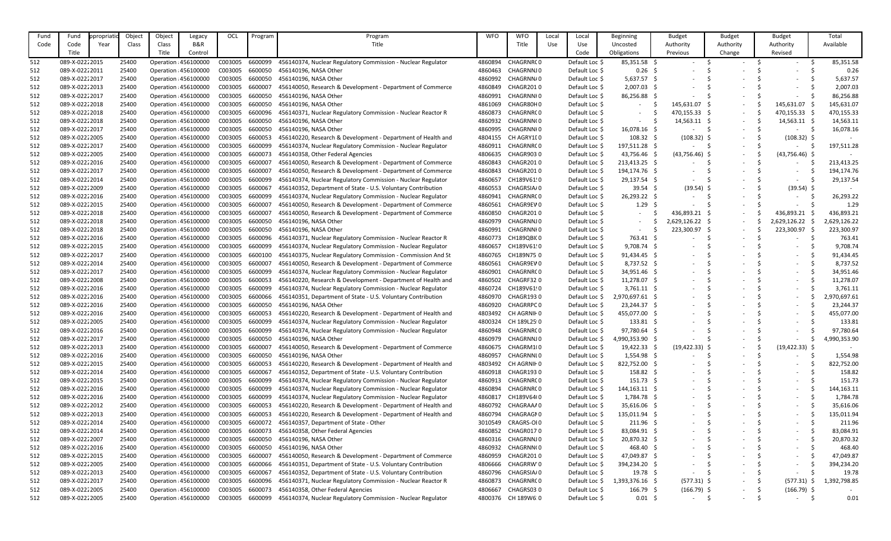| Fund Code | Fund Code Title | Appropriation Year | Object Class | Object Class Title | Legacy B&R Control | OCL | Program | Program Title | WFO | WFO Title | Local Use | Local Use Code | Beginning Uncosted Obligations | Budget Authority Previous | Budget Authority Change | Budget Authority Revised | Total Available |
|---|---|---|---|---|---|---|---|---|---|---|---|---|---|---|---|---|---|
| 512 | 089-X-0222 | 2015 | 25400 | Operation : | 456100000 | C003005 | 6600099 | 456140374, Nuclear Regulatory Commission - Nuclear Regulator | 4860894 | CHAGRNRC | 0 | Default Loc | $ 85,351.58 | $ - | $ - | $ - | $ 85,351.58 |
| 512 | 089-X-0222 | 2011 | 25400 | Operation : | 456100000 | C003005 | 6600050 | 456140196, NASA Other | 4860463 | CHAGRNNJ | 0 | Default Loc | $ 0.26 | $ - | $ - | $ - | $ 0.26 |
| 512 | 089-X-0222 | 2017 | 25400 | Operation : | 456100000 | C003005 | 6600050 | 456140196, NASA Other | 4860992 | CHAGRNNA | 0 | Default Loc | $ 5,637.57 | $ - | $ - | $ - | $ 5,637.57 |
| 512 | 089-X-0222 | 2013 | 25400 | Operation : | 456100000 | C003005 | 6600007 | 456140050, Research & Development - Department of Commerce | 4860849 | CHAGR201 | 0 | Default Loc | $ 2,007.03 | $ - | $ - | $ - | $ 2,007.03 |
| 512 | 089-X-0222 | 2017 | 25400 | Operation : | 456100000 | C003005 | 6600050 | 456140196, NASA Other | 4860991 | CHAGRNNH | 0 | Default Loc | $ 86,256.88 | $ - | $ - | $ - | $ 86,256.88 |
| 512 | 089-X-0222 | 2018 | 25400 | Operation : | 456100000 | C003005 | 6600050 | 456140196, NASA Other | 4861069 | CHAGR80H | 0 | Default Loc | $ - | $ 145,631.07 | $ - | $ 145,631.07 | $ 145,631.07 |
| 512 | 089-X-0222 | 2018 | 25400 | Operation : | 456100000 | C003005 | 6600096 | 456140371, Nuclear Regulatory Commission - Nuclear Reactor R | 4860873 | CHAGRNRC | 0 | Default Loc | $ - | $ 470,155.33 | $ - | $ 470,155.33 | $ 470,155.33 |
| 512 | 089-X-0222 | 2018 | 25400 | Operation : | 456100000 | C003005 | 6600050 | 456140196, NASA Other | 4860932 | CHAGRNN( | 0 | Default Loc | $ - | $ 14,563.11 | $ - | $ 14,563.11 | $ 14,563.11 |
| 512 | 089-X-0222 | 2017 | 25400 | Operation : | 456100000 | C003005 | 6600050 | 456140196, NASA Other | 4860995 | CHAGRNNH | 0 | Default Loc | $ 16,078.16 | $ - | $ - | $ - | $ 16,078.16 |
| 512 | 089-X-0222 | 2005 | 25400 | Operation : | 456100000 | C003005 | 6600053 | 456140220, Research & Development - Department of Health and | 4804155 | CH AGRY1 | 0 | Default Loc | $ 108.32 | $ (108.32) | $ - | $ (108.32) | $ - |
| 512 | 089-X-0222 | 2017 | 25400 | Operation : | 456100000 | C003005 | 6600099 | 456140374, Nuclear Regulatory Commission - Nuclear Regulator | 4860911 | CHAGRNRC | 0 | Default Loc | $ 197,511.28 | $ - | $ - | $ - | $ 197,511.28 |
| 512 | 089-X-0222 | 2005 | 25400 | Operation : | 456100000 | C003005 | 6600073 | 456140358, Other Federal Agencies | 4806635 | CHAGR903 | 0 | Default Loc | $ 43,756.46 | $ (43,756.46) | $ - | $ (43,756.46) | $ - |
| 512 | 089-X-0222 | 2016 | 25400 | Operation : | 456100000 | C003005 | 6600007 | 456140050, Research & Development - Department of Commerce | 4860843 | CHAGR201 | 0 | Default Loc | $ 213,413.25 | $ - | $ - | $ - | $ 213,413.25 |
| 512 | 089-X-0222 | 2017 | 25400 | Operation : | 456100000 | C003005 | 6600007 | 456140050, Research & Development - Department of Commerce | 4860843 | CHAGR201 | 0 | Default Loc | $ 194,174.76 | $ - | $ - | $ - | $ 194,174.76 |
| 512 | 089-X-0222 | 2014 | 25400 | Operation : | 456100000 | C003005 | 6600099 | 456140374, Nuclear Regulatory Commission - Nuclear Regulator | 4860657 | CH189V61! | 0 | Default Loc | $ 29,137.54 | $ - | $ - | $ - | $ 29,137.54 |
| 512 | 089-X-0222 | 2009 | 25400 | Operation : | 456100000 | C003005 | 6600067 | 456140352, Department of State - U.S. Voluntary Contribution | 4860553 | CHAGRSIA | 0 | Default Loc | $ 39.54 | $ (39.54) | $ - | $ (39.54) | $ - |
| 512 | 089-X-0222 | 2016 | 25400 | Operation : | 456100000 | C003005 | 6600099 | 456140374, Nuclear Regulatory Commission - Nuclear Regulator | 4860941 | CHAGRNRC | 0 | Default Loc | $ 26,293.22 | $ - | $ - | $ - | $ 26,293.22 |
| 512 | 089-X-0222 | 2015 | 25400 | Operation : | 456100000 | C003005 | 6600007 | 456140050, Research & Development - Department of Commerce | 4860561 | CHAGR9EV | 0 | Default Loc | $ 1.29 | $ - | $ - | $ - | $ 1.29 |
| 512 | 089-X-0222 | 2018 | 25400 | Operation : | 456100000 | C003005 | 6600007 | 456140050, Research & Development - Department of Commerce | 4860850 | CHAGR201 | 0 | Default Loc | $ - | $ 436,893.21 | $ - | $ 436,893.21 | $ 436,893.21 |
| 512 | 089-X-0222 | 2018 | 25400 | Operation : | 456100000 | C003005 | 6600050 | 456140196, NASA Other | 4860979 | CHAGRNNJ | 0 | Default Loc | $ - | $ 2,629,126.22 | $ - | $ 2,629,126.22 | $ 2,629,126.22 |
| 512 | 089-X-0222 | 2018 | 25400 | Operation : | 456100000 | C003005 | 6600050 | 456140196, NASA Other | 4860991 | CHAGRNNH | 0 | Default Loc | $ - | $ 223,300.97 | $ - | $ 223,300.97 | $ 223,300.97 |
| 512 | 089-X-0222 | 2016 | 25400 | Operation : | 456100000 | C003005 | 6600096 | 456140371, Nuclear Regulatory Commission - Nuclear Reactor R | 4860773 | CH189QBI( | 0 | Default Loc | $ 763.41 | $ - | $ - | $ - | $ 763.41 |
| 512 | 089-X-0222 | 2015 | 25400 | Operation : | 456100000 | C003005 | 6600099 | 456140374, Nuclear Regulatory Commission - Nuclear Regulator | 4860657 | CH189V61! | 0 | Default Loc | $ 9,708.74 | $ - | $ - | $ - | $ 9,708.74 |
| 512 | 089-X-0222 | 2017 | 25400 | Operation : | 456100000 | C003005 | 6600100 | 456140375, Nuclear Regulatory Commission - Commission And St | 4860765 | CH189N75 | 0 | Default Loc | $ 91,434.45 | $ - | $ - | $ - | $ 91,434.45 |
| 512 | 089-X-0222 | 2014 | 25400 | Operation : | 456100000 | C003005 | 6600007 | 456140050, Research & Development - Department of Commerce | 4860561 | CHAGR9EV | 0 | Default Loc | $ 8,737.52 | $ - | $ - | $ - | $ 8,737.52 |
| 512 | 089-X-0222 | 2017 | 25400 | Operation : | 456100000 | C003005 | 6600099 | 456140374, Nuclear Regulatory Commission - Nuclear Regulator | 4860901 | CHAGRNRC | 0 | Default Loc | $ 34,951.46 | $ - | $ - | $ - | $ 34,951.46 |
| 512 | 089-X-0222 | 2008 | 25400 | Operation : | 456100000 | C003005 | 6600053 | 456140220, Research & Development - Department of Health and | 4860502 | CHAGRF32 | 0 | Default Loc | $ 11,278.07 | $ - | $ - | $ - | $ 11,278.07 |
| 512 | 089-X-0222 | 2016 | 25400 | Operation : | 456100000 | C003005 | 6600099 | 456140374, Nuclear Regulatory Commission - Nuclear Regulator | 4860724 | CH189V61! | 0 | Default Loc | $ 3,761.11 | $ - | $ - | $ - | $ 3,761.11 |
| 512 | 089-X-0222 | 2016 | 25400 | Operation : | 456100000 | C003005 | 6600066 | 456140351, Department of State - U.S. Voluntary Contribution | 4860970 | CHAGR193 | 0 | Default Loc | $ 2,970,697.61 | $ - | $ - | $ - | $ 2,970,697.61 |
| 512 | 089-X-0222 | 2016 | 25400 | Operation : | 456100000 | C003005 | 6600050 | 456140196, NASA Other | 4860920 | CHAGRRPC | 0 | Default Loc | $ 23,244.37 | $ - | $ - | $ - | $ 23,244.37 |
| 512 | 089-X-0222 | 2016 | 25400 | Operation : | 456100000 | C003005 | 6600053 | 456140220, Research & Development - Department of Health and | 4803492 | CH AGRNIH | 0 | Default Loc | $ 455,077.00 | $ - | $ - | $ - | $ 455,077.00 |
| 512 | 089-X-0222 | 2005 | 25400 | Operation : | 456100000 | C003005 | 6600099 | 456140374, Nuclear Regulatory Commission - Nuclear Regulator | 4800324 | CH 189L25 | 0 | Default Loc | $ 133.81 | $ - | $ - | $ - | $ 133.81 |
| 512 | 089-X-0222 | 2016 | 25400 | Operation : | 456100000 | C003005 | 6600099 | 456140374, Nuclear Regulatory Commission - Nuclear Regulator | 4860948 | CHAGRNRC | 0 | Default Loc | $ 97,780.64 | $ - | $ - | $ - | $ 97,780.64 |
| 512 | 089-X-0222 | 2017 | 25400 | Operation : | 456100000 | C003005 | 6600050 | 456140196, NASA Other | 4860979 | CHAGRNNJ | 0 | Default Loc | $ 4,990,353.90 | $ - | $ - | $ - | $ 4,990,353.90 |
| 512 | 089-X-0222 | 2013 | 25400 | Operation : | 456100000 | C003005 | 6600007 | 456140050, Research & Development - Department of Commerce | 4860675 | CHAGRM1( | 0 | Default Loc | $ 19,422.33 | $ (19,422.33) | $ - | $ (19,422.33) | $ - |
| 512 | 089-X-0222 | 2016 | 25400 | Operation : | 456100000 | C003005 | 6600050 | 456140196, NASA Other | 4860957 | CHAGRNNI | 0 | Default Loc | $ 1,554.98 | $ - | $ - | $ - | $ 1,554.98 |
| 512 | 089-X-0222 | 2015 | 25400 | Operation : | 456100000 | C003005 | 6600053 | 456140220, Research & Development - Department of Health and | 4803492 | CH AGRNIH | 0 | Default Loc | $ 822,752.00 | $ - | $ - | $ - | $ 822,752.00 |
| 512 | 089-X-0222 | 2014 | 25400 | Operation : | 456100000 | C003005 | 6600067 | 456140352, Department of State - U.S. Voluntary Contribution | 4860918 | CHAGR193 | 0 | Default Loc | $ 158.82 | $ - | $ - | $ - | $ 158.82 |
| 512 | 089-X-0222 | 2015 | 25400 | Operation : | 456100000 | C003005 | 6600099 | 456140374, Nuclear Regulatory Commission - Nuclear Regulator | 4860913 | CHAGRNRC | 0 | Default Loc | $ 151.73 | $ - | $ - | $ - | $ 151.73 |
| 512 | 089-X-0222 | 2016 | 25400 | Operation : | 456100000 | C003005 | 6600099 | 456140374, Nuclear Regulatory Commission - Nuclear Regulator | 4860894 | CHAGRNRC | 0 | Default Loc | $ 144,163.11 | $ - | $ - | $ - | $ 144,163.11 |
| 512 | 089-X-0222 | 2016 | 25400 | Operation : | 456100000 | C003005 | 6600099 | 456140374, Nuclear Regulatory Commission - Nuclear Regulator | 4860817 | CH189V64I | 0 | Default Loc | $ 1,784.78 | $ - | $ - | $ - | $ 1,784.78 |
| 512 | 089-X-0222 | 2012 | 25400 | Operation : | 456100000 | C003005 | 6600053 | 456140220, Research & Development - Department of Health and | 4860792 | CHAGRAAA | 0 | Default Loc | $ 35,616.06 | $ - | $ - | $ - | $ 35,616.06 |
| 512 | 089-X-0222 | 2013 | 25400 | Operation : | 456100000 | C003005 | 6600053 | 456140220, Research & Development - Department of Health and | 4860794 | CHAGRAGN | 0 | Default Loc | $ 135,011.94 | $ - | $ - | $ - | $ 135,011.94 |
| 512 | 089-X-0222 | 2014 | 25400 | Operation : | 456100000 | C003005 | 6600072 | 456140357, Department of State - Other | 3010549 | CRAGRS-OI | 0 | Default Loc | $ 211.96 | $ - | $ - | $ - | $ 211.96 |
| 512 | 089-X-0222 | 2014 | 25400 | Operation : | 456100000 | C003005 | 6600073 | 456140358, Other Federal Agencies | 4860852 | CHAGR017 | 0 | Default Loc | $ 83,084.91 | $ - | $ - | $ - | $ 83,084.91 |
| 512 | 089-X-0222 | 2007 | 25400 | Operation : | 456100000 | C003005 | 6600050 | 456140196, NASA Other | 4860316 | CHAGRNNJ | 0 | Default Loc | $ 20,870.32 | $ - | $ - | $ - | $ 20,870.32 |
| 512 | 089-X-0222 | 2016 | 25400 | Operation : | 456100000 | C003005 | 6600050 | 456140196, NASA Other | 4860932 | CHAGRNN( | 0 | Default Loc | $ 468.40 | $ - | $ - | $ - | $ 468.40 |
| 512 | 089-X-0222 | 2015 | 25400 | Operation : | 456100000 | C003005 | 6600007 | 456140050, Research & Development - Department of Commerce | 4860959 | CHAGR201 | 0 | Default Loc | $ 47,049.87 | $ - | $ - | $ - | $ 47,049.87 |
| 512 | 089-X-0222 | 2005 | 25400 | Operation : | 456100000 | C003005 | 6600066 | 456140351, Department of State - U.S. Voluntary Contribution | 4800666 | CHAGRRW | 0 | Default Loc | $ 394,234.20 | $ - | $ - | $ - | $ 394,234.20 |
| 512 | 089-X-0222 | 2013 | 25400 | Operation : | 456100000 | C003005 | 6600067 | 456140352, Department of State - U.S. Voluntary Contribution | 4860796 | CHAGRSIA | 0 | Default Loc | $ 19.78 | $ - | $ - | $ - | $ 19.78 |
| 512 | 089-X-0222 | 2017 | 25400 | Operation : | 456100000 | C003005 | 6600096 | 456140371, Nuclear Regulatory Commission - Nuclear Reactor R | 4860873 | CHAGRNRC | 0 | Default Loc | $ 1,393,376.16 | $ (577.31) | $ - | $ (577.31) | $ 1,392,798.85 |
| 512 | 089-X-0222 | 2005 | 25400 | Operation : | 456100000 | C003005 | 6600073 | 456140358, Other Federal Agencies | 4806667 | CHAGRS03 | 0 | Default Loc | $ 166.79 | $ (166.79) | $ - | $ (166.79) | $ - |
| 512 | 089-X-0222 | 2005 | 25400 | Operation : | 456100000 | C003005 | 6600099 | 456140374, Nuclear Regulatory Commission - Nuclear Regulator | 4800376 | CH 189W6 | 0 | Default Loc | $ 0.01 | $ - | $ - | $ - | $ 0.01 |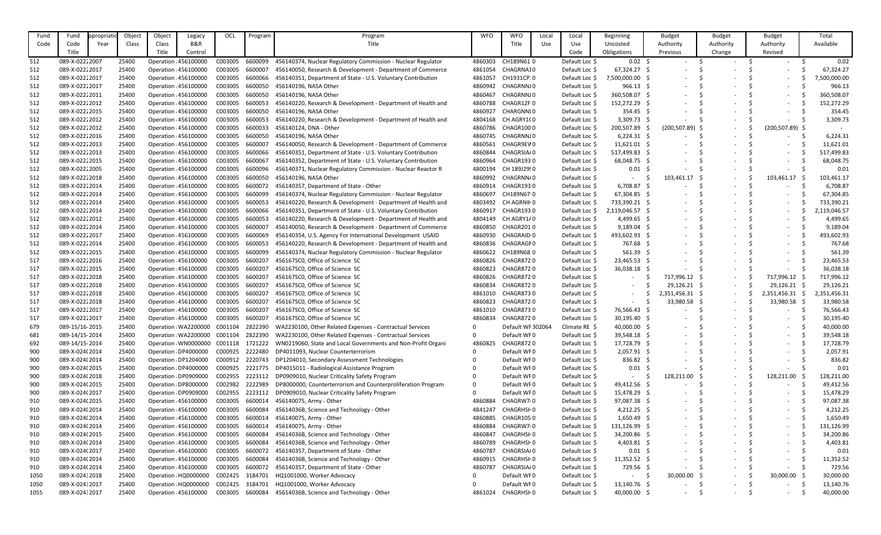| Fund Code | Fund Code Title | Appropriation Year | Object Class | Object Class Title | Legacy B&R Control | OCL | Program | Program Title | WFO | WFO Title | Local Use | Local Use Code | Beginning Uncosted Obligations | Budget Authority Previous | Budget Authority Change | Budget Authority Revised | Total Available |
|---|---|---|---|---|---|---|---|---|---|---|---|---|---|---|---|---|---|
| 512 | 089-X-0222 | 2007 | 25400 | Operation : | 456100000 | C003005 | 6600099 | 456140374, Nuclear Regulatory Commission - Nuclear Regulator | 4860303 | CH189N61 | 0 | Default Loc | $ 0.02 | $ - | $ - | $ - | $ 0.02 |
| 512 | 089-X-0222 | 2017 | 25400 | Operation : | 456100000 | C003005 | 6600007 | 456140050, Research & Development - Department of Commerce | 4861054 | CHAGRNA1 | 0 | Default Loc | $ 67,324.27 | $ - | $ - | $ - | $ 67,324.27 |
| 512 | 089-X-0222 | 2017 | 25400 | Operation : | 456100000 | C003005 | 6600066 | 456140351, Department of State - U.S. Voluntary Contribution | 4861057 | CH1931CP | 0 | Default Loc | $ 7,500,000.00 | $ - | $ - | $ - | $ 7,500,000.00 |
| 512 | 089-X-0222 | 2017 | 25400 | Operation : | 456100000 | C003005 | 6600050 | 456140196, NASA Other | 4860942 | CHAGRNNJ | 0 | Default Loc | $ 966.13 | $ - | $ - | $ - | $ 966.13 |
| 512 | 089-X-0222 | 2011 | 25400 | Operation : | 456100000 | C003005 | 6600050 | 456140196, NASA Other | 4860467 | CHAGRNNJ | 0 | Default Loc | $ 360,508.07 | $ - | $ - | $ - | $ 360,508.07 |
| 512 | 089-X-0222 | 2012 | 25400 | Operation : | 456100000 | C003005 | 6600053 | 456140220, Research & Development - Department of Health and | 4860788 | CHAGR12F | 0 | Default Loc | $ 152,272.29 | $ - | $ - | $ - | $ 152,272.29 |
| 512 | 089-X-0222 | 2015 | 25400 | Operation : | 456100000 | C003005 | 6600050 | 456140196, NASA Other | 4860927 | CHARGNNI | 0 | Default Loc | $ 354.45 | $ - | $ - | $ - | $ 354.45 |
| 512 | 089-X-0222 | 2012 | 25400 | Operation : | 456100000 | C003005 | 6600053 | 456140220, Research & Development - Department of Health and | 4804168 | CH AGRY1( | 0 | Default Loc | $ 3,309.73 | $ - | $ - | $ - | $ 3,309.73 |
| 512 | 089-X-0222 | 2012 | 25400 | Operation : | 456100000 | C003005 | 6600033 | 456140124, DNA - Other | 4860786 | CHAGR100 | 0 | Default Loc | $ 200,507.89 | $ (200,507.89) | $ - | $ (200,507.89) | $ - |
| 512 | 089-X-0222 | 2016 | 25400 | Operation : | 456100000 | C003005 | 6600050 | 456140196, NASA Other | 4860745 | CHAGRNNJ | 0 | Default Loc | $ 6,224.31 | $ - | $ - | $ - | $ 6,224.31 |
| 512 | 089-X-0222 | 2013 | 25400 | Operation : | 456100000 | C003005 | 6600007 | 456140050, Research & Development - Department of Commerce | 4860561 | CHAGR9EV | 0 | Default Loc | $ 11,621.01 | $ - | $ - | $ - | $ 11,621.01 |
| 512 | 089-X-0222 | 2013 | 25400 | Operation : | 456100000 | C003005 | 6600066 | 456140351, Department of State - U.S. Voluntary Contribution | 4860844 | CHAGRSIA | 0 | Default Loc | $ 517,499.83 | $ - | $ - | $ - | $ 517,499.83 |
| 512 | 089-X-0222 | 2015 | 25400 | Operation : | 456100000 | C003005 | 6600067 | 456140352, Department of State - U.S. Voluntary Contribution | 4860964 | CHAGR193 | 0 | Default Loc | $ 68,048.75 | $ - | $ - | $ - | $ 68,048.75 |
| 512 | 089-X-0222 | 2005 | 25400 | Operation : | 456100000 | C003005 | 6600096 | 456140371, Nuclear Regulatory Commission - Nuclear Reactor R | 4800194 | CH 189J29 | 0 | Default Loc | $ 0.01 | $ - | $ - | $ - | $ 0.01 |
| 512 | 089-X-0222 | 2018 | 25400 | Operation : | 456100000 | C003005 | 6600050 | 456140196, NASA Other | 4860992 | CHAGRNN/ | 0 | Default Loc | $ - | $ 103,461.17 | $ - | $ 103,461.17 | $ 103,461.17 |
| 512 | 089-X-0222 | 2014 | 25400 | Operation : | 456100000 | C003005 | 6600072 | 456140357, Department of State - Other | 4860914 | CHAGR193 | 0 | Default Loc | $ 6,708.87 | $ - | $ - | $ - | $ 6,708.87 |
| 512 | 089-X-0222 | 2014 | 25400 | Operation : | 456100000 | C003005 | 6600099 | 456140374, Nuclear Regulatory Commission - Nuclear Regulator | 4860697 | CH189N67 | 0 | Default Loc | $ 67,304.85 | $ - | $ - | $ - | $ 67,304.85 |
| 512 | 089-X-0222 | 2014 | 25400 | Operation : | 456100000 | C003005 | 6600053 | 456140220, Research & Development - Department of Health and | 4803492 | CH AGRNIH | 0 | Default Loc | $ 733,390.21 | $ - | $ - | $ - | $ 733,390.21 |
| 512 | 089-X-0222 | 2014 | 25400 | Operation : | 456100000 | C003005 | 6600066 | 456140351, Department of State - U.S. Voluntary Contribution | 4860917 | CHAGR193 | 0 | Default Loc | $ 2,119,046.57 | $ - | $ - | $ - | $ 2,119,046.57 |
| 512 | 089-X-0222 | 2012 | 25400 | Operation : | 456100000 | C003005 | 6600053 | 456140220, Research & Development - Department of Health and | 4804149 | CH AGRY1/ | 0 | Default Loc | $ 4,499.65 | $ - | $ - | $ - | $ 4,499.65 |
| 512 | 089-X-0222 | 2014 | 25400 | Operation : | 456100000 | C003005 | 6600007 | 456140050, Research & Development - Department of Commerce | 4860850 | CHAGR201 | 0 | Default Loc | $ 9,189.04 | $ - | $ - | $ - | $ 9,189.04 |
| 512 | 089-X-0222 | 2017 | 25400 | Operation : | 456100000 | C003005 | 6600069 | 456140354, U.S. Agency For International Development USAID | 4860930 | CHAGRAID | 0 | Default Loc | $ 493,602.93 | $ - | $ - | $ - | $ 493,602.93 |
| 512 | 089-X-0222 | 2014 | 25400 | Operation : | 456100000 | C003005 | 6600053 | 456140220, Research & Development - Department of Health and | 4860836 | CHAGRAGN | 0 | Default Loc | $ 767.68 | $ - | $ - | $ - | $ 767.68 |
| 512 | 089-X-0222 | 2015 | 25400 | Operation : | 456100000 | C003005 | 6600099 | 456140374, Nuclear Regulatory Commission - Nuclear Regulator | 4860622 | CH189N68 | 0 | Default Loc | $ 561.39 | $ - | $ - | $ - | $ 561.39 |
| 517 | 089-X-0222 | 2016 | 25400 | Operation : | 456100000 | C003005 | 6600207 | 456167SC0, Office of Science SC | 4860826 | CHAGR872 | 0 | Default Loc | $ 23,465.53 | $ - | $ - | $ - | $ 23,465.53 |
| 517 | 089-X-0222 | 2015 | 25400 | Operation : | 456100000 | C003005 | 6600207 | 456167SC0, Office of Science SC | 4860823 | CHAGR872 | 0 | Default Loc | $ 36,038.18 | $ - | $ - | $ - | $ 36,038.18 |
| 517 | 089-X-0222 | 2018 | 25400 | Operation : | 456100000 | C003005 | 6600207 | 456167SC0, Office of Science SC | 4860826 | CHAGR872 | 0 | Default Loc | $ - | $ 717,996.12 | $ - | $ 717,996.12 | $ 717,996.12 |
| 517 | 089-X-0222 | 2018 | 25400 | Operation : | 456100000 | C003005 | 6600207 | 456167SC0, Office of Science SC | 4860834 | CHAGR872 | 0 | Default Loc | $ - | $ 29,126.21 | $ - | $ 29,126.21 | $ 29,126.21 |
| 517 | 089-X-0222 | 2018 | 25400 | Operation : | 456100000 | C003005 | 6600207 | 456167SC0, Office of Science SC | 4861010 | CHAGR873 | 0 | Default Loc | $ - | $ 2,351,456.31 | $ - | $ 2,351,456.31 | $ 2,351,456.31 |
| 517 | 089-X-0222 | 2018 | 25400 | Operation : | 456100000 | C003005 | 6600207 | 456167SC0, Office of Science SC | 4860823 | CHAGR872 | 0 | Default Loc | $ - | $ 33,980.58 | $ - | $ 33,980.58 | $ 33,980.58 |
| 517 | 089-X-0222 | 2017 | 25400 | Operation : | 456100000 | C003005 | 6600207 | 456167SC0, Office of Science SC | 4861010 | CHAGR873 | 0 | Default Loc | $ 76,566.43 | $ - | $ - | $ - | $ 76,566.43 |
| 517 | 089-X-0222 | 2017 | 25400 | Operation : | 456100000 | C003005 | 6600207 | 456167SC0, Office of Science SC | 4860834 | CHAGR872 | 0 | Default Loc | $ 30,195.40 | $ - | $ - | $ - | $ 30,195.40 |
| 679 | 089-15/16- | 2015 | 25400 | Operation : | WA2200000 | C001104 | 2822390 | WA2230100, Other Related Expenses - Contractual Services | 0 | Default WF | 302064 | Climate RE | $ 40,000.00 | $ - | $ - | $ - | $ 40,000.00 |
| 681 | 089-14/15- | 2014 | 25400 | Operation : | WA2200000 | C001104 | 2822390 | WA2230100, Other Related Expenses - Contractual Services | 0 | Default WF | 0 | Default Loc | $ 39,548.18 | $ - | $ - | $ - | $ 39,548.18 |
| 692 | 089-14/15- | 2014 | 25400 | Operation : | WN0000000 | C001118 | 1721222 | WN0219060, State and Local Governments and Non-Profit Organi | 4860825 | CHAGR872 | 0 | Default Loc | $ 17,728.79 | $ - | $ - | $ - | $ 17,728.79 |
| 900 | 089-X-0240 | 2014 | 25400 | Operation : | DP4000000 | C000925 | 2222480 | DP4011093, Nuclear Counterterrorism | 0 | Default WF | 0 | Default Loc | $ 2,057.91 | $ - | $ - | $ - | $ 2,057.91 |
| 900 | 089-X-0240 | 2014 | 25400 | Operation : | DP1204000 | C000912 | 2220743 | DP1204010, Secondary Assessment Technologies | 0 | Default WF | 0 | Default Loc | $ 836.82 | $ - | $ - | $ - | $ 836.82 |
| 900 | 089-X-0240 | 2015 | 25400 | Operation : | DP4000000 | C000925 | 2221775 | DP4015011 - Radiological Assistance Program | 0 | Default WF | 0 | Default Loc | $ 0.01 | $ - | $ - | $ - | $ 0.01 |
| 900 | 089-X-0240 | 2018 | 25400 | Operation : | DP0909000 | C002955 | 2223112 | DP0909010, Nuclear Criticality Safety Program | 0 | Default WF | 0 | Default Loc | $ - | $ 128,211.00 | $ - | $ 128,211.00 | $ 128,211.00 |
| 900 | 089-X-0240 | 2015 | 25400 | Operation : | DP8000000 | C002982 | 2222989 | DP8000000, Counterterrorism and Counterproliferation Program | 0 | Default WF | 0 | Default Loc | $ 49,412.56 | $ - | $ - | $ - | $ 49,412.56 |
| 900 | 089-X-0240 | 2017 | 25400 | Operation : | DP0909000 | C002955 | 2223112 | DP0909010, Nuclear Criticality Safety Program | 0 | Default WF | 0 | Default Loc | $ 15,478.29 | $ - | $ - | $ - | $ 15,478.29 |
| 910 | 089-X-0240 | 2015 | 25400 | Operation : | 456100000 | C003005 | 6600014 | 456140075, Army - Other | 4860884 | CHAGRW7 | 0 | Default Loc | $ 97,087.38 | $ - | $ - | $ - | $ 97,087.38 |
| 910 | 089-X-0240 | 2014 | 25400 | Operation : | 456100000 | C003005 | 6600084 | 45614036B, Science and Technology - Other | 4841247 | CHAGRHSH | 0 | Default Loc | $ 4,212.25 | $ - | $ - | $ - | $ 4,212.25 |
| 910 | 089-X-0240 | 2014 | 25400 | Operation : | 456100000 | C003005 | 6600014 | 456140075, Army - Other | 4860885 | CHAGR105 | 0 | Default Loc | $ 1,650.49 | $ - | $ - | $ - | $ 1,650.49 |
| 910 | 089-X-0240 | 2014 | 25400 | Operation : | 456100000 | C003005 | 6600014 | 456140075, Army - Other | 4860884 | CHAGRW7 | 0 | Default Loc | $ 131,126.99 | $ - | $ - | $ - | $ 131,126.99 |
| 910 | 089-X-0240 | 2015 | 25400 | Operation : | 456100000 | C003005 | 6600084 | 45614036B, Science and Technology - Other | 4860847 | CHAGRHSH | 0 | Default Loc | $ 34,200.86 | $ - | $ - | $ - | $ 34,200.86 |
| 910 | 089-X-0240 | 2014 | 25400 | Operation : | 456100000 | C003005 | 6600084 | 45614036B, Science and Technology - Other | 4860789 | CHAGRHSH | 0 | Default Loc | $ 4,403.81 | $ - | $ - | $ - | $ 4,403.81 |
| 910 | 089-X-0240 | 2017 | 25400 | Operation : | 456100000 | C003005 | 6600072 | 456140357, Department of State - Other | 4860787 | CHAGRSIA | 0 | Default Loc | $ 0.01 | $ - | $ - | $ - | $ 0.01 |
| 910 | 089-X-0240 | 2014 | 25400 | Operation : | 456100000 | C003005 | 6600084 | 45614036B, Science and Technology - Other | 4860915 | CHAGRHSH | 0 | Default Loc | $ 11,352.52 | $ - | $ - | $ - | $ 11,352.52 |
| 910 | 089-X-0240 | 2014 | 25400 | Operation : | 456100000 | C003005 | 6600072 | 456140357, Department of State - Other | 4860787 | CHAGRSIA | 0 | Default Loc | $ 729.56 | $ - | $ - | $ - | $ 729.56 |
| 1050 | 089-X-0243 | 2018 | 25400 | Operation : | HQ0000000 | C002425 | 3184701 | HQ1001000, Worker Advocacy | 0 | Default WF | 0 | Default Loc | $ - | $ 30,000.00 | $ - | $ 30,000.00 | $ 30,000.00 |
| 1050 | 089-X-0243 | 2017 | 25400 | Operation : | HQ0000000 | C002425 | 3184701 | HQ1001000, Worker Advocacy | 0 | Default WF | 0 | Default Loc | $ 13,140.76 | $ - | $ - | $ - | $ 13,140.76 |
| 1055 | 089-X-0243 | 2017 | 25400 | Operation : | 456100000 | C003005 | 6600084 | 45614036B, Science and Technology - Other | 4861024 | CHAGRHSH | 0 | Default Loc | $ 40,000.00 | $ - | $ - | $ - | $ 40,000.00 |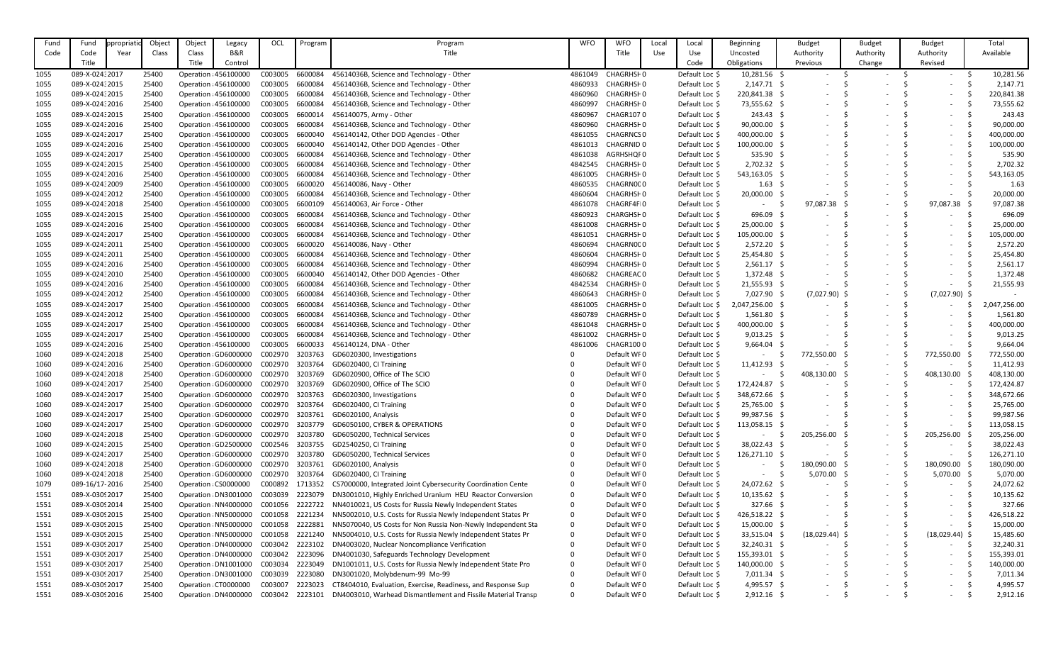| Fund Code | Fund Code Title | Appropriation Year | Object Class | Object Class Title | Legacy B&R Control | OCL | Program | Program Title | WFO | WFO Title | Local Use | Local Use Code | Beginning Uncosted Obligations | Budget Authority Previous | Budget Authority Change | Budget Authority Revised | Total Available |
|---|---|---|---|---|---|---|---|---|---|---|---|---|---|---|---|---|---|
| 1055 | 089-X-024 | 2017 | 25400 | Operation | 456100000 | C003005 | 6600084 | 45614036B, Science and Technology - Other | 4861049 | CHAGRHSH | 0 | Default Loc | $ 10,281.56 | $ - | $ - | $ - | $ 10,281.56 |
| 1055 | 089-X-024 | 2015 | 25400 | Operation | 456100000 | C003005 | 6600084 | 45614036B, Science and Technology - Other | 4860933 | CHAGRHSH | 0 | Default Loc | $ 2,147.71 | $ - | $ - | $ - | $ 2,147.71 |
| 1055 | 089-X-024 | 2015 | 25400 | Operation | 456100000 | C003005 | 6600084 | 45614036B, Science and Technology - Other | 4860960 | CHAGRHSH | 0 | Default Loc | $ 220,841.38 | $ - | $ - | $ - | $ 220,841.38 |
| 1055 | 089-X-024 | 2016 | 25400 | Operation | 456100000 | C003005 | 6600084 | 45614036B, Science and Technology - Other | 4860997 | CHAGRHSH | 0 | Default Loc | $ 73,555.62 | $ - | $ - | $ - | $ 73,555.62 |
| 1055 | 089-X-024 | 2015 | 25400 | Operation | 456100000 | C003005 | 6600014 | 456140075, Army - Other | 4860967 | CHAGR107 | 0 | Default Loc | $ 243.43 | $ - | $ - | $ - | $ 243.43 |
| 1055 | 089-X-024 | 2016 | 25400 | Operation | 456100000 | C003005 | 6600084 | 45614036B, Science and Technology - Other | 4860960 | CHAGRHSH | 0 | Default Loc | $ 90,000.00 | $ - | $ - | $ - | $ 90,000.00 |
| 1055 | 089-X-024 | 2017 | 25400 | Operation | 456100000 | C003005 | 6600040 | 456140142, Other DOD Agencies - Other | 4861055 | CHAGRNCS | 0 | Default Loc | $ 400,000.00 | $ - | $ - | $ - | $ 400,000.00 |
| 1055 | 089-X-024 | 2016 | 25400 | Operation | 456100000 | C003005 | 6600040 | 456140142, Other DOD Agencies - Other | 4861013 | CHAGRNID | 0 | Default Loc | $ 100,000.00 | $ - | $ - | $ - | $ 100,000.00 |
| 1055 | 089-X-024 | 2017 | 25400 | Operation | 456100000 | C003005 | 6600084 | 45614036B, Science and Technology - Other | 4861038 | AGRHSHQF | 0 | Default Loc | $ 535.90 | $ - | $ - | $ - | $ 535.90 |
| 1055 | 089-X-024 | 2015 | 25400 | Operation | 456100000 | C003005 | 6600084 | 45614036B, Science and Technology - Other | 4842545 | CHAGRHSH | 0 | Default Loc | $ 2,702.32 | $ - | $ - | $ - | $ 2,702.32 |
| 1055 | 089-X-024 | 2016 | 25400 | Operation | 456100000 | C003005 | 6600084 | 45614036B, Science and Technology - Other | 4861005 | CHAGRHSH | 0 | Default Loc | $ 543,163.05 | $ - | $ - | $ - | $ 543,163.05 |
| 1055 | 089-X-024 | 2009 | 25400 | Operation | 456100000 | C003005 | 6600020 | 456140086, Navy - Other | 4860535 | CHAGRN0C | 0 | Default Loc | $ 1.63 | $ - | $ - | $ - | $ 1.63 |
| 1055 | 089-X-024 | 2012 | 25400 | Operation | 456100000 | C003005 | 6600084 | 45614036B, Science and Technology - Other | 4860604 | CHAGRHSH | 0 | Default Loc | $ 20,000.00 | $ - | $ - | $ - | $ 20,000.00 |
| 1055 | 089-X-024 | 2018 | 25400 | Operation | 456100000 | C003005 | 6600109 | 456140063, Air Force - Other | 4861078 | CHAGRF4F | 0 | Default Loc | $ - | $ 97,087.38 | $ - | $ 97,087.38 | $ 97,087.38 |
| 1055 | 089-X-024 | 2015 | 25400 | Operation | 456100000 | C003005 | 6600084 | 45614036B, Science and Technology - Other | 4860923 | CHARGHSH | 0 | Default Loc | $ 696.09 | $ - | $ - | $ - | $ 696.09 |
| 1055 | 089-X-024 | 2016 | 25400 | Operation | 456100000 | C003005 | 6600084 | 45614036B, Science and Technology - Other | 4861008 | CHAGRHSH | 0 | Default Loc | $ 25,000.00 | $ - | $ - | $ - | $ 25,000.00 |
| 1055 | 089-X-024 | 2017 | 25400 | Operation | 456100000 | C003005 | 6600084 | 45614036B, Science and Technology - Other | 4861051 | CHAGRHSH | 0 | Default Loc | $ 105,000.00 | $ - | $ - | $ - | $ 105,000.00 |
| 1055 | 089-X-024 | 2011 | 25400 | Operation | 456100000 | C003005 | 6600020 | 456140086, Navy - Other | 4860694 | CHAGRN0C | 0 | Default Loc | $ 2,572.20 | $ - | $ - | $ - | $ 2,572.20 |
| 1055 | 089-X-024 | 2011 | 25400 | Operation | 456100000 | C003005 | 6600084 | 45614036B, Science and Technology - Other | 4860604 | CHAGRHSH | 0 | Default Loc | $ 25,454.80 | $ - | $ - | $ - | $ 25,454.80 |
| 1055 | 089-X-024 | 2016 | 25400 | Operation | 456100000 | C003005 | 6600084 | 45614036B, Science and Technology - Other | 4860994 | CHAGRHSH | 0 | Default Loc | $ 2,561.17 | $ - | $ - | $ - | $ 2,561.17 |
| 1055 | 089-X-024 | 2010 | 25400 | Operation | 456100000 | C003005 | 6600040 | 456140142, Other DOD Agencies - Other | 4860682 | CHAGREAC | 0 | Default Loc | $ 1,372.48 | $ - | $ - | $ - | $ 1,372.48 |
| 1055 | 089-X-024 | 2016 | 25400 | Operation | 456100000 | C003005 | 6600084 | 45614036B, Science and Technology - Other | 4842534 | CHAGRHSH | 0 | Default Loc | $ 21,555.93 | $ - | $ - | $ - | $ 21,555.93 |
| 1055 | 089-X-024 | 2012 | 25400 | Operation | 456100000 | C003005 | 6600084 | 45614036B, Science and Technology - Other | 4860643 | CHAGRHSH | 0 | Default Loc | $ 7,027.90 | $ (7,027.90) | $ - | $ (7,027.90) | $ - |
| 1055 | 089-X-024 | 2017 | 25400 | Operation | 456100000 | C003005 | 6600084 | 45614036B, Science and Technology - Other | 4861005 | CHAGRHSH | 0 | Default Loc | $ 2,047,256.00 | $ - | $ - | $ - | $ 2,047,256.00 |
| 1055 | 089-X-024 | 2012 | 25400 | Operation | 456100000 | C003005 | 6600084 | 45614036B, Science and Technology - Other | 4860789 | CHAGRHSH | 0 | Default Loc | $ 1,561.80 | $ - | $ - | $ - | $ 1,561.80 |
| 1055 | 089-X-024 | 2017 | 25400 | Operation | 456100000 | C003005 | 6600084 | 45614036B, Science and Technology - Other | 4861048 | CHAGRHSH | 0 | Default Loc | $ 400,000.00 | $ - | $ - | $ - | $ 400,000.00 |
| 1055 | 089-X-024 | 2017 | 25400 | Operation | 456100000 | C003005 | 6600084 | 45614036B, Science and Technology - Other | 4861002 | CHAGRHSH | 0 | Default Loc | $ 9,013.25 | $ - | $ - | $ - | $ 9,013.25 |
| 1055 | 089-X-024 | 2016 | 25400 | Operation | 456100000 | C003005 | 6600033 | 456140124, DNA - Other | 4861006 | CHAGR100 | 0 | Default Loc | $ 9,664.04 | $ - | $ - | $ - | $ 9,664.04 |
| 1060 | 089-X-024 | 2018 | 25400 | Operation | GD6000000 | C002970 | 3203763 | GD6020300, Investigations | 0 | Default WF | 0 | Default Loc | $ - | $ 772,550.00 | $ - | $ 772,550.00 | $ 772,550.00 |
| 1060 | 089-X-024 | 2016 | 25400 | Operation | GD6000000 | C002970 | 3203764 | GD6020400, CI Training | 0 | Default WF | 0 | Default Loc | $ 11,412.93 | $ - | $ - | $ - | $ 11,412.93 |
| 1060 | 089-X-024 | 2018 | 25400 | Operation | GD6000000 | C002970 | 3203769 | GD6020900, Office of The SCIO | 0 | Default WF | 0 | Default Loc | $ - | $ 408,130.00 | $ - | $ 408,130.00 | $ 408,130.00 |
| 1060 | 089-X-024 | 2017 | 25400 | Operation | GD6000000 | C002970 | 3203769 | GD6020900, Office of The SCIO | 0 | Default WF | 0 | Default Loc | $ 172,424.87 | $ - | $ - | $ - | $ 172,424.87 |
| 1060 | 089-X-024 | 2017 | 25400 | Operation | GD6000000 | C002970 | 3203763 | GD6020300, Investigations | 0 | Default WF | 0 | Default Loc | $ 348,672.66 | $ - | $ - | $ - | $ 348,672.66 |
| 1060 | 089-X-024 | 2017 | 25400 | Operation | GD6000000 | C002970 | 3203764 | GD6020400, CI Training | 0 | Default WF | 0 | Default Loc | $ 25,765.00 | $ - | $ - | $ - | $ 25,765.00 |
| 1060 | 089-X-024 | 2017 | 25400 | Operation | GD6000000 | C002970 | 3203761 | GD6020100, Analysis | 0 | Default WF | 0 | Default Loc | $ 99,987.56 | $ - | $ - | $ - | $ 99,987.56 |
| 1060 | 089-X-024 | 2017 | 25400 | Operation | GD6000000 | C002970 | 3203779 | GD6050100, CYBER & OPERATIONS | 0 | Default WF | 0 | Default Loc | $ 113,058.15 | $ - | $ - | $ - | $ 113,058.15 |
| 1060 | 089-X-024 | 2018 | 25400 | Operation | GD6000000 | C002970 | 3203780 | GD6050200, Technical Services | 0 | Default WF | 0 | Default Loc | $ - | $ 205,256.00 | $ - | $ 205,256.00 | $ 205,256.00 |
| 1060 | 089-X-024 | 2015 | 25400 | Operation | GD2500000 | C002546 | 3203755 | GD2540250, CI Training | 0 | Default WF | 0 | Default Loc | $ 38,022.43 | $ - | $ - | $ - | $ 38,022.43 |
| 1060 | 089-X-024 | 2017 | 25400 | Operation | GD6000000 | C002970 | 3203780 | GD6050200, Technical Services | 0 | Default WF | 0 | Default Loc | $ 126,271.10 | $ - | $ - | $ - | $ 126,271.10 |
| 1060 | 089-X-024 | 2018 | 25400 | Operation | GD6000000 | C002970 | 3203761 | GD6020100, Analysis | 0 | Default WF | 0 | Default Loc | $ - | $ 180,090.00 | $ - | $ 180,090.00 | $ 180,090.00 |
| 1060 | 089-X-024 | 2018 | 25400 | Operation | GD6000000 | C002970 | 3203764 | GD6020400, CI Training | 0 | Default WF | 0 | Default Loc | $ - | $ 5,070.00 | $ - | $ 5,070.00 | $ 5,070.00 |
| 1079 | 089-16/17- | 2016 | 25400 | Operation | CS0000000 | C000892 | 1713352 | CS7000000, Integrated Joint Cybersecurity Coordination Cente | 0 | Default WF | 0 | Default Loc | $ 24,072.62 | $ - | $ - | $ - | $ 24,072.62 |
| 1551 | 089-X-0309 | 2017 | 25400 | Operation | DN3001000 | C003039 | 2223079 | DN3001010, Highly Enriched Uranium HEU Reactor Conversion | 0 | Default WF | 0 | Default Loc | $ 10,135.62 | $ - | $ - | $ - | $ 10,135.62 |
| 1551 | 089-X-0309 | 2014 | 25400 | Operation | NN4000000 | C001056 | 2222722 | NN4010021, US Costs for Russia Newly Independent States | 0 | Default WF | 0 | Default Loc | $ 327.66 | $ - | $ - | $ - | $ 327.66 |
| 1551 | 089-X-0309 | 2015 | 25400 | Operation | NN5000000 | C001058 | 2221234 | NN5002010, U.S. Costs for Russia Newly Independent States Pr | 0 | Default WF | 0 | Default Loc | $ 426,518.22 | $ - | $ - | $ - | $ 426,518.22 |
| 1551 | 089-X-0309 | 2015 | 25400 | Operation | NN5000000 | C001058 | 2222881 | NN5070040, US Costs for Non Russia Non-Newly Independent Sta | 0 | Default WF | 0 | Default Loc | $ 15,000.00 | $ - | $ - | $ - | $ 15,000.00 |
| 1551 | 089-X-0309 | 2015 | 25400 | Operation | NN5000000 | C001058 | 2221240 | NN5004010, U.S. Costs for Russia Newly Independent States Pr | 0 | Default WF | 0 | Default Loc | $ 33,515.04 | $ (18,029.44) | $ - | $ (18,029.44) | $ 15,485.60 |
| 1551 | 089-X-0309 | 2017 | 25400 | Operation | DN4000000 | C003042 | 2223102 | DN4003020, Nuclear Noncompliance Verification | 0 | Default WF | 0 | Default Loc | $ 32,240.31 | $ - | $ - | $ - | $ 32,240.31 |
| 1551 | 089-X-0309 | 2017 | 25400 | Operation | DN4000000 | C003042 | 2223096 | DN4001030, Safeguards Technology Development | 0 | Default WF | 0 | Default Loc | $ 155,393.01 | $ - | $ - | $ - | $ 155,393.01 |
| 1551 | 089-X-0309 | 2017 | 25400 | Operation | DN1001000 | C003034 | 2223049 | DN1001011, U.S. Costs for Russia Newly Independent State Pro | 0 | Default WF | 0 | Default Loc | $ 140,000.00 | $ - | $ - | $ - | $ 140,000.00 |
| 1551 | 089-X-0309 | 2017 | 25400 | Operation | DN3001000 | C003039 | 2223080 | DN3001020, Molybdenum-99 Mo-99 | 0 | Default WF | 0 | Default Loc | $ 7,011.34 | $ - | $ - | $ - | $ 7,011.34 |
| 1551 | 089-X-0309 | 2017 | 25400 | Operation | CT0000000 | C003007 | 2223023 | CT8404010, Evaluation, Exercise, Readiness, and Response Sup | 0 | Default WF | 0 | Default Loc | $ 4,995.57 | $ - | $ - | $ - | $ 4,995.57 |
| 1551 | 089-X-0309 | 2016 | 25400 | Operation | DN4000000 | C003042 | 2223101 | DN4003010, Warhead Dismantlement and Fissile Material Transp | 0 | Default WF | 0 | Default Loc | $ 2,912.16 | $ - | $ - | $ - | $ 2,912.16 |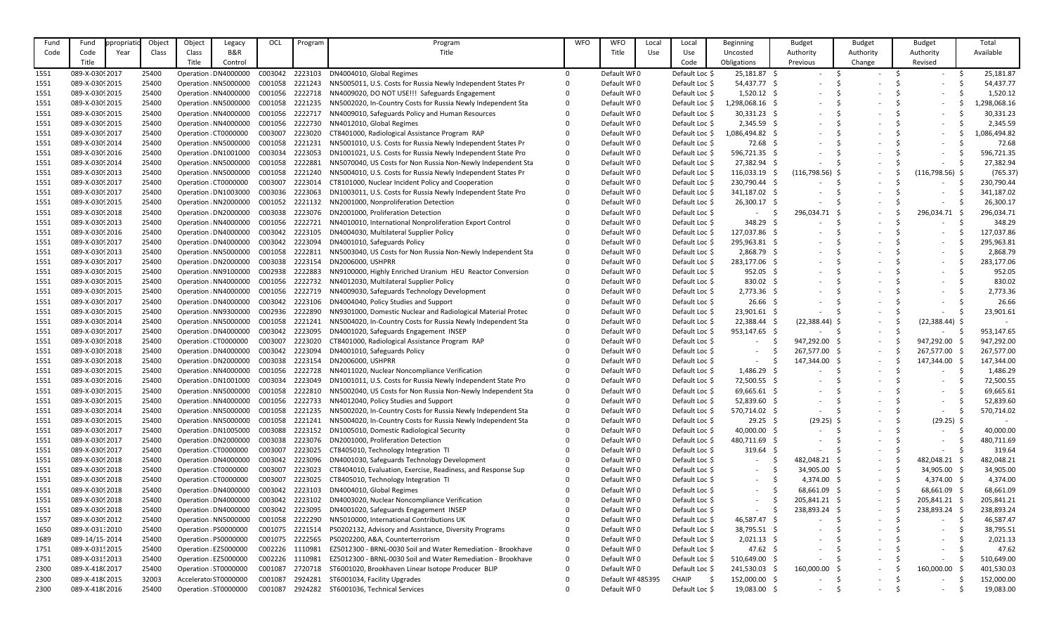| Fund Code | Fund Code Title | Appropriation Year | Object Class | Object Class Title | Legacy B&R Control | OCL | Program | Program Title | WFO | WFO Title | Local Use | Local Use Code | Beginning Uncosted Obligations | Budget Authority Previous | Budget Authority Change | Budget Authority Revised | Total Available |
|---|---|---|---|---|---|---|---|---|---|---|---|---|---|---|---|---|---|
| 1551 | 089-X-0309 | 2017 | 25400 | Operation | DN4000000 | C003042 | 2223103 | DN4004010, Global Regimes | 0 | Default WF0 | | Default Loc $ | 25,181.87 | $ - | $ - | $ - | $ 25,181.87 |
| 1551 | 089-X-0309 | 2015 | 25400 | Operation | NN5000000 | C001058 | 2221243 | NN5005011, U.S. Costs for Russia Newly Independent States Pr | 0 | Default WF0 | | Default Loc $ | 54,437.77 | $ - | $ - | $ - | $ 54,437.77 |
| 1551 | 089-X-0309 | 2015 | 25400 | Operation | NN4000000 | C001056 | 2222718 | NN4009020, DO NOT USE!!! Safeguards Engagement | 0 | Default WF0 | | Default Loc $ | 1,520.12 | $ - | $ - | $ - | $ 1,520.12 |
| 1551 | 089-X-0309 | 2015 | 25400 | Operation | NN5000000 | C001058 | 2221235 | NN5002020, In-Country Costs for Russia Newly Independent Sta | 0 | Default WF0 | | Default Loc $ | 1,298,068.16 | $ - | $ - | $ - | $ 1,298,068.16 |
| 1551 | 089-X-0309 | 2015 | 25400 | Operation | NN4000000 | C001056 | 2222717 | NN4009010, Safeguards Policy and Human Resources | 0 | Default WF0 | | Default Loc $ | 30,331.23 | $ - | $ - | $ - | $ 30,331.23 |
| 1551 | 089-X-0309 | 2015 | 25400 | Operation | NN4000000 | C001056 | 2222730 | NN4012010, Global Regimes | 0 | Default WF0 | | Default Loc $ | 2,345.59 | $ - | $ - | $ - | $ 2,345.59 |
| 1551 | 089-X-0309 | 2017 | 25400 | Operation | CT0000000 | C003007 | 2223020 | CT8401000, Radiological Assistance Program RAP | 0 | Default WF0 | | Default Loc $ | 1,086,494.82 | $ - | $ - | $ - | $ 1,086,494.82 |
| 1551 | 089-X-0309 | 2014 | 25400 | Operation | NN5000000 | C001058 | 2221231 | NN5001010, U.S. Costs for Russia Newly Independent States Pr | 0 | Default WF0 | | Default Loc $ | 72.68 | $ - | $ - | $ - | $ 72.68 |
| 1551 | 089-X-0309 | 2016 | 25400 | Operation | DN1001000 | C003034 | 2223053 | DN1001021, U.S. Costs for Russia Newly Independent State Pro | 0 | Default WF0 | | Default Loc $ | 596,721.35 | $ - | $ - | $ - | $ 596,721.35 |
| 1551 | 089-X-0309 | 2014 | 25400 | Operation | NN5000000 | C001058 | 2222881 | NN5070040, US Costs for Non Russia Non-Newly Independent Sta | 0 | Default WF0 | | Default Loc $ | 27,382.94 | $ - | $ - | $ - | $ 27,382.94 |
| 1551 | 089-X-0309 | 2013 | 25400 | Operation | NN5000000 | C001058 | 2221240 | NN5004010, U.S. Costs for Russia Newly Independent States Pr | 0 | Default WF0 | | Default Loc $ | 116,033.19 | $ (116,798.56) | $ - | $ (116,798.56) | $ (765.37) |
| 1551 | 089-X-0309 | 2017 | 25400 | Operation | CT0000000 | C003007 | 2223014 | CT8101000, Nuclear Incident Policy and Cooperation | 0 | Default WF0 | | Default Loc $ | 230,790.44 | $ - | $ - | $ - | $ 230,790.44 |
| 1551 | 089-X-0309 | 2017 | 25400 | Operation | DN1003000 | C003036 | 2223063 | DN1003011, U.S. Costs for Russia Newly Independent State Pro | 0 | Default WF0 | | Default Loc $ | 341,187.02 | $ - | $ - | $ - | $ 341,187.02 |
| 1551 | 089-X-0309 | 2015 | 25400 | Operation | NN2000000 | C001052 | 2221132 | NN2001000, Nonproliferation Detection | 0 | Default WF0 | | Default Loc $ | 26,300.17 | $ - | $ - | $ - | $ 26,300.17 |
| 1551 | 089-X-0309 | 2018 | 25400 | Operation | DN2000000 | C003038 | 2223076 | DN2001000, Proliferation Detection | 0 | Default WF0 | | Default Loc $ | - | $ 296,034.71 | $ - | $ 296,034.71 | $ 296,034.71 |
| 1551 | 089-X-0309 | 2013 | 25400 | Operation | NN4000000 | C001056 | 2222721 | NN4010010, International Nonproliferation Export Control | 0 | Default WF0 | | Default Loc $ | 348.29 | $ - | $ - | $ - | $ 348.29 |
| 1551 | 089-X-0309 | 2016 | 25400 | Operation | DN4000000 | C003042 | 2223105 | DN4004030, Multilateral Supplier Policy | 0 | Default WF0 | | Default Loc $ | 127,037.86 | $ - | $ - | $ - | $ 127,037.86 |
| 1551 | 089-X-0309 | 2017 | 25400 | Operation | DN4000000 | C003042 | 2223094 | DN4001010, Safeguards Policy | 0 | Default WF0 | | Default Loc $ | 295,963.81 | $ - | $ - | $ - | $ 295,963.81 |
| 1551 | 089-X-0309 | 2013 | 25400 | Operation | NN5000000 | C001058 | 2222811 | NN5003040, US Costs for Non Russia Non-Newly Independent Sta | 0 | Default WF0 | | Default Loc $ | 2,868.79 | $ - | $ - | $ - | $ 2,868.79 |
| 1551 | 089-X-0309 | 2017 | 25400 | Operation | DN2000000 | C003038 | 2223154 | DN2006000, USHPRR | 0 | Default WF0 | | Default Loc $ | 283,177.06 | $ - | $ - | $ - | $ 283,177.06 |
| 1551 | 089-X-0309 | 2015 | 25400 | Operation | NN9100000 | C002938 | 2222883 | NN9100000, Highly Enriched Uranium HEU Reactor Conversion | 0 | Default WF0 | | Default Loc $ | 952.05 | $ - | $ - | $ - | $ 952.05 |
| 1551 | 089-X-0309 | 2015 | 25400 | Operation | NN4000000 | C001056 | 2222732 | NN4012030, Multilateral Supplier Policy | 0 | Default WF0 | | Default Loc $ | 830.02 | $ - | $ - | $ - | $ 830.02 |
| 1551 | 089-X-0309 | 2015 | 25400 | Operation | NN4000000 | C001056 | 2222719 | NN4009030, Safeguards Technology Development | 0 | Default WF0 | | Default Loc $ | 2,773.36 | $ - | $ - | $ - | $ 2,773.36 |
| 1551 | 089-X-0309 | 2017 | 25400 | Operation | DN4000000 | C003042 | 2223106 | DN4004040, Policy Studies and Support | 0 | Default WF0 | | Default Loc $ | 26.66 | $ - | $ - | $ - | $ 26.66 |
| 1551 | 089-X-0309 | 2015 | 25400 | Operation | NN9300000 | C002936 | 2222890 | NN9301000, Domestic Nuclear and Radiological Material Protec | 0 | Default WF0 | | Default Loc $ | 23,901.61 | $ - | $ - | $ - | $ 23,901.61 |
| 1551 | 089-X-0309 | 2014 | 25400 | Operation | NN5000000 | C001058 | 2221241 | NN5004020, In-Country Costs for Russia Newly Independent Sta | 0 | Default WF0 | | Default Loc $ | 22,388.44 | $ (22,388.44) | $ - | $ (22,388.44) | $ - |
| 1551 | 089-X-0309 | 2017 | 25400 | Operation | DN4000000 | C003042 | 2223095 | DN4001020, Safeguards Engagement INSEP | 0 | Default WF0 | | Default Loc $ | 953,147.65 | $ - | $ - | $ - | $ 953,147.65 |
| 1551 | 089-X-0309 | 2018 | 25400 | Operation | CT0000000 | C003007 | 2223020 | CT8401000, Radiological Assistance Program RAP | 0 | Default WF0 | | Default Loc $ | - | $ 947,292.00 | $ - | $ 947,292.00 | $ 947,292.00 |
| 1551 | 089-X-0309 | 2018 | 25400 | Operation | DN4000000 | C003042 | 2223094 | DN4001010, Safeguards Policy | 0 | Default WF0 | | Default Loc $ | - | $ 267,577.00 | $ - | $ 267,577.00 | $ 267,577.00 |
| 1551 | 089-X-0309 | 2018 | 25400 | Operation | DN2000000 | C003038 | 2223154 | DN2006000, USHPRR | 0 | Default WF0 | | Default Loc $ | - | $ 147,344.00 | $ - | $ 147,344.00 | $ 147,344.00 |
| 1551 | 089-X-0309 | 2015 | 25400 | Operation | NN4000000 | C001056 | 2222728 | NN4011020, Nuclear Noncompliance Verification | 0 | Default WF0 | | Default Loc $ | 1,486.29 | $ - | $ - | $ - | $ 1,486.29 |
| 1551 | 089-X-0309 | 2016 | 25400 | Operation | DN1001000 | C003034 | 2223049 | DN1001011, U.S. Costs for Russia Newly Independent State Pro | 0 | Default WF0 | | Default Loc $ | 72,500.55 | $ - | $ - | $ - | $ 72,500.55 |
| 1551 | 089-X-0309 | 2015 | 25400 | Operation | NN5000000 | C001058 | 2222810 | NN5002040, US Costs for Non Russia Non-Newly Independent Sta | 0 | Default WF0 | | Default Loc $ | 69,665.61 | $ - | $ - | $ - | $ 69,665.61 |
| 1551 | 089-X-0309 | 2015 | 25400 | Operation | NN4000000 | C001056 | 2222733 | NN4012040, Policy Studies and Support | 0 | Default WF0 | | Default Loc $ | 52,839.60 | $ - | $ - | $ - | $ 52,839.60 |
| 1551 | 089-X-0309 | 2014 | 25400 | Operation | NN5000000 | C001058 | 2221235 | NN5002020, In-Country Costs for Russia Newly Independent Sta | 0 | Default WF0 | | Default Loc $ | 570,714.02 | $ - | $ - | $ - | $ 570,714.02 |
| 1551 | 089-X-0309 | 2015 | 25400 | Operation | NN5000000 | C001058 | 2221241 | NN5004020, In-Country Costs for Russia Newly Independent Sta | 0 | Default WF0 | | Default Loc $ | 29.25 | $ (29.25) | $ - | $ (29.25) | $ - |
| 1551 | 089-X-0309 | 2017 | 25400 | Operation | DN1005000 | C003088 | 2223152 | DN1005010, Domestic Radiological Security | 0 | Default WF0 | | Default Loc $ | 40,000.00 | $ - | $ - | $ - | $ 40,000.00 |
| 1551 | 089-X-0309 | 2017 | 25400 | Operation | DN2000000 | C003038 | 2223076 | DN2001000, Proliferation Detection | 0 | Default WF0 | | Default Loc $ | 480,711.69 | $ - | $ - | $ - | $ 480,711.69 |
| 1551 | 089-X-0309 | 2017 | 25400 | Operation | CT0000000 | C003007 | 2223025 | CT8405010, Technology Integration TI | 0 | Default WF0 | | Default Loc $ | 319.64 | $ - | $ - | $ - | $ 319.64 |
| 1551 | 089-X-0309 | 2018 | 25400 | Operation | DN4000000 | C003042 | 2223096 | DN4001030, Safeguards Technology Development | 0 | Default WF0 | | Default Loc $ | - | $ 482,048.21 | $ - | $ 482,048.21 | $ 482,048.21 |
| 1551 | 089-X-0309 | 2018 | 25400 | Operation | CT0000000 | C003007 | 2223023 | CT8404010, Evaluation, Exercise, Readiness, and Response Sup | 0 | Default WF0 | | Default Loc $ | - | $ 34,905.00 | $ - | $ 34,905.00 | $ 34,905.00 |
| 1551 | 089-X-0309 | 2018 | 25400 | Operation | CT0000000 | C003007 | 2223025 | CT8405010, Technology Integration TI | 0 | Default WF0 | | Default Loc $ | - | $ 4,374.00 | $ - | $ 4,374.00 | $ 4,374.00 |
| 1551 | 089-X-0309 | 2018 | 25400 | Operation | DN4000000 | C003042 | 2223103 | DN4004010, Global Regimes | 0 | Default WF0 | | Default Loc $ | - | $ 68,661.09 | $ - | $ 68,661.09 | $ 68,661.09 |
| 1551 | 089-X-0309 | 2018 | 25400 | Operation | DN4000000 | C003042 | 2223102 | DN4003020, Nuclear Noncompliance Verification | 0 | Default WF0 | | Default Loc $ | - | $ 205,841.21 | $ - | $ 205,841.21 | $ 205,841.21 |
| 1551 | 089-X-0309 | 2018 | 25400 | Operation | DN4000000 | C003042 | 2223095 | DN4001020, Safeguards Engagement INSEP | 0 | Default WF0 | | Default Loc $ | - | $ 238,893.24 | $ - | $ 238,893.24 | $ 238,893.24 |
| 1557 | 089-X-0309 | 2012 | 25400 | Operation | NN5000000 | C001058 | 2222290 | NN5010000, International Contributions UK | 0 | Default WF0 | | Default Loc $ | 46,587.47 | $ - | $ - | $ - | $ 46,587.47 |
| 1650 | 089-X-0313 | 2010 | 25400 | Operation | PS0000000 | C001075 | 2221514 | PS0202132, Advisory and Assistance, Diversity Programs | 0 | Default WF0 | | Default Loc $ | 38,795.51 | $ - | $ - | $ - | $ 38,795.51 |
| 1689 | 089-14/15- | 2014 | 25400 | Operation | PS0000000 | C001075 | 2221565 | PS0202200, A&A, Counterterrorism | 0 | Default WF0 | | Default Loc $ | 2,021.13 | $ - | $ - | $ - | $ 2,021.13 |
| 1751 | 089-X-0315 | 2015 | 25400 | Operation | EZ5000000 | C002226 | 1110981 | EZ5012300 - BRNL-0030 Soil and Water Remediation - Brookhave | 0 | Default WF0 | | Default Loc $ | 47.62 | $ - | $ - | $ - | $ 47.62 |
| 1751 | 089-X-0315 | 2013 | 25400 | Operation | EZ5000000 | C002226 | 1110981 | EZ5012300 - BRNL-0030 Soil and Water Remediation - Brookhave | 0 | Default WF0 | | Default Loc $ | 510,649.00 | $ - | $ - | $ - | $ 510,649.00 |
| 2300 | 089-X-4180 | 2017 | 25400 | Operation | ST0000000 | C001087 | 2720718 | ST6001020, Brookhaven Linear Isotope Producer BLIP | 0 | Default WF0 | | Default Loc $ | 241,530.03 | $ 160,000.00 | $ - | $ 160,000.00 | $ 401,530.03 |
| 2300 | 089-X-4180 | 2015 | 32003 | Accelerator | ST0000000 | C001087 | 2924281 | ST6001034, Facility Upgrades | 0 | Default WF | 485395 | CHAIP $ | 152,000.00 | $ - | $ - | $ - | $ 152,000.00 |
| 2300 | 089-X-4180 | 2016 | 25400 | Operation | ST0000000 | C001087 | 2924282 | ST6001036, Technical Services | 0 | Default WF0 | | Default Loc $ | 19,083.00 | $ - | $ - | $ - | $ 19,083.00 |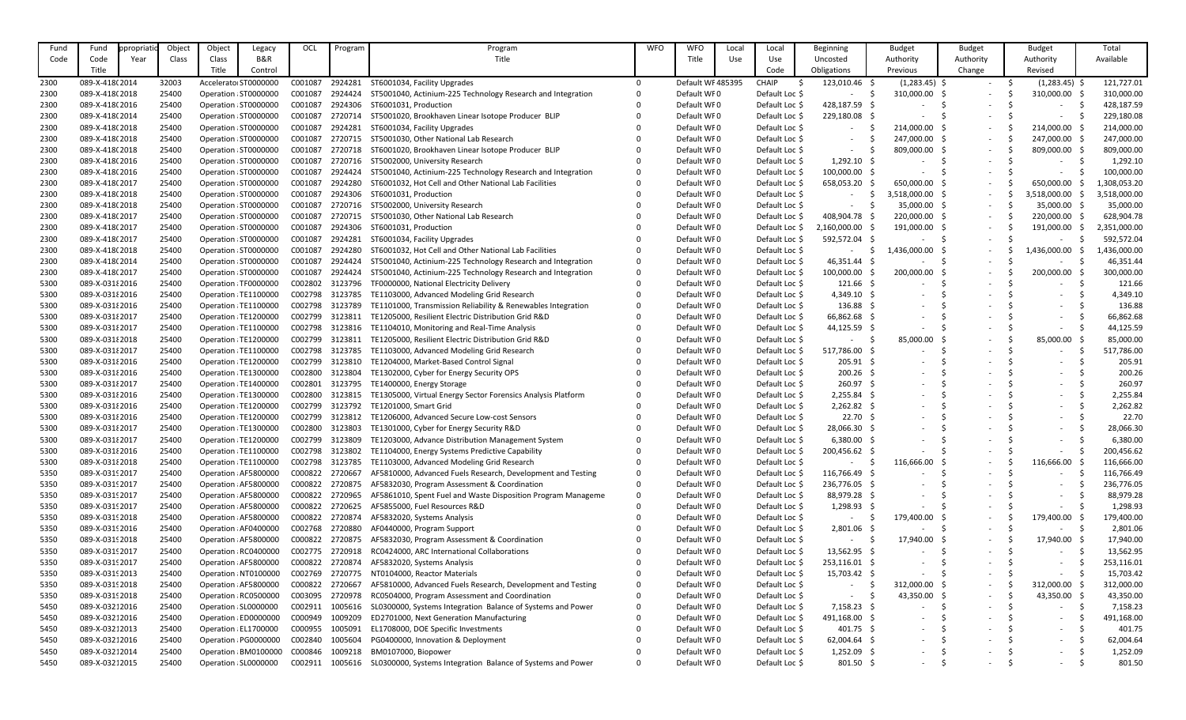| Fund Code | Fund Code Title | Appropriation Year | Object Class | Object Class Title | Legacy B&R Control | OCL | Program | Program Title | WFO | WFO Title | Local Use | Local Use Code | Beginning Uncosted Obligations | Budget Authority Previous | Budget Authority Change | Budget Authority Revised | Total Available |
|---|---|---|---|---|---|---|---|---|---|---|---|---|---|---|---|---|---|
| 2300 | 089-X-418( | 2014 | 32003 | Accelerato | ST0000000 | C001087 | 2924281 | ST6001034, Facility Upgrades | 0 | Default WF | 485395 | CHAIP | $ 123,010.46 | $ (1,283.45) | $ - | $ (1,283.45) | $ 121,727.01 |
| 2300 | 089-X-418( | 2018 | 25400 | Operation | ST0000000 | C001087 | 2924424 | ST5001040, Actinium-225 Technology Research and Integration | 0 | Default WF | 0 | Default Loc | $ - | $ 310,000.00 | $ - | $ 310,000.00 | $ 310,000.00 |
| 2300 | 089-X-418( | 2016 | 25400 | Operation | ST0000000 | C001087 | 2924306 | ST6001031, Production | 0 | Default WF | 0 | Default Loc | $ 428,187.59 | $ - | $ - | $ - | $ 428,187.59 |
| 2300 | 089-X-418( | 2014 | 25400 | Operation | ST0000000 | C001087 | 2720714 | ST5001020, Brookhaven Linear Isotope Producer BLIP | 0 | Default WF | 0 | Default Loc | $ 229,180.08 | $ - | $ - | $ - | $ 229,180.08 |
| 2300 | 089-X-418( | 2018 | 25400 | Operation | ST0000000 | C001087 | 2924281 | ST6001034, Facility Upgrades | 0 | Default WF | 0 | Default Loc | $ - | $ 214,000.00 | $ - | $ 214,000.00 | $ 214,000.00 |
| 2300 | 089-X-418( | 2018 | 25400 | Operation | ST0000000 | C001087 | 2720715 | ST5001030, Other National Lab Research | 0 | Default WF | 0 | Default Loc | $ - | $ 247,000.00 | $ - | $ 247,000.00 | $ 247,000.00 |
| 2300 | 089-X-418( | 2018 | 25400 | Operation | ST0000000 | C001087 | 2720718 | ST6001020, Brookhaven Linear Isotope Producer BLIP | 0 | Default WF | 0 | Default Loc | $ - | $ 809,000.00 | $ - | $ 809,000.00 | $ 809,000.00 |
| 2300 | 089-X-418( | 2016 | 25400 | Operation | ST0000000 | C001087 | 2720716 | ST5002000, University Research | 0 | Default WF | 0 | Default Loc | $ 1,292.10 | $ - | $ - | $ - | $ 1,292.10 |
| 2300 | 089-X-418( | 2016 | 25400 | Operation | ST0000000 | C001087 | 2924424 | ST5001040, Actinium-225 Technology Research and Integration | 0 | Default WF | 0 | Default Loc | $ 100,000.00 | $ - | $ - | $ - | $ 100,000.00 |
| 2300 | 089-X-418( | 2017 | 25400 | Operation | ST0000000 | C001087 | 2924280 | ST6001032, Hot Cell and Other National Lab Facilities | 0 | Default WF | 0 | Default Loc | $ 658,053.20 | $ 650,000.00 | $ - | $ 650,000.00 | $ 1,308,053.20 |
| 2300 | 089-X-418( | 2018 | 25400 | Operation | ST0000000 | C001087 | 2924306 | ST6001031, Production | 0 | Default WF | 0 | Default Loc | $ - | $ 3,518,000.00 | $ - | $ 3,518,000.00 | $ 3,518,000.00 |
| 2300 | 089-X-418( | 2018 | 25400 | Operation | ST0000000 | C001087 | 2720716 | ST5002000, University Research | 0 | Default WF | 0 | Default Loc | $ - | $ 35,000.00 | $ - | $ 35,000.00 | $ 35,000.00 |
| 2300 | 089-X-418( | 2017 | 25400 | Operation | ST0000000 | C001087 | 2720715 | ST5001030, Other National Lab Research | 0 | Default WF | 0 | Default Loc | $ 408,904.78 | $ 220,000.00 | $ - | $ 220,000.00 | $ 628,904.78 |
| 2300 | 089-X-418( | 2017 | 25400 | Operation | ST0000000 | C001087 | 2924306 | ST6001031, Production | 0 | Default WF | 0 | Default Loc | $ 2,160,000.00 | $ 191,000.00 | $ - | $ 191,000.00 | $ 2,351,000.00 |
| 2300 | 089-X-418( | 2017 | 25400 | Operation | ST0000000 | C001087 | 2924281 | ST6001034, Facility Upgrades | 0 | Default WF | 0 | Default Loc | $ 592,572.04 | $ - | $ - | $ - | $ 592,572.04 |
| 2300 | 089-X-418( | 2018 | 25400 | Operation | ST0000000 | C001087 | 2924280 | ST6001032, Hot Cell and Other National Lab Facilities | 0 | Default WF | 0 | Default Loc | $ - | $ 1,436,000.00 | $ - | $ 1,436,000.00 | $ 1,436,000.00 |
| 2300 | 089-X-418( | 2014 | 25400 | Operation | ST0000000 | C001087 | 2924424 | ST5001040, Actinium-225 Technology Research and Integration | 0 | Default WF | 0 | Default Loc | $ 46,351.44 | $ - | $ - | $ - | $ 46,351.44 |
| 2300 | 089-X-418( | 2017 | 25400 | Operation | ST0000000 | C001087 | 2924424 | ST5001040, Actinium-225 Technology Research and Integration | 0 | Default WF | 0 | Default Loc | $ 100,000.00 | $ 200,000.00 | $ - | $ 200,000.00 | $ 300,000.00 |
| 5300 | 089-X-0318 | 2016 | 25400 | Operation | TF0000000 | C002802 | 3123796 | TF0000000, National Electricity Delivery | 0 | Default WF | 0 | Default Loc | $ 121.66 | $ - | $ - | $ - | $ 121.66 |
| 5300 | 089-X-0318 | 2016 | 25400 | Operation | TE1100000 | C002798 | 3123785 | TE1103000, Advanced Modeling Grid Research | 0 | Default WF | 0 | Default Loc | $ 4,349.10 | $ - | $ - | $ - | $ 4,349.10 |
| 5300 | 089-X-0318 | 2016 | 25400 | Operation | TE1100000 | C002798 | 3123789 | TE1101000, Transmission Reliability & Renewables Integration | 0 | Default WF | 0 | Default Loc | $ 136.88 | $ - | $ - | $ - | $ 136.88 |
| 5300 | 089-X-0318 | 2017 | 25400 | Operation | TE1200000 | C002799 | 3123811 | TE1205000, Resilient Electric Distribution Grid R&D | 0 | Default WF | 0 | Default Loc | $ 66,862.68 | $ - | $ - | $ - | $ 66,862.68 |
| 5300 | 089-X-0318 | 2017 | 25400 | Operation | TE1100000 | C002798 | 3123816 | TE1104010, Monitoring and Real-Time Analysis | 0 | Default WF | 0 | Default Loc | $ 44,125.59 | $ - | $ - | $ - | $ 44,125.59 |
| 5300 | 089-X-0318 | 2018 | 25400 | Operation | TE1200000 | C002799 | 3123811 | TE1205000, Resilient Electric Distribution Grid R&D | 0 | Default WF | 0 | Default Loc | $ - | $ 85,000.00 | $ - | $ 85,000.00 | $ 85,000.00 |
| 5300 | 089-X-0318 | 2017 | 25400 | Operation | TE1100000 | C002798 | 3123785 | TE1103000, Advanced Modeling Grid Research | 0 | Default WF | 0 | Default Loc | $ 517,786.00 | $ - | $ - | $ - | $ 517,786.00 |
| 5300 | 089-X-0318 | 2016 | 25400 | Operation | TE1200000 | C002799 | 3123810 | TE1204000, Market-Based Control Signal | 0 | Default WF | 0 | Default Loc | $ 205.91 | $ - | $ - | $ - | $ 205.91 |
| 5300 | 089-X-0318 | 2016 | 25400 | Operation | TE1300000 | C002800 | 3123804 | TE1302000, Cyber for Energy Security OPS | 0 | Default WF | 0 | Default Loc | $ 200.26 | $ - | $ - | $ - | $ 200.26 |
| 5300 | 089-X-0318 | 2017 | 25400 | Operation | TE1400000 | C002801 | 3123795 | TE1400000, Energy Storage | 0 | Default WF | 0 | Default Loc | $ 260.97 | $ - | $ - | $ - | $ 260.97 |
| 5300 | 089-X-0318 | 2016 | 25400 | Operation | TE1300000 | C002800 | 3123815 | TE1305000, Virtual Energy Sector Forensics Analysis Platform | 0 | Default WF | 0 | Default Loc | $ 2,255.84 | $ - | $ - | $ - | $ 2,255.84 |
| 5300 | 089-X-0318 | 2016 | 25400 | Operation | TE1200000 | C002799 | 3123792 | TE1201000, Smart Grid | 0 | Default WF | 0 | Default Loc | $ 2,262.82 | $ - | $ - | $ - | $ 2,262.82 |
| 5300 | 089-X-0318 | 2016 | 25400 | Operation | TE1200000 | C002799 | 3123812 | TE1206000, Advanced Secure Low-cost Sensors | 0 | Default WF | 0 | Default Loc | $ 22.70 | $ - | $ - | $ - | $ 22.70 |
| 5300 | 089-X-0318 | 2017 | 25400 | Operation | TE1300000 | C002800 | 3123803 | TE1301000, Cyber for Energy Security R&D | 0 | Default WF | 0 | Default Loc | $ 28,066.30 | $ - | $ - | $ - | $ 28,066.30 |
| 5300 | 089-X-0318 | 2017 | 25400 | Operation | TE1200000 | C002799 | 3123809 | TE1203000, Advance Distribution Management System | 0 | Default WF | 0 | Default Loc | $ 6,380.00 | $ - | $ - | $ - | $ 6,380.00 |
| 5300 | 089-X-0318 | 2016 | 25400 | Operation | TE1100000 | C002798 | 3123802 | TE1104000, Energy Systems Predictive Capability | 0 | Default WF | 0 | Default Loc | $ 200,456.62 | $ - | $ - | $ - | $ 200,456.62 |
| 5300 | 089-X-0318 | 2018 | 25400 | Operation | TE1100000 | C002798 | 3123785 | TE1103000, Advanced Modeling Grid Research | 0 | Default WF | 0 | Default Loc | $ - | $ 116,666.00 | $ - | $ 116,666.00 | $ 116,666.00 |
| 5350 | 089-X-0319 | 2017 | 25400 | Operation | AF5800000 | C000822 | 2720667 | AF5810000, Advanced Fuels Research, Development and Testing | 0 | Default WF | 0 | Default Loc | $ 116,766.49 | $ - | $ - | $ - | $ 116,766.49 |
| 5350 | 089-X-0319 | 2017 | 25400 | Operation | AF5800000 | C000822 | 2720875 | AF5832030, Program Assessment & Coordination | 0 | Default WF | 0 | Default Loc | $ 236,776.05 | $ - | $ - | $ - | $ 236,776.05 |
| 5350 | 089-X-0319 | 2017 | 25400 | Operation | AF5800000 | C000822 | 2720965 | AF5861010, Spent Fuel and Waste Disposition Program Manageme | 0 | Default WF | 0 | Default Loc | $ 88,979.28 | $ - | $ - | $ - | $ 88,979.28 |
| 5350 | 089-X-0319 | 2017 | 25400 | Operation | AF5800000 | C000822 | 2720625 | AF5855000, Fuel Resources R&D | 0 | Default WF | 0 | Default Loc | $ 1,298.93 | $ - | $ - | $ - | $ 1,298.93 |
| 5350 | 089-X-0319 | 2018 | 25400 | Operation | AF5800000 | C000822 | 2720874 | AF5832020, Systems Analysis | 0 | Default WF | 0 | Default Loc | $ - | $ 179,400.00 | $ - | $ 179,400.00 | $ 179,400.00 |
| 5350 | 089-X-0319 | 2016 | 25400 | Operation | AF0400000 | C002768 | 2720880 | AF0440000, Program Support | 0 | Default WF | 0 | Default Loc | $ 2,801.06 | $ - | $ - | $ - | $ 2,801.06 |
| 5350 | 089-X-0319 | 2018 | 25400 | Operation | AF5800000 | C000822 | 2720875 | AF5832030, Program Assessment & Coordination | 0 | Default WF | 0 | Default Loc | $ - | $ 17,940.00 | $ - | $ 17,940.00 | $ 17,940.00 |
| 5350 | 089-X-0319 | 2017 | 25400 | Operation | RC0400000 | C002775 | 2720918 | RC0424000, ARC International Collaborations | 0 | Default WF | 0 | Default Loc | $ 13,562.95 | $ - | $ - | $ - | $ 13,562.95 |
| 5350 | 089-X-0319 | 2017 | 25400 | Operation | AF5800000 | C000822 | 2720874 | AF5832020, Systems Analysis | 0 | Default WF | 0 | Default Loc | $ 253,116.01 | $ - | $ - | $ - | $ 253,116.01 |
| 5350 | 089-X-0319 | 2013 | 25400 | Operation | NT0100000 | C002769 | 2720775 | NT0104000, Reactor Materials | 0 | Default WF | 0 | Default Loc | $ 15,703.42 | $ - | $ - | $ - | $ 15,703.42 |
| 5350 | 089-X-0319 | 2018 | 25400 | Operation | AF5800000 | C000822 | 2720667 | AF5810000, Advanced Fuels Research, Development and Testing | 0 | Default WF | 0 | Default Loc | $ - | $ 312,000.00 | $ - | $ 312,000.00 | $ 312,000.00 |
| 5350 | 089-X-0319 | 2018 | 25400 | Operation | RC0500000 | C003095 | 2720978 | RC0504000, Program Assessment and Coordination | 0 | Default WF | 0 | Default Loc | $ - | $ 43,350.00 | $ - | $ 43,350.00 | $ 43,350.00 |
| 5450 | 089-X-0321 | 2016 | 25400 | Operation | SL0000000 | C002911 | 1005616 | SL0300000, Systems Integration Balance of Systems and Power | 0 | Default WF | 0 | Default Loc | $ 7,158.23 | $ - | $ - | $ - | $ 7,158.23 |
| 5450 | 089-X-0321 | 2016 | 25400 | Operation | ED0000000 | C000949 | 1009209 | ED2701000, Next Generation Manufacturing | 0 | Default WF | 0 | Default Loc | $ 491,168.00 | $ - | $ - | $ - | $ 491,168.00 |
| 5450 | 089-X-0321 | 2013 | 25400 | Operation | EL1700000 | C000955 | 1005091 | EL1708000, DOE Specific Investments | 0 | Default WF | 0 | Default Loc | $ 401.75 | $ - | $ - | $ - | $ 401.75 |
| 5450 | 089-X-0321 | 2016 | 25400 | Operation | PG0000000 | C002840 | 1005604 | PG0400000, Innovation & Deployment | 0 | Default WF | 0 | Default Loc | $ 62,004.64 | $ - | $ - | $ - | $ 62,004.64 |
| 5450 | 089-X-0321 | 2014 | 25400 | Operation | BM0100000 | C000846 | 1009218 | BM0107000, Biopower | 0 | Default WF | 0 | Default Loc | $ 1,252.09 | $ - | $ - | $ - | $ 1,252.09 |
| 5450 | 089-X-0321 | 2015 | 25400 | Operation | SL0000000 | C002911 | 1005616 | SL0300000, Systems Integration Balance of Systems and Power | 0 | Default WF | 0 | Default Loc | $ 801.50 | $ - | $ - | $ - | $ 801.50 |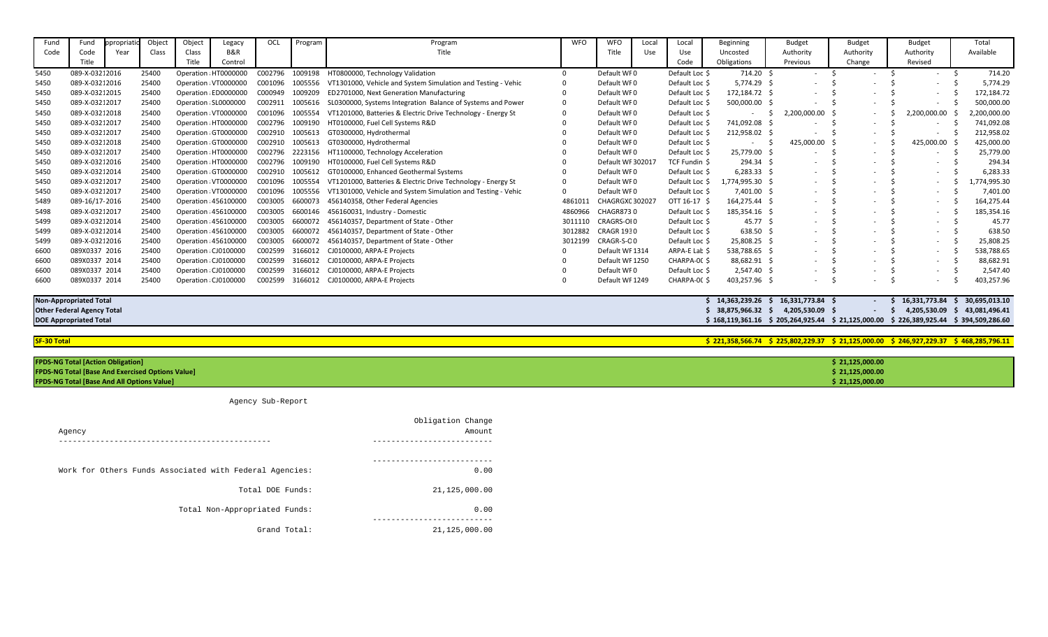| Fund Code | Fund Code Title | Appropriation Year | Object Class | Object Class Title | Legacy B&R Control | OCL | Program | Program Title | WFO | WFO Title | Local Use | Local Use Code | Beginning Uncosted Obligations | Budget Authority Previous | Budget Authority Change | Budget Authority Revised | Total Available |
|---|---|---|---|---|---|---|---|---|---|---|---|---|---|---|---|---|---|
| 5450 | 089-X-03212016 | | 25400 | Operation | HT0000000 | C002796 | 1009198 | HT0800000, Technology Validation | 0 | Default WF | 0 | Default Loc | $ 714.20 | $ - | $ - | $ - | $ 714.20 |
| 5450 | 089-X-03212016 | | 25400 | Operation | VT0000000 | C001096 | 1005556 | VT1301000, Vehicle and System Simulation and Testing - Vehic | 0 | Default WF | 0 | Default Loc | $ 5,774.29 | $ - | $ - | $ - | $ 5,774.29 |
| 5450 | 089-X-03212015 | | 25400 | Operation | ED0000000 | C000949 | 1009209 | ED2701000, Next Generation Manufacturing | 0 | Default WF | 0 | Default Loc | $ 172,184.72 | $ - | $ - | $ - | $ 172,184.72 |
| 5450 | 089-X-03212017 | | 25400 | Operation | SL0000000 | C002911 | 1005616 | SL0300000, Systems Integration Balance of Systems and Power | 0 | Default WF | 0 | Default Loc | $ 500,000.00 | $ - | $ - | $ - | $ 500,000.00 |
| 5450 | 089-X-03212018 | | 25400 | Operation | VT0000000 | C001096 | 1005554 | VT1201000, Batteries & Electric Drive Technology - Energy St | 0 | Default WF | 0 | Default Loc | $ - | $ 2,200,000.00 | $ - | $ 2,200,000.00 | $ 2,200,000.00 |
| 5450 | 089-X-03212016 | | 25400 | Operation | HT0000000 | C002796 | 1009190 | HT0100000, Fuel Cell Systems R&D | 0 | Default WF | 0 | Default Loc | $ 741,092.08 | $ - | $ - | $ - | $ 741,092.08 |
| 5450 | 089-X-03212017 | | 25400 | Operation | GT0000000 | C002910 | 1005613 | GT0300000, Hydrothermal | 0 | Default WF | 0 | Default Loc | $ 212,958.02 | $ - | $ - | $ - | $ 212,958.02 |
| 5450 | 089-X-03212018 | | 25400 | Operation | GT0000000 | C002910 | 1005613 | GT0300000, Hydrothermal | 0 | Default WF | 0 | Default Loc | $ - | $ 425,000.00 | $ - | $ 425,000.00 | $ 425,000.00 |
| 5450 | 089-X-03212017 | | 25400 | Operation | HT0000000 | C002796 | 2223156 | HT1100000, Technology Acceleration | 0 | Default WF | 0 | Default Loc | $ 25,779.00 | $ - | $ - | $ - | $ 25,779.00 |
| 5450 | 089-X-03212016 | | 25400 | Operation | HT0000000 | C002796 | 1009190 | HT0100000, Fuel Cell Systems R&D | 0 | Default WF | 302017 | TCF Fundin | $ 294.34 | $ - | $ - | $ - | $ 294.34 |
| 5450 | 089-X-03212014 | | 25400 | Operation | GT0000000 | C002910 | 1005612 | GT0100000, Enhanced Geothermal Systems | 0 | Default WF | 0 | Default Loc | $ 6,283.33 | $ - | $ - | $ - | $ 6,283.33 |
| 5450 | 089-X-03212017 | | 25400 | Operation | VT0000000 | C001096 | 1005554 | VT1201000, Batteries & Electric Drive Technology - Energy St | 0 | Default WF | 0 | Default Loc | $ 1,774,995.30 | $ - | $ - | $ - | $ 1,774,995.30 |
| 5450 | 089-X-03212017 | | 25400 | Operation | VT0000000 | C001096 | 1005556 | VT1301000, Vehicle and System Simulation and Testing - Vehic | 0 | Default WF | 0 | Default Loc | $ 7,401.00 | $ - | $ - | $ - | $ 7,401.00 |
| 5489 | 089-16/17-2016 | | 25400 | Operation | 456100000 | C003005 | 6600073 | 456140358, Other Federal Agencies | 4861011 | CHAGRGXC | 302027 | OTT 16-17 | $ 164,275.44 | $ - | $ - | $ - | $ 164,275.44 |
| 5498 | 089-X-03212017 | | 25400 | Operation | 456100000 | C003005 | 6600146 | 456160031, Industry - Domestic | 4860966 | CHAGR873 | 0 | Default Loc | $ 185,354.16 | $ - | $ - | $ - | $ 185,354.16 |
| 5499 | 089-X-03212014 | | 25400 | Operation | 456100000 | C003005 | 6600072 | 456140357, Department of State - Other | 3011110 | CRAGRS-OI | 0 | Default Loc | $ 45.77 | $ - | $ - | $ - | $ 45.77 |
| 5499 | 089-X-03212014 | | 25400 | Operation | 456100000 | C003005 | 6600072 | 456140357, Department of State - Other | 3012882 | CRAGR 193 | 0 | Default Loc | $ 638.50 | $ - | $ - | $ - | $ 638.50 |
| 5499 | 089-X-03212016 | | 25400 | Operation | 456100000 | C003005 | 6600072 | 456140357, Department of State - Other | 3012199 | CRAGR-S-C | 0 | Default Loc | $ 25,808.25 | $ - | $ - | $ - | $ 25,808.25 |
| 6600 | 089X0337 2016 | | 25400 | Operation | CJ0100000 | C002599 | 3166012 | CJ0100000, ARPA-E Projects | 0 | Default WF | 1314 | ARPA-E Lab | $ 538,788.65 | $ - | $ - | $ - | $ 538,788.65 |
| 6600 | 089X0337 2014 | | 25400 | Operation | CJ0100000 | C002599 | 3166012 | CJ0100000, ARPA-E Projects | 0 | Default WF | 1250 | CHARPA-OC | $ 88,682.91 | $ - | $ - | $ - | $ 88,682.91 |
| 6600 | 089X0337 2014 | | 25400 | Operation | CJ0100000 | C002599 | 3166012 | CJ0100000, ARPA-E Projects | 0 | Default WF | 0 | Default Loc | $ 2,547.40 | $ - | $ - | $ - | $ 2,547.40 |
| 6600 | 089X0337 2014 | | 25400 | Operation | CJ0100000 | C002599 | 3166012 | CJ0100000, ARPA-E Projects | 0 | Default WF | 1249 | CHARPA-OC | $ 403,257.96 | $ - | $ - | $ - | $ 403,257.96 |
| **Non-Appropriated Total** | | | | | | | | | | | | | $ 14,363,239.26 | $ 16,331,773.84 | $ - | $ 16,331,773.84 | $ 30,695,013.10 |
| **Other Federal Agency Total** | | | | | | | | | | | | | $ 38,875,966.32 | $ 4,205,530.09 | $ - | $ 4,205,530.09 | $ 43,081,496.41 |
| **DOE Appropriated Total** | | | | | | | | | | | | | $ 168,119,361.16 | $ 205,264,925.44 | $ 21,125,000.00 | $ 226,389,925.44 | $ 394,509,286.60 |
| **SF-30 Total** | | | | | | | | | | | | | $ 221,358,566.74 | $ 225,802,229.37 | $ 21,125,000.00 | $ 246,927,229.37 | $ 468,285,796.11 |

| | |
|---|---|
| **FPDS-NG Total [Action Obligation]** | $ 21,125,000.00 |
| **FPDS-NG Total [Base And Exercised Options Value]** | $ 21,125,000.00 |
| **FPDS-NG Total [Base And All Options Value]** | $ 21,125,000.00 |

Agency Sub-Report

| Agency | Obligation Change Amount |
|---|---|
| Work for Others Funds Associated with Federal Agencies: | 0.00 |
| Total DOE Funds: | 21,125,000.00 |
| Total Non-Appropriated Funds: | 0.00 |
| Grand Total: | 21,125,000.00 |